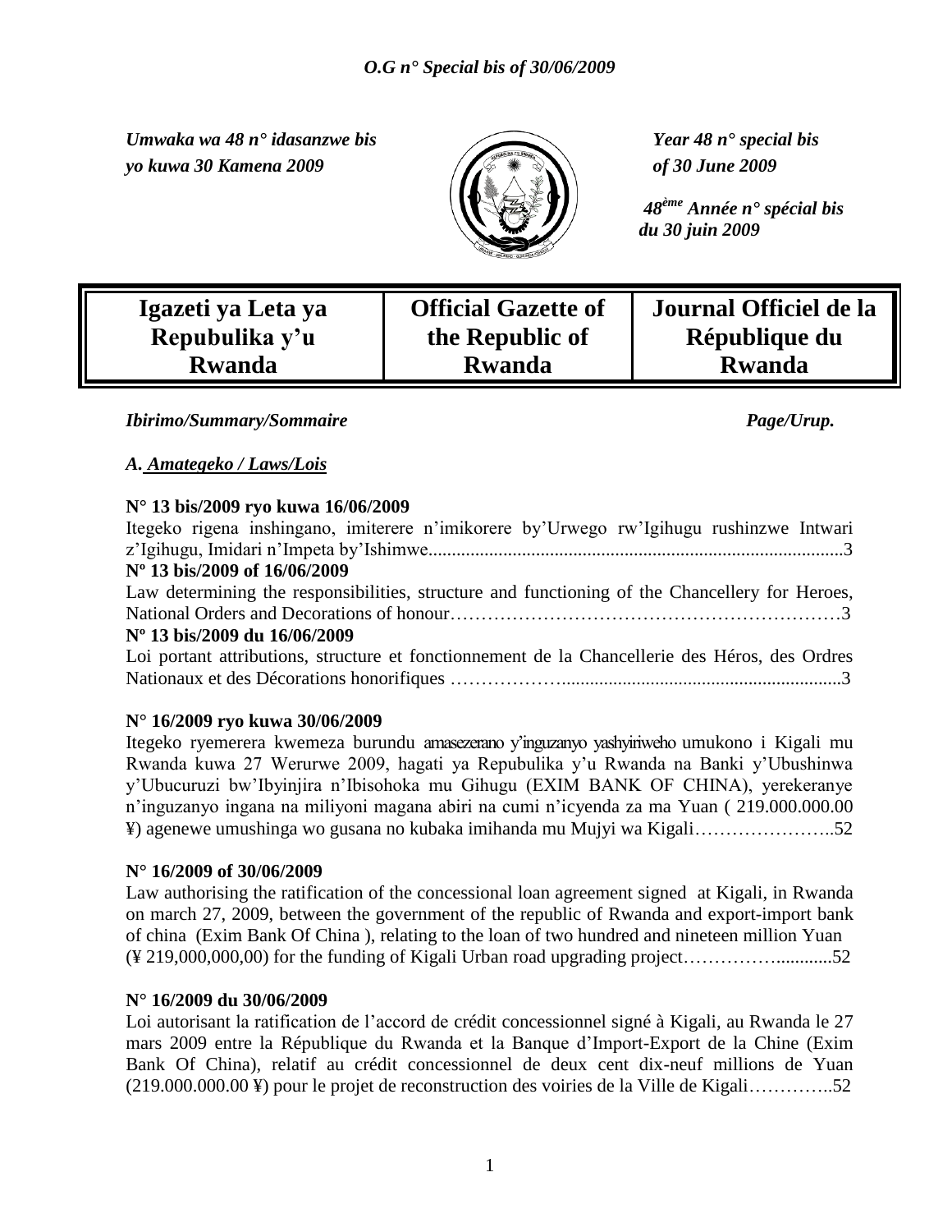*Umwaka wa 48 n° idasanzwe bis*
*yo kuwa 30 Kamena 2009*

*Year 48 n° special bis*
*of 30 June 2009*

*48ème Année n° spécial bis*
*du 30 juin 2009*

| Igazeti ya Leta ya Repubulika y'u Rwanda | Official Gazette of the Republic of Rwanda | Journal Officiel de la République du Rwanda |
|---|---|---|

*Ibirimo/Summary/Sommaire* *Page/Urup.*

*A. Amategeko / Laws/Lois*

**N° 13 bis/2009 ryo kuwa 16/06/2009**

Itegeko rigena inshingano, imiterere n'imikorere by'Urwego rw'Igihugu rushinzwe Intwari z'Igihugu, Imidari n'Impeta by'Ishimwe........................................................................................3

**Nº 13 bis/2009 of 16/06/2009**

Law determining the responsibilities, structure and functioning of the Chancellery for Heroes, National Orders and Decorations of honour……………………………………………………3

**Nº 13 bis/2009 du 16/06/2009**

Loi portant attributions, structure et fonctionnement de la Chancellerie des Héros, des Ordres Nationaux et des Décorations honorifiques ……………..........................................................3

**N° 16/2009 ryo kuwa 30/06/2009**

Itegeko ryemerera kwemeza burundu amasezerano y'inguzanyo yashyiriweho umukono i Kigali mu Rwanda kuwa 27 Werurwe 2009, hagati ya Repubulika y'u Rwanda na Banki y'Ubushinwa y'Ubucuruzi bw'Ibyinjira n'Ibisohoka mu Gihugu (EXIM BANK OF CHINA), yerekeranye n'inguzanyo ingana na miliyoni magana abiri na cumi n'icyenda za ma Yuan ( 219.000.000.00 ¥) agenewe umushinga wo gusana no kubaka imihanda mu Mujyi wa Kigali…………………..52

**N° 16/2009 of 30/06/2009**

Law authorising the ratification of the concessional loan agreement signed at Kigali, in Rwanda on march 27, 2009, between the government of the republic of Rwanda and export-import bank of china (Exim Bank Of China ), relating to the loan of two hundred and nineteen million Yuan (¥ 219,000,000,00) for the funding of Kigali Urban road upgrading project……………...........52

**N° 16/2009 du 30/06/2009**

Loi autorisant la ratification de l'accord de crédit concessionnel signé à Kigali, au Rwanda le 27 mars 2009 entre la République du Rwanda et la Banque d'Import-Export de la Chine (Exim Bank Of China), relatif au crédit concessionnel de deux cent dix-neuf millions de Yuan (219.000.000.00 ¥) pour le projet de reconstruction des voiries de la Ville de Kigali…………..52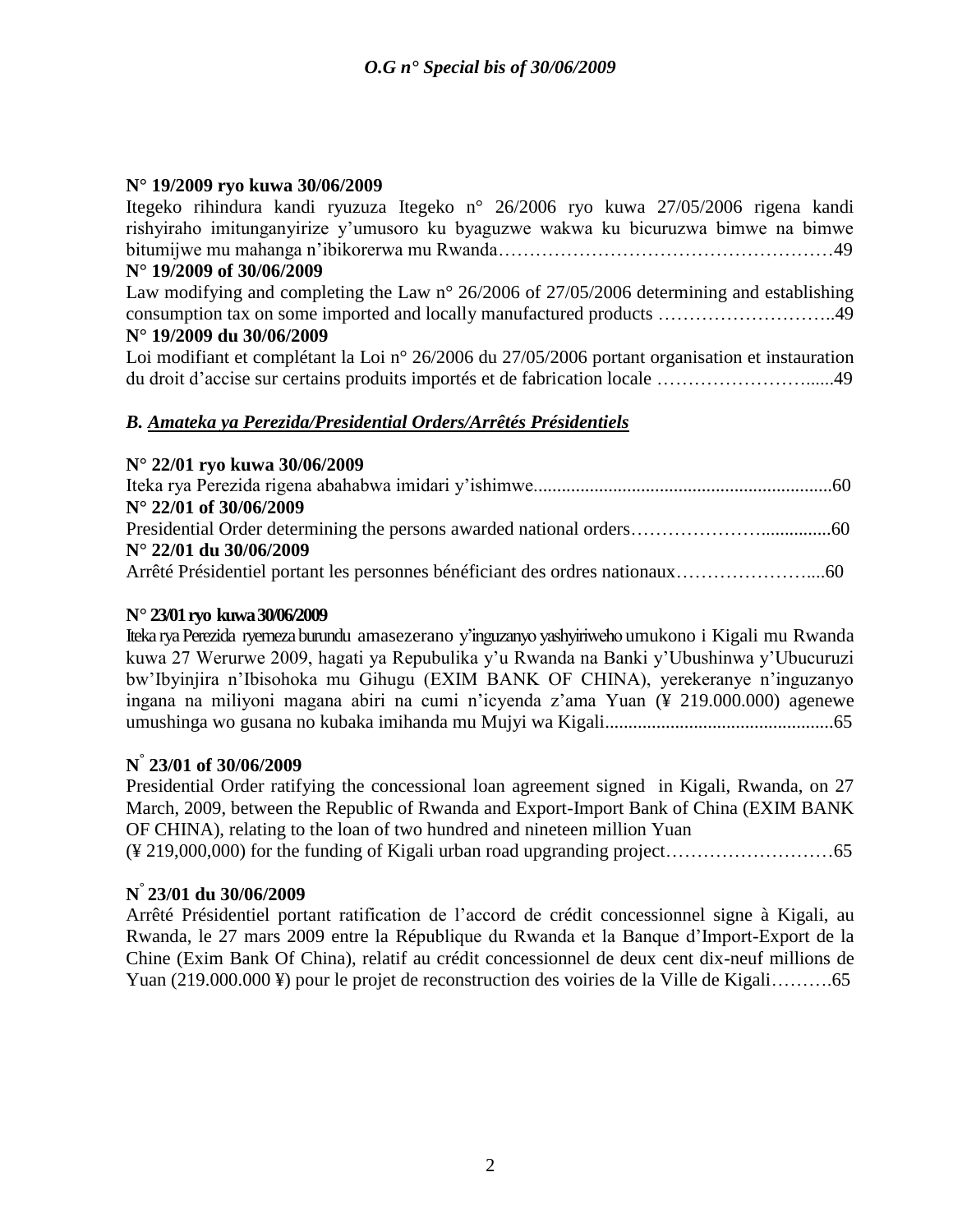**N° 19/2009 ryo kuwa 30/06/2009**

Itegeko rihindura kandi ryuzuza Itegeko n° 26/2006 ryo kuwa 27/05/2006 rigena kandi rishyiraho imitunganyirize y'umusoro ku byaguzwe wakwa ku bicuruzwa bimwe na bimwe bitumijwe mu mahanga n'ibikorerwa mu Rwanda………………………………………………49

**N° 19/2009 of 30/06/2009**

Law modifying and completing the Law n° 26/2006 of 27/05/2006 determining and establishing consumption tax on some imported and locally manufactured products ………………………..49

**N° 19/2009 du 30/06/2009**

Loi modifiant et complétant la Loi n° 26/2006 du 27/05/2006 portant organisation et instauration du droit d'accise sur certains produits importés et de fabrication locale ……………………......49

### *B. Amateka ya Perezida/Presidential Orders/Arrêtés Présidentiels*

**N° 22/01 ryo kuwa 30/06/2009**

Iteka rya Perezida rigena abahabwa imidari y'ishimwe................................................................60

**N° 22/01 of 30/06/2009**

Presidential Order determining the persons awarded national orders…………………...............60

**N° 22/01 du 30/06/2009**

Arrêté Présidentiel portant les personnes bénéficiant des ordres nationaux…………………....60

**N° 23/01 ryo kuwa 30/06/2009**

Iteka rya Perezida ryemeza burundu amasezerano y'inguzanyo yashyiriweho umukono i Kigali mu Rwanda kuwa 27 Werurwe 2009, hagati ya Repubulika y'u Rwanda na Banki y'Ubushinwa y'Ubucuruzi bw'Ibyinjira n'Ibisohoka mu Gihugu (EXIM BANK OF CHINA), yerekeranye n'inguzanyo ingana na miliyoni magana abiri na cumi n'icyenda z'ama Yuan (¥ 219.000.000) agenewe umushinga wo gusana no kubaka imihanda mu Mujyi wa Kigali.................................................65

**N° 23/01 of 30/06/2009**

Presidential Order ratifying the concessional loan agreement signed in Kigali, Rwanda, on 27 March, 2009, between the Republic of Rwanda and Export-Import Bank of China (EXIM BANK OF CHINA), relating to the loan of two hundred and nineteen million Yuan (¥ 219,000,000) for the funding of Kigali urban road upgranding project………………………65

**N° 23/01 du 30/06/2009**

Arrêté Présidentiel portant ratification de l'accord de crédit concessionnel signe à Kigali, au Rwanda, le 27 mars 2009 entre la République du Rwanda et la Banque d'Import-Export de la Chine (Exim Bank Of China), relatif au crédit concessionnel de deux cent dix-neuf millions de Yuan (219.000.000 ¥) pour le projet de reconstruction des voiries de la Ville de Kigali……….65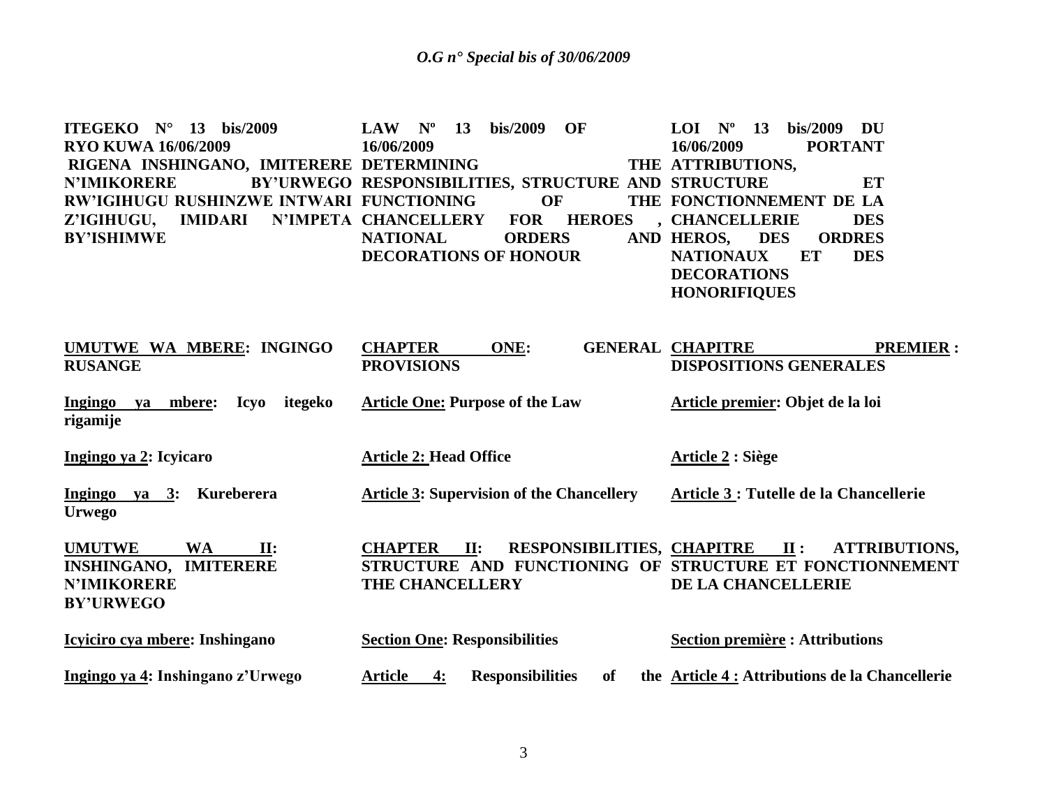| **ITEGEKO N° 13 bis/2009 RYO KUWA 16/06/2009 RIGENA INSHINGANO, IMITERERE N'IMIKORERE BY'URWEGO RW'IGIHUGU RUSHINZWE INTWARI Z'IGIHUGU, IMIDARI N'IMPETA BY'ISHIMWE** | **LAW Nº 13 bis/2009 OF 16/06/2009 DETERMINING THE RESPONSIBILITIES, STRUCTURE AND FUNCTIONING OF THE CHANCELLERY FOR HEROES, NATIONAL ORDERS AND DECORATIONS OF HONOUR** | **LOI Nº 13 bis/2009 DU 16/06/2009 PORTANT ATTRIBUTIONS, STRUCTURE ET FONCTIONNEMENT DE LA CHANCELLERIE DES HEROS, DES ORDRES NATIONAUX ET DES DECORATIONS HONORIFIQUES** |
|---|---|---|
| **UMUTWE WA MBERE: INGINGO RUSANGE** | **CHAPTER ONE: GENERAL PROVISIONS** | **CHAPITRE PREMIER : DISPOSITIONS GENERALES** |
| **Ingingo ya mbere: Icyo itegeko rigamije** | **Article One: Purpose of the Law** | **Article premier: Objet de la loi** |
| **Ingingo ya 2: Icyicaro** | **Article 2: Head Office** | **Article 2 : Siège** |
| **Ingingo ya 3: Kureberera Urwego** | **Article 3: Supervision of the Chancellery** | **Article 3 : Tutelle de la Chancellerie** |
| **UMUTWE WA II: INSHINGANO, IMITERERE N'IMIKORERE BY'URWEGO** | **CHAPTER II: RESPONSIBILITIES, STRUCTURE AND FUNCTIONING OF THE CHANCELLERY** | **CHAPITRE II : ATTRIBUTIONS, STRUCTURE ET FONCTIONNEMENT DE LA CHANCELLERIE** |
| **Icyiciro cya mbere: Inshingano** | **Section One: Responsibilities** | **Section première : Attributions** |
| **Ingingo ya 4: Inshingano z'Urwego** | **Article 4: Responsibilities of the** | **Article 4 : Attributions de la Chancellerie** |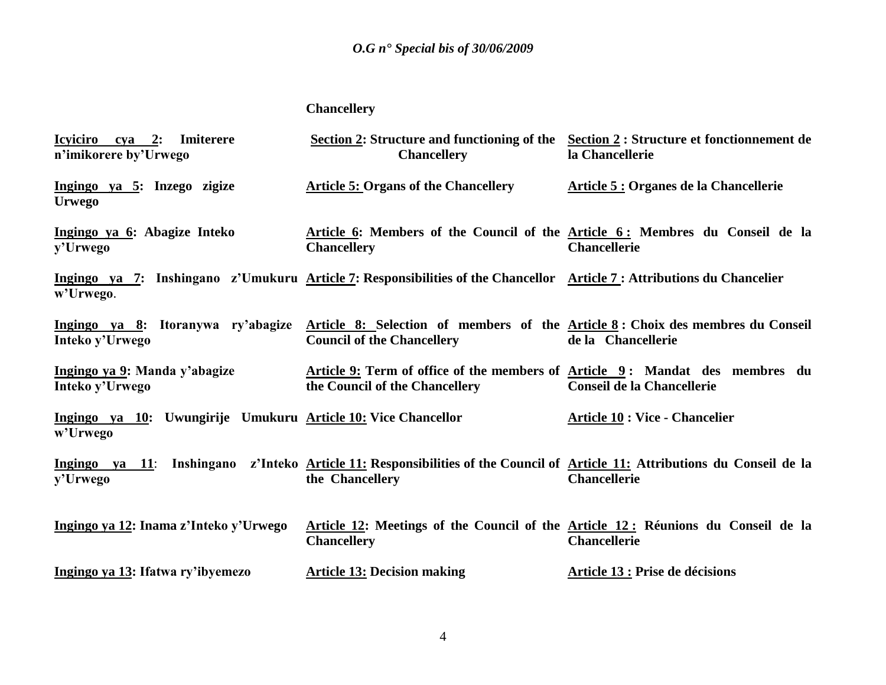**Chancellery**

| | | |
|---|---|---|
| **Icyiciro cya 2: Imiterere n'imikorere by'Urwego** | **Section 2: Structure and functioning of the Chancellery** | **Section 2 : Structure et fonctionnement de la Chancellerie** |
| **Ingingo ya 5: Inzego zigize Urwego** | **Article 5: Organs of the Chancellery** | **Article 5 : Organes de la Chancellerie** |
| **Ingingo ya 6: Abagize Inteko y'Urwego** | **Article 6: Members of the Council of the Chancellery** | **Article 6 : Membres du Conseil de la Chancellerie** |
| **Ingingo ya 7: Inshingano z'Umukuru w'Urwego**. | **Article 7: Responsibilities of the Chancellor** | **Article 7 : Attributions du Chancelier** |
| **Ingingo ya 8: Itoranywa ry'abagize Inteko y'Urwego** | **Article 8: Selection of members of the Council of the Chancellery** | **Article 8 : Choix des membres du Conseil de la Chancellerie** |
| **Ingingo ya 9: Manda y'abagize Inteko y'Urwego** | **Article 9: Term of office of the members of the Council of the Chancellery** | **Article 9 : Mandat des membres du Conseil de la Chancellerie** |
| **Ingingo ya 10: Uwungirije Umukuru w'Urwego** | **Article 10: Vice Chancellor** | **Article 10 : Vice - Chancelier** |
| **Ingingo ya 11: Inshingano z'Inteko y'Urwego** | **Article 11: Responsibilities of the Council of the Chancellery** | **Article 11: Attributions du Conseil de la Chancellerie** |
| **Ingingo ya 12: Inama z'Inteko y'Urwego** | **Article 12: Meetings of the Council of the Chancellery** | **Article 12 : Réunions du Conseil de la Chancellerie** |
| **Ingingo ya 13: Ifatwa ry'ibyemezo** | **Article 13: Decision making** | **Article 13 : Prise de décisions** |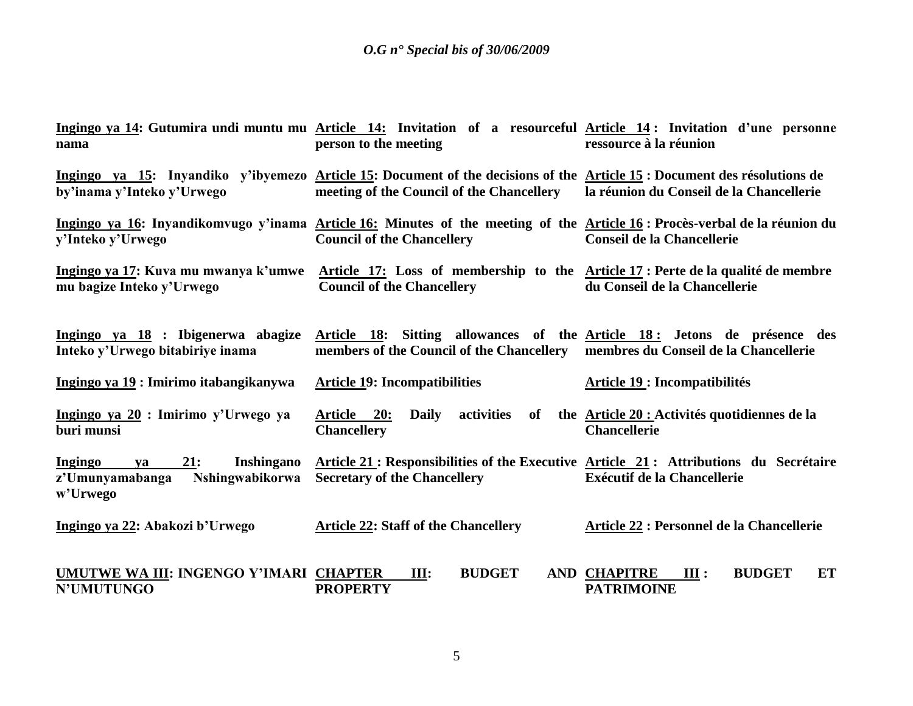**Ingingo ya 14: Gutumira undi muntu mu nama**

**Ingingo ya 15: Inyandiko y'ibyemezo by'inama y'Inteko y'Urwego**

**Ingingo ya 16: Inyandikomvugo y'inama y'Inteko y'Urwego**

**Ingingo ya 17: Kuva mu mwanya k'umwe mu bagize Inteko y'Urwego**

**Ingingo ya 18 : Ibigenerwa abagize Inteko y'Urwego bitabiriye inama**

**Ingingo ya 19 : Imirimo itabangikanywa**

**Ingingo ya 20 : Imirimo y'Urwego ya buri munsi**

**Ingingo ya 21: Inshingano z'Umunyamabanga Nshingwabikorwa w'Urwego**

**Ingingo ya 22: Abakozi b'Urwego**

**UMUTWE WA III: INGENGO Y'IMARI N'UMUTUNGO**

**Article 14: Invitation of a resourceful person to the meeting**

**Article 15: Document of the decisions of the meeting of the Council of the Chancellery**

**Article 16: Minutes of the meeting of the Council of the Chancellery**

**Article 17: Loss of membership to the Council of the Chancellery**

**Article 18: Sitting allowances of the members of the Council of the Chancellery**

**Article 19: Incompatibilities**

**Article 20: Daily activities of the Chancellery**

**Article 21 : Responsibilities of the Executive Secretary of the Chancellery**

**Article 22: Staff of the Chancellery**

**CHAPTER III: BUDGET AND PROPERTY**

**Article 14 : Invitation d'une personne ressource à la réunion**

**Article 15 : Document des résolutions de la réunion du Conseil de la Chancellerie**

**Article 16 : Procès-verbal de la réunion du Conseil de la Chancellerie**

**Article 17 : Perte de la qualité de membre du Conseil de la Chancellerie**

**Article 18 : Jetons de présence des membres du Conseil de la Chancellerie**

**Article 19 : Incompatibilités**

**Article 20 : Activités quotidiennes de la Chancellerie**

**Article 21 : Attributions du Secrétaire Exécutif de la Chancellerie**

**Article 22 : Personnel de la Chancellerie**

**CHAPITRE III : BUDGET ET PATRIMOINE**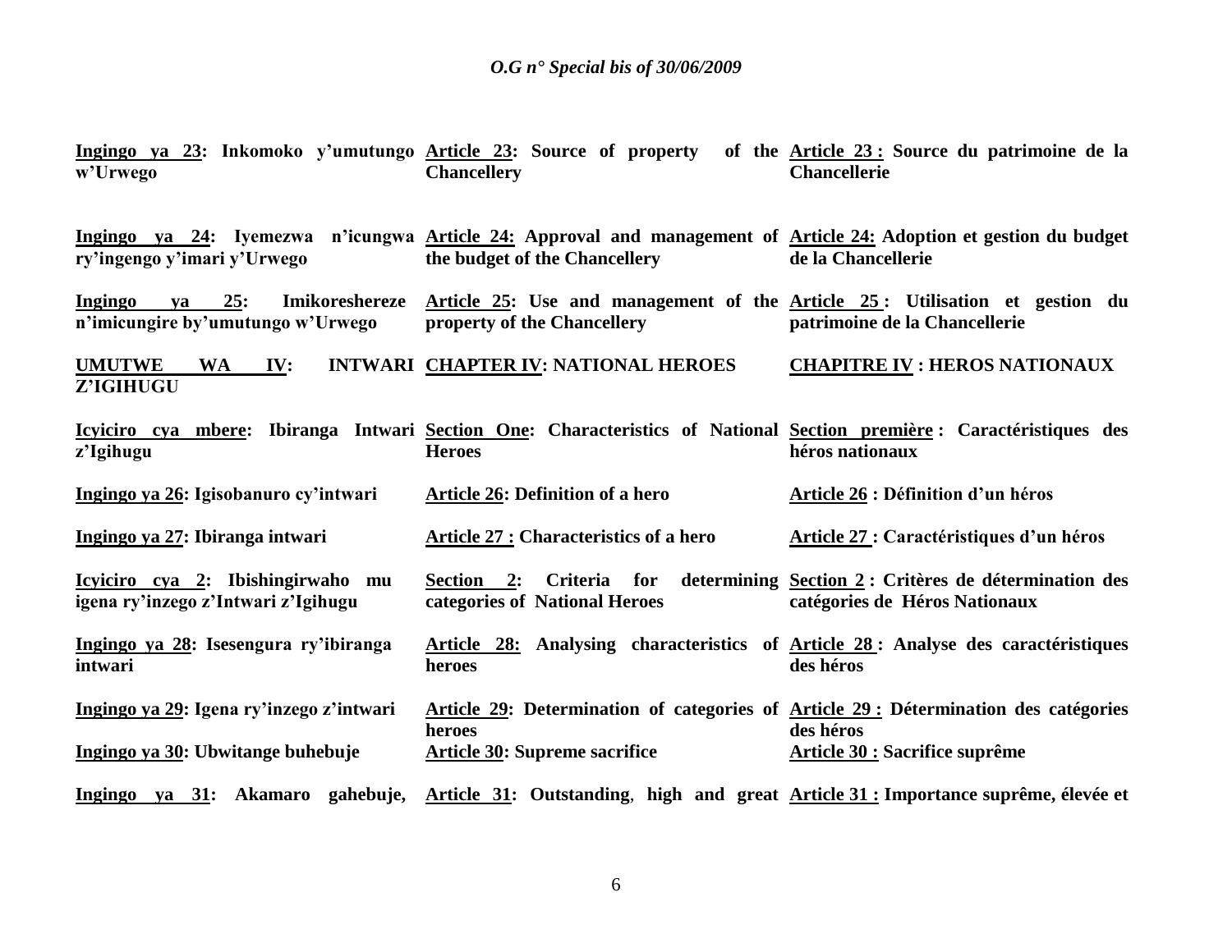| | | |
|---|---|---|
| **Ingingo ya 23: Inkomoko y'umutungo w'Urwego** | **Article 23: Source of property of the Chancellery** | **Article 23 : Source du patrimoine de la Chancellerie** |
| **Ingingo ya 24: Iyemezwa n'icungwa ry'ingengo y'imari y'Urwego** | **Article 24: Approval and management of the budget of the Chancellery** | **Article 24: Adoption et gestion du budget de la Chancellerie** |
| **Ingingo ya 25: Imikoreshereze n'imicungire by'umutungo w'Urwego** | **Article 25: Use and management of the property of the Chancellery** | **Article 25 : Utilisation et gestion du patrimoine de la Chancellerie** |
| **UMUTWE WA IV: INTWARI Z'IGIHUGU** | **CHAPTER IV: NATIONAL HEROES** | **CHAPITRE IV : HEROS NATIONAUX** |
| **Icyiciro cya mbere: Ibiranga Intwari z'Igihugu** | **Section One: Characteristics of National Heroes** | **Section première : Caractéristiques des héros nationaux** |
| **Ingingo ya 26: Igisobanuro cy'intwari** | **Article 26: Definition of a hero** | **Article 26 : Définition d'un héros** |
| **Ingingo ya 27: Ibiranga intwari** | **Article 27 : Characteristics of a hero** | **Article 27 : Caractéristiques d'un héros** |
| **Icyiciro cya 2: Ibishingirwaho mu igena ry'inzego z'Intwari z'Igihugu** | **Section 2: Criteria for determining categories of National Heroes** | **Section 2 : Critères de détermination des catégories de Héros Nationaux** |
| **Ingingo ya 28: Isesengura ry'ibiranga intwari** | **Article 28: Analysing characteristics of heroes** | **Article 28 : Analyse des caractéristiques des héros** |
| **Ingingo ya 29: Igena ry'inzego z'intwari** | **Article 29: Determination of categories of heroes** | **Article 29 : Détermination des catégories des héros** |
| **Ingingo ya 30: Ubwitange buhebuje** | **Article 30: Supreme sacrifice** | **Article 30 : Sacrifice suprême** |
| **Ingingo ya 31: Akamaro gahebuje,** | **Article 31: Outstanding, high and great** | **Article 31 : Importance suprême, élevée et** |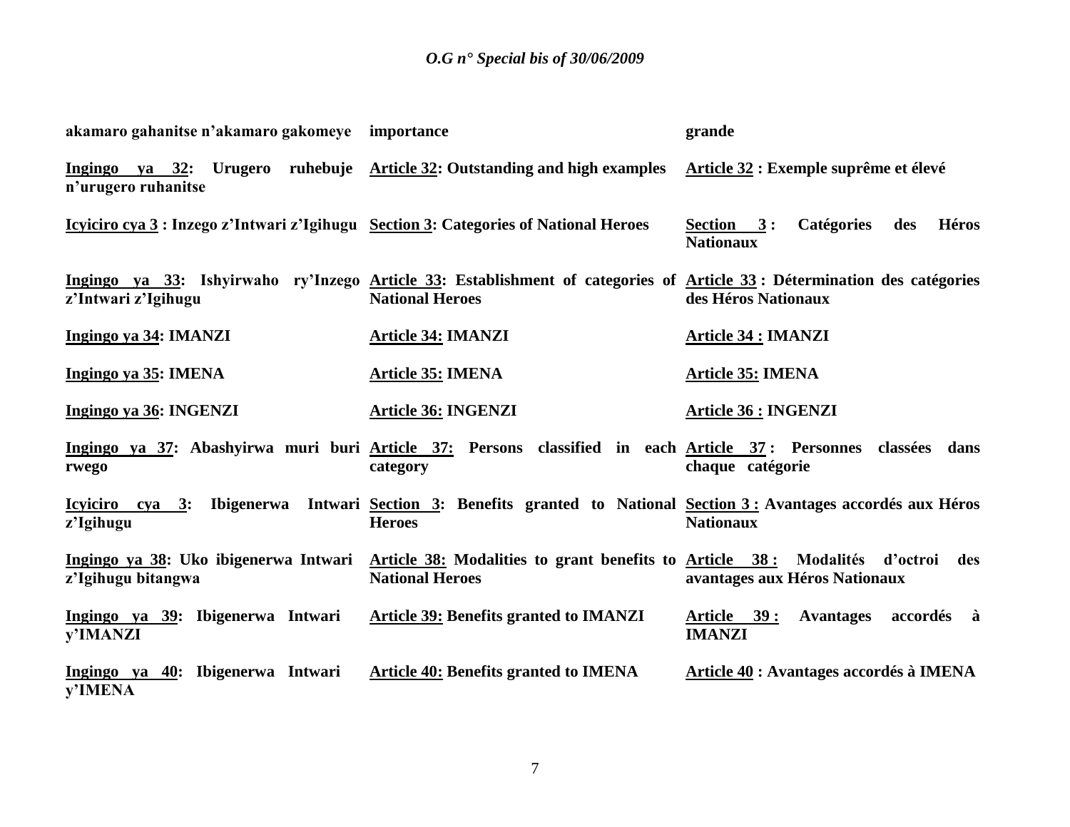| | | |
|---|---|---|
| **akamaro gahanitse n'akamaro gakomeye** | **importance** | **grande** |
| **Ingingo ya 32: Urugero ruhebuje n'urugero ruhanitse** | **Article 32: Outstanding and high examples** | **Article 32 : Exemple suprême et élevé** |
| **Icyiciro cya 3 : Inzego z'Intwari z'Igihugu** | **Section 3: Categories of National Heroes** | **Section 3 : Catégories des Héros Nationaux** |
| **Ingingo ya 33: Ishyirwaho ry'Inzego z'Intwari z'Igihugu** | **Article 33: Establishment of categories of National Heroes** | **Article 33 : Détermination des catégories des Héros Nationaux** |
| **Ingingo ya 34: IMANZI** | **Article 34: IMANZI** | **Article 34 : IMANZI** |
| **Ingingo ya 35: IMENA** | **Article 35: IMENA** | **Article 35: IMENA** |
| **Ingingo ya 36: INGENZI** | **Article 36: INGENZI** | **Article 36 : INGENZI** |
| **Ingingo ya 37: Abashyirwa muri buri rwego** | **Article 37: Persons classified in each category** | **Article 37 : Personnes classées dans chaque catégorie** |
| **Icyiciro cya 3: Ibigenerwa Intwari z'Igihugu** | **Section 3: Benefits granted to National Heroes** | **Section 3 : Avantages accordés aux Héros Nationaux** |
| **Ingingo ya 38: Uko ibigenerwa Intwari z'Igihugu bitangwa** | **Article 38: Modalities to grant benefits to National Heroes** | **Article 38 : Modalités d'octroi des avantages aux Héros Nationaux** |
| **Ingingo ya 39: Ibigenerwa Intwari y'IMANZI** | **Article 39: Benefits granted to IMANZI** | **Article 39 : Avantages accordés à IMANZI** |
| **Ingingo ya 40: Ibigenerwa Intwari y'IMENA** | **Article 40: Benefits granted to IMENA** | **Article 40 : Avantages accordés à IMENA** |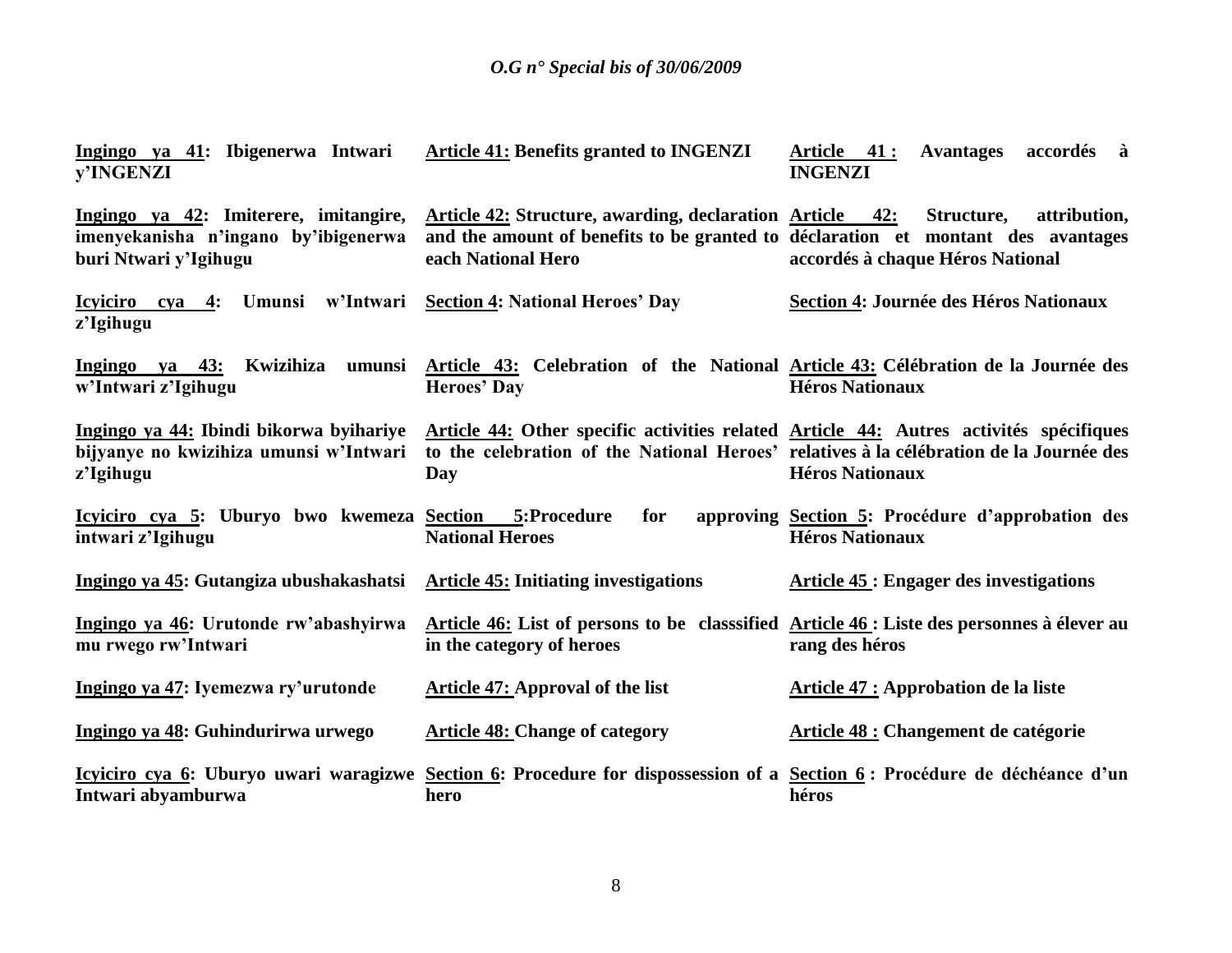| Kinyarwanda | English | Français |
|---|---|---|
| **Ingingo ya 41: Ibigenerwa Intwari y'INGENZI** | **Article 41: Benefits granted to INGENZI** | **Article 41 : Avantages accordés à INGENZI** |
| **Ingingo ya 42: Imiterere, imitangire, imenyekanisha n'ingano by'ibigenerwa buri Ntwari y'Igihugu** | **Article 42: Structure, awarding, declaration and the amount of benefits to be granted to each National Hero** | **Article 42: Structure, attribution, déclaration et montant des avantages accordés à chaque Héros National** |
| **Icyiciro cya 4: Umunsi w'Intwari z'Igihugu** | **Section 4: National Heroes' Day** | **Section 4: Journée des Héros Nationaux** |
| **Ingingo ya 43: Kwizihiza umunsi w'Intwari z'Igihugu** | **Article 43: Celebration of the National Heroes' Day** | **Article 43: Célébration de la Journée des Héros Nationaux** |
| **Ingingo ya 44: Ibindi bikorwa byihariye bijyanye no kwizihiza umunsi w'Intwari z'Igihugu** | **Article 44: Other specific activities related to the celebration of the National Heroes' Day** | **Article 44: Autres activités spécifiques relatives à la célébration de la Journée des Héros Nationaux** |
| **Icyiciro cya 5: Uburyo bwo kwemeza intwari z'Igihugu** | **Section 5:Procedure for approving National Heroes** | **Section 5: Procédure d'approbation des Héros Nationaux** |
| **Ingingo ya 45: Gutangiza ubushakashatsi** | **Article 45: Initiating investigations** | **Article 45 : Engager des investigations** |
| **Ingingo ya 46: Urutonde rw'abashyirwa mu rwego rw'Intwari** | **Article 46: List of persons to be classsified in the category of heroes** | **Article 46 : Liste des personnes à élever au rang des héros** |
| **Ingingo ya 47: Iyemezwa ry'urutonde** | **Article 47: Approval of the list** | **Article 47 : Approbation de la liste** |
| **Ingingo ya 48: Guhindurirwa urwego** | **Article 48: Change of category** | **Article 48 : Changement de catégorie** |
| **Icyiciro cya 6: Uburyo uwari waragizwe Intwari abyamburwa** | **Section 6: Procedure for dispossession of a hero** | **Section 6 : Procédure de déchéance d'un héros** |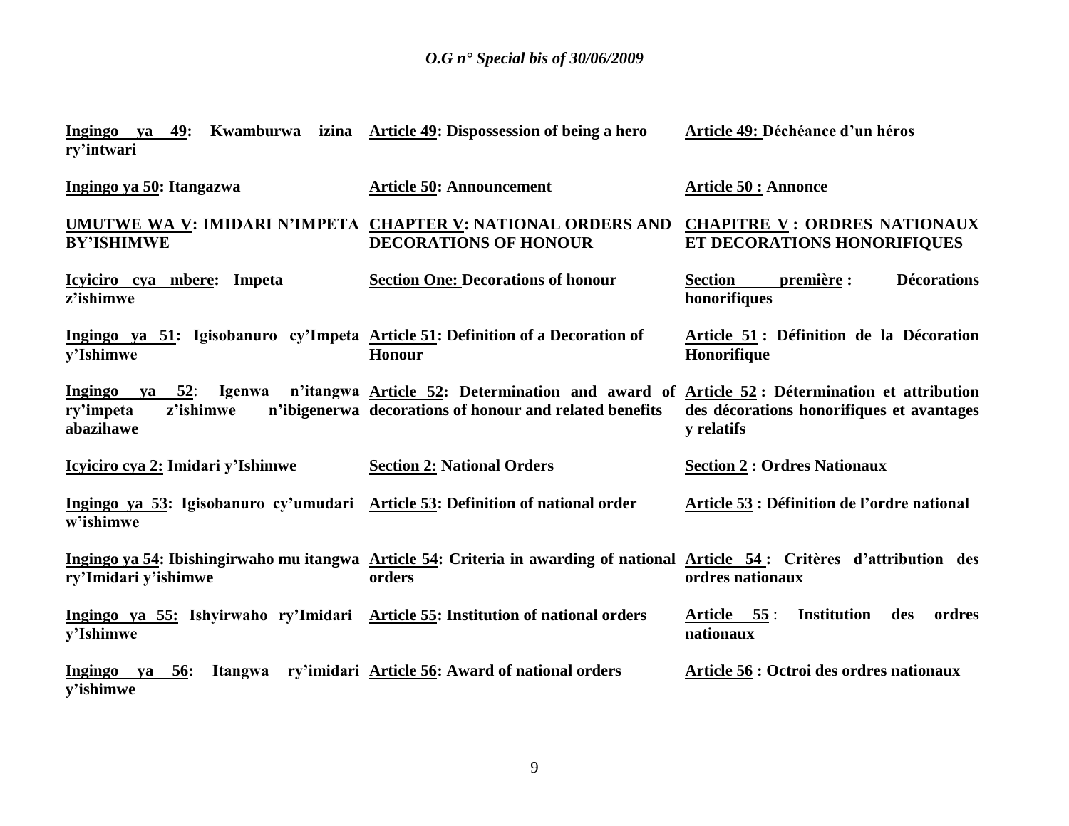| | | |
|---|---|---|
| **Ingingo ya 49: Kwamburwa izina ry'intwari** | **Article 49: Dispossession of being a hero** | **Article 49: Déchéance d'un héros** |
| **Ingingo ya 50: Itangazwa** | **Article 50: Announcement** | **Article 50 : Annonce** |
| **UMUTWE WA V: IMIDARI N'IMPETA BY'ISHIMWE** | **CHAPTER V: NATIONAL ORDERS AND DECORATIONS OF HONOUR** | **CHAPITRE V : ORDRES NATIONAUX ET DECORATIONS HONORIFIQUES** |
| **Icyiciro cya mbere: Impeta z'ishimwe** | **Section One: Decorations of honour** | **Section première : Décorations honorifiques** |
| **Ingingo ya 51: Igisobanuro cy'Impeta y'Ishimwe** | **Article 51: Definition of a Decoration of Honour** | **Article 51 : Définition de la Décoration Honorifique** |
| **Ingingo ya 52: Igenwa n'itangwa ry'impeta z'ishimwe n'ibigenerwa abazihawe** | **Article 52: Determination and award of decorations of honour and related benefits** | **Article 52 : Détermination et attribution des décorations honorifiques et avantages y relatifs** |
| **Icyiciro cya 2: Imidari y'Ishimwe** | **Section 2: National Orders** | **Section 2 : Ordres Nationaux** |
| **Ingingo ya 53: Igisobanuro cy'umudari w'ishimwe** | **Article 53: Definition of national order** | **Article 53 : Définition de l'ordre national** |
| **Ingingo ya 54: Ibishingirwaho mu itangwa ry'Imidari y'ishimwe** | **Article 54: Criteria in awarding of national orders** | **Article 54 : Critères d'attribution des ordres nationaux** |
| **Ingingo ya 55: Ishyirwaho ry'Imidari y'Ishimwe** | **Article 55: Institution of national orders** | **Article 55 : Institution des ordres nationaux** |
| **Ingingo ya 56: Itangwa ry'imidari y'ishimwe** | **Article 56: Award of national orders** | **Article 56 : Octroi des ordres nationaux** |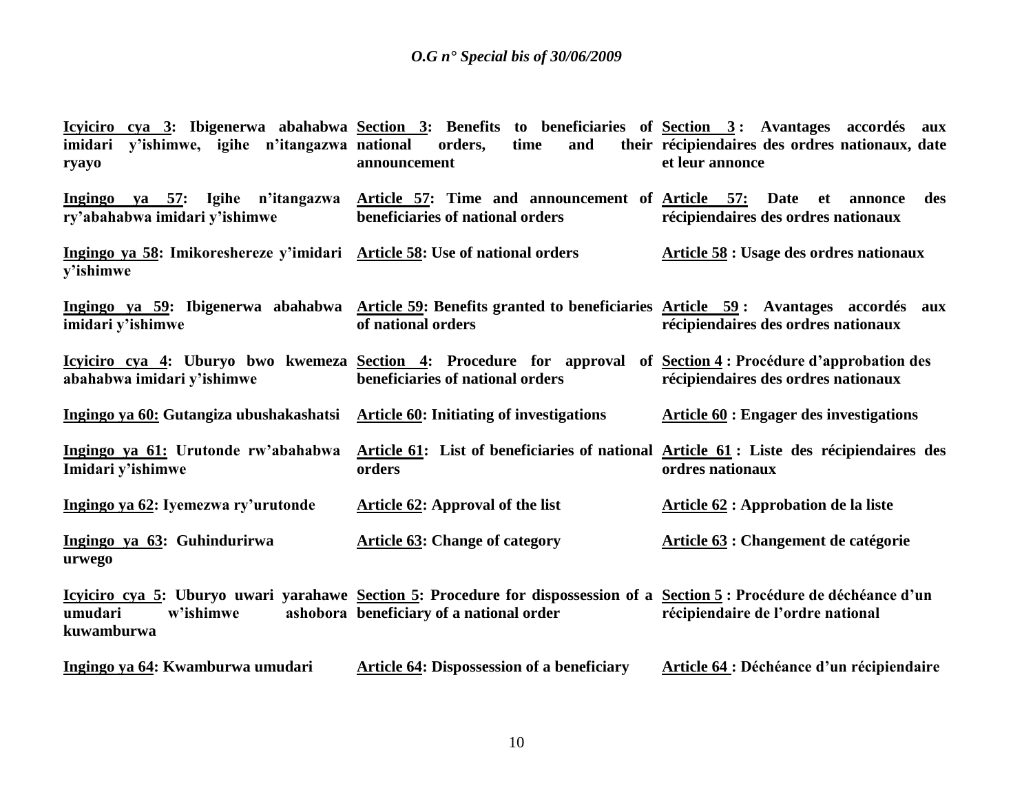| | | |
|---|---|---|
| **<u>Icyiciro cya 3</u>: Ibigenerwa abahabwa imidari y'ishimwe, igihe n'itangazwa ryayo** | **<u>Section 3</u>: Benefits to beneficiaries of national orders, time and their announcement** | **<u>Section 3</u> : Avantages accordés aux récipiendaires des ordres nationaux, date et leur annonce** |
| **<u>Ingingo ya 57</u>: Igihe n'itangazwa ry'abahabwa imidari y'ishimwe** | **<u>Article 57</u>: Time and announcement of beneficiaries of national orders** | **<u>Article 57:</u> Date et annonce des récipiendaires des ordres nationaux** |
| **<u>Ingingo ya 58</u>: Imikoreshereze y'imidari y'ishimwe** | **<u>Article 58</u>: Use of national orders** | **<u>Article 58</u> : Usage des ordres nationaux** |
| **<u>Ingingo ya 59</u>: Ibigenerwa abahabwa imidari y'ishimwe** | **<u>Article 59</u>: Benefits granted to beneficiaries of national orders** | **<u>Article 59</u> : Avantages accordés aux récipiendaires des ordres nationaux** |
| **<u>Icyiciro cya 4</u>: Uburyo bwo kwemeza abahabwa imidari y'ishimwe** | **<u>Section 4</u>: Procedure for approval of beneficiaries of national orders** | **<u>Section 4</u> : Procédure d'approbation des récipiendaires des ordres nationaux** |
| **<u>Ingingo ya 60:</u> Gutangiza ubushakashatsi** | **<u>Article 60</u>: Initiating of investigations** | **<u>Article 60</u> : Engager des investigations** |
| **<u>Ingingo ya 61:</u> Urutonde rw'abahabwa Imidari y'ishimwe** | **<u>Article 61</u>: List of beneficiaries of national orders** | **<u>Article 61</u> : Liste des récipiendaires des ordres nationaux** |
| **<u>Ingingo ya 62</u>: Iyemezwa ry'urutonde** | **<u>Article 62</u>: Approval of the list** | **<u>Article 62</u> : Approbation de la liste** |
| **<u>Ingingo ya 63</u>: Guhindurirwa urwego** | **<u>Article 63</u>: Change of category** | **<u>Article 63</u> : Changement de catégorie** |
| **<u>Icyiciro cya 5</u>: Uburyo uwari yarahawe umudari w'ishimwe ashobora kuwamburwa** | **<u>Section 5</u>: Procedure for dispossession of a beneficiary of a national order** | **<u>Section 5</u> : Procédure de déchéance d'un récipiendaire de l'ordre national** |
| **<u>Ingingo ya 64</u>: Kwamburwa umudari** | **<u>Article 64</u>: Dispossession of a beneficiary** | **<u>Article 64</u> : Déchéance d'un récipiendaire** |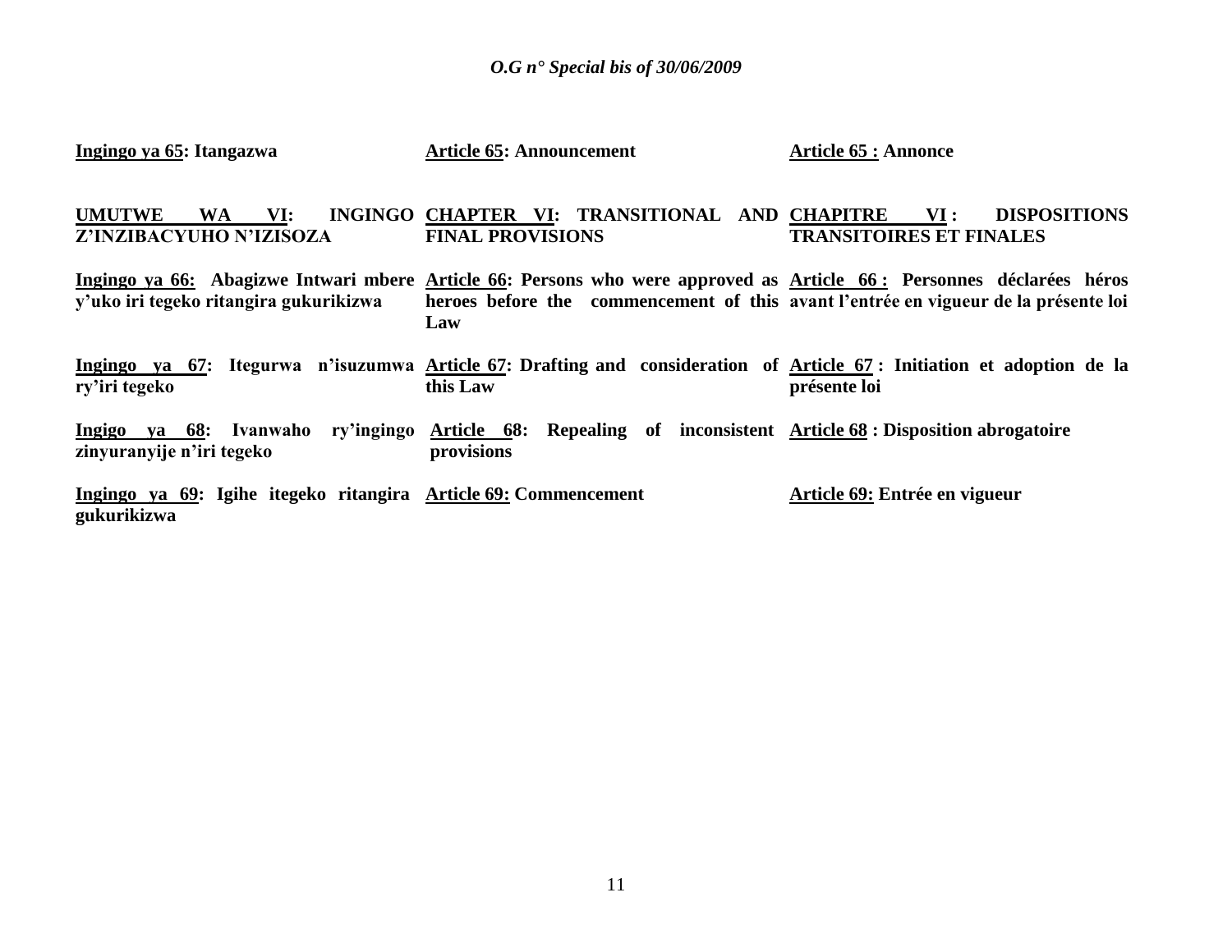**Ingingo ya 65: Itangazwa**

**Article 65: Announcement**

**Article 65 : Annonce**

**UMUTWE WA VI: INGINGO Z'INZIBACYUHO N'IZISOZA**

**CHAPTER VI: TRANSITIONAL AND FINAL PROVISIONS**

**CHAPITRE VI : DISPOSITIONS TRANSITOIRES ET FINALES**

**Ingingo ya 66: Abagizwe Intwari mbere y'uko iri tegeko ritangira gukurikizwa**

**Article 66: Persons who were approved as heroes before the commencement of this Law**

**Article 66 : Personnes déclarées héros avant l'entrée en vigueur de la présente loi**

**Ingingo ya 67: Itegurwa n'isuzumwa ry'iri tegeko**

**Article 67: Drafting and consideration of this Law**

**Article 67 : Initiation et adoption de la présente loi**

**Ingigo ya 68: Ivanwaho ry'ingingo zinyuranyije n'iri tegeko**

**Article 68: Repealing of inconsistent provisions**

**Article 68 : Disposition abrogatoire**

**Ingingo ya 69: Igihe itegeko ritangira gukurikizwa**

**Article 69: Commencement**

**Article 69: Entrée en vigueur**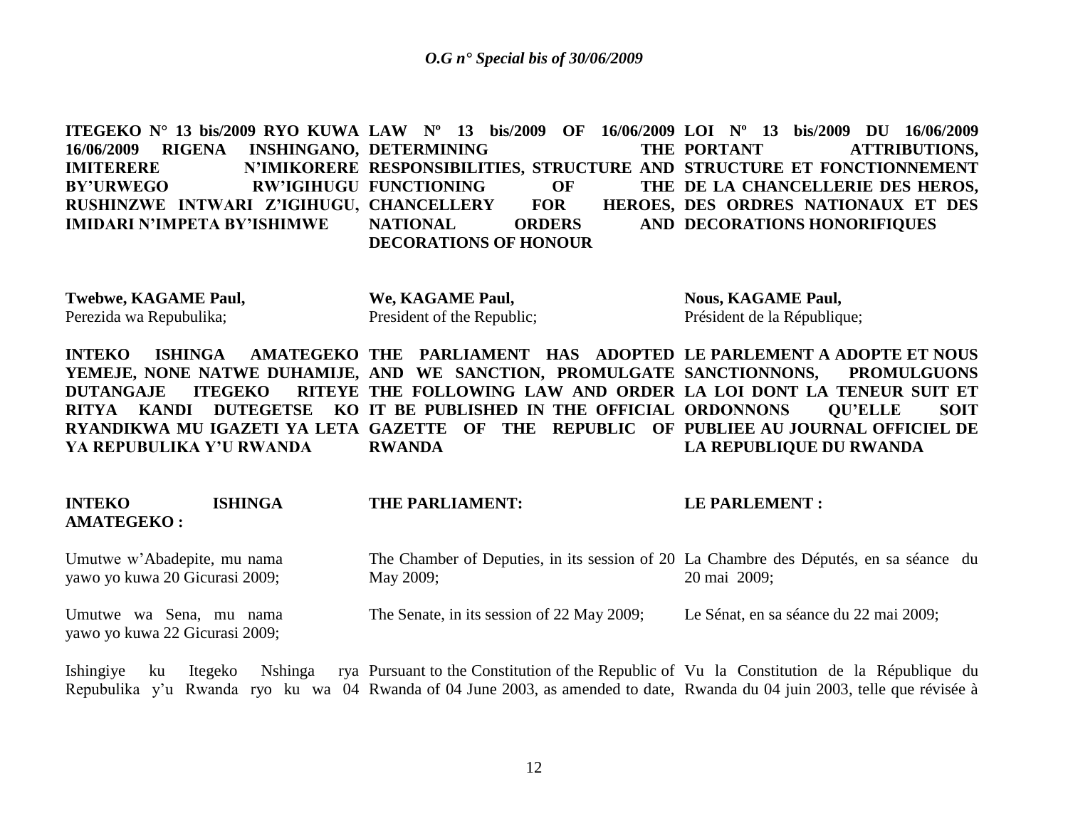**ITEGEKO N° 13 bis/2009 RYO KUWA 16/06/2009 RIGENA INSHINGANO, IMITERERE N'IMIKORERE BY'URWEGO RW'IGIHUGU RUSHINZWE INTWARI Z'IGIHUGU, IMIDARI N'IMPETA BY'ISHIMWE**

**Twebwe, KAGAME Paul,**
Perezida wa Repubulika;

**INTEKO ISHINGA AMATEGEKO YEMEJE, NONE NATWE DUHAMIJE, DUTANGAJE ITEGEKO RITEYE RITYA KANDI DUTEGETSE KO RYANDIKWA MU IGAZETI YA LETA YA REPUBULIKA Y'U RWANDA**

**INTEKO ISHINGA AMATEGEKO :**

Umutwe w'Abadepite, mu nama yawo yo kuwa 20 Gicurasi 2009;

Umutwe wa Sena, mu nama yawo yo kuwa 22 Gicurasi 2009;

Ishingiye ku Itegeko Nshinga rya Repubulika y'u Rwanda ryo ku wa 04

**LAW Nº 13 bis/2009 OF 16/06/2009 DETERMINING THE RESPONSIBILITIES, STRUCTURE AND FUNCTIONING OF THE CHANCELLERY FOR HEROES, NATIONAL ORDERS AND DECORATIONS OF HONOUR**

**We, KAGAME Paul,**
President of the Republic;

**THE PARLIAMENT HAS ADOPTED AND WE SANCTION, PROMULGATE THE FOLLOWING LAW AND ORDER IT BE PUBLISHED IN THE OFFICIAL GAZETTE OF THE REPUBLIC OF RWANDA**

**THE PARLIAMENT:**

The Chamber of Deputies, in its session of 20 May 2009;

The Senate, in its session of 22 May 2009;

Pursuant to the Constitution of the Republic of Rwanda of 04 June 2003, as amended to date,

**LOI Nº 13 bis/2009 DU 16/06/2009 PORTANT ATTRIBUTIONS, STRUCTURE ET FONCTIONNEMENT DE LA CHANCELLERIE DES HEROS, DES ORDRES NATIONAUX ET DES DECORATIONS HONORIFIQUES**

**Nous, KAGAME Paul,**
Président de la République;

**LE PARLEMENT A ADOPTE ET NOUS SANCTIONNONS, PROMULGUONS LA LOI DONT LA TENEUR SUIT ET ORDONNONS QU'ELLE SOIT PUBLIEE AU JOURNAL OFFICIEL DE LA REPUBLIQUE DU RWANDA**

**LE PARLEMENT :**

La Chambre des Députés, en sa séance du 20 mai 2009;

Le Sénat, en sa séance du 22 mai 2009;

Vu la Constitution de la République du Rwanda du 04 juin 2003, telle que révisée à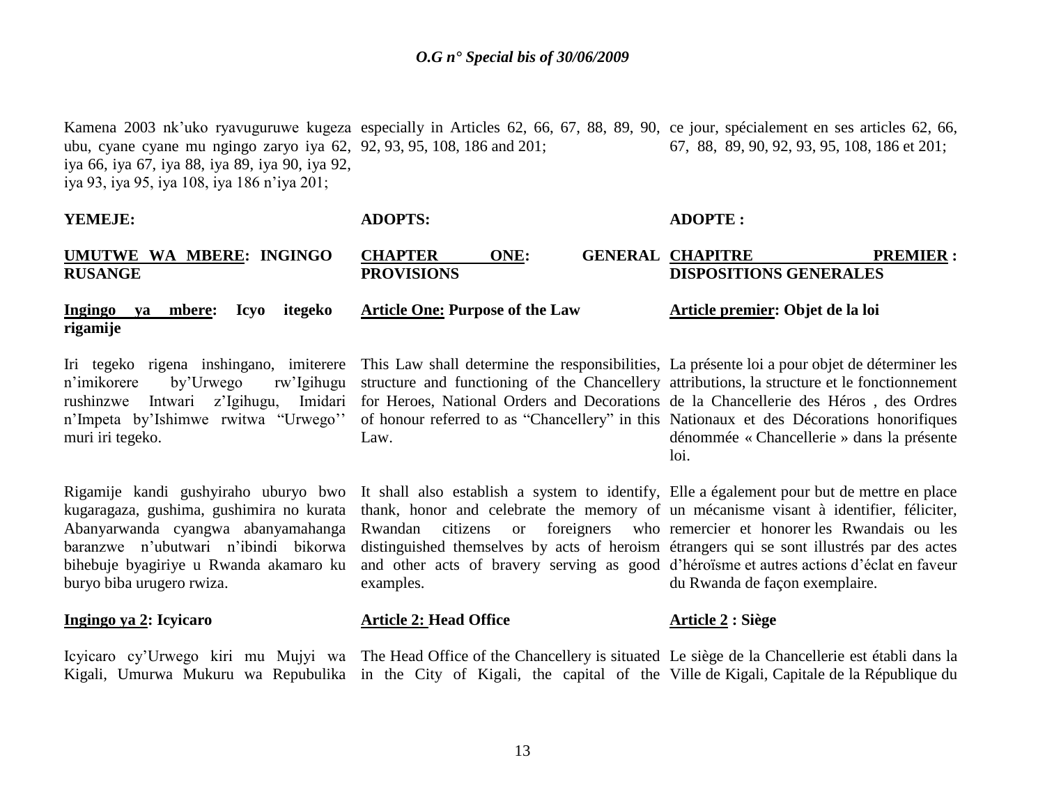Kamena 2003 nk'uko ryavuguruwe kugeza ubu, cyane cyane mu ngingo zaryo iya 62, iya 66, iya 67, iya 88, iya 89, iya 90, iya 92, iya 93, iya 95, iya 108, iya 186 n'iya 201;

**YEMEJE:**

**UMUTWE WA MBERE: INGINGO RUSANGE**

**Ingingo ya mbere: Icyo itegeko rigamije**

Iri tegeko rigena inshingano, imiterere n'imikorere by'Urwego rw'Igihugu rushinzwe Intwari z'Igihugu, Imidari n'Impeta by'Ishimwe rwitwa "Urwego'' muri iri tegeko.

Rigamije kandi gushyiraho uburyo bwo kugaragaza, gushima, gushimira no kurata Abanyarwanda cyangwa abanyamahanga baranzwe n'ubutwari n'ibindi bikorwa bihebuje byagiriye u Rwanda akamaro ku buryo biba urugero rwiza.

**Ingingo ya 2: Icyicaro**

Icyicaro cy'Urwego kiri mu Mujyi wa Kigali, Umurwa Mukuru wa Repubulika

especially in Articles 62, 66, 67, 88, 89, 90, 92, 93, 95, 108, 186 and 201;

**ADOPTS:**

**CHAPTER ONE: GENERAL PROVISIONS**

**Article One: Purpose of the Law**

This Law shall determine the responsibilities, structure and functioning of the Chancellery for Heroes, National Orders and Decorations of honour referred to as "Chancellery" in this Law.

It shall also establish a system to identify, thank, honor and celebrate the memory of Rwandan citizens or foreigners who distinguished themselves by acts of heroism and other acts of bravery serving as good examples.

**Article 2: Head Office**

The Head Office of the Chancellery is situated in the City of Kigali, the capital of the

ce jour, spécialement en ses articles 62, 66, 67, 88, 89, 90, 92, 93, 95, 108, 186 et 201;

**ADOPTE :**

**CHAPITRE PREMIER : DISPOSITIONS GENERALES**

**Article premier: Objet de la loi**

La présente loi a pour objet de déterminer les attributions, la structure et le fonctionnement de la Chancellerie des Héros , des Ordres Nationaux et des Décorations honorifiques dénommée « Chancellerie » dans la présente loi.

Elle a également pour but de mettre en place un mécanisme visant à identifier, féliciter, remercier et honorer les Rwandais ou les étrangers qui se sont illustrés par des actes d'héroïsme et autres actions d'éclat en faveur du Rwanda de façon exemplaire.

**Article 2 : Siège**

Le siège de la Chancellerie est établi dans la Ville de Kigali, Capitale de la République du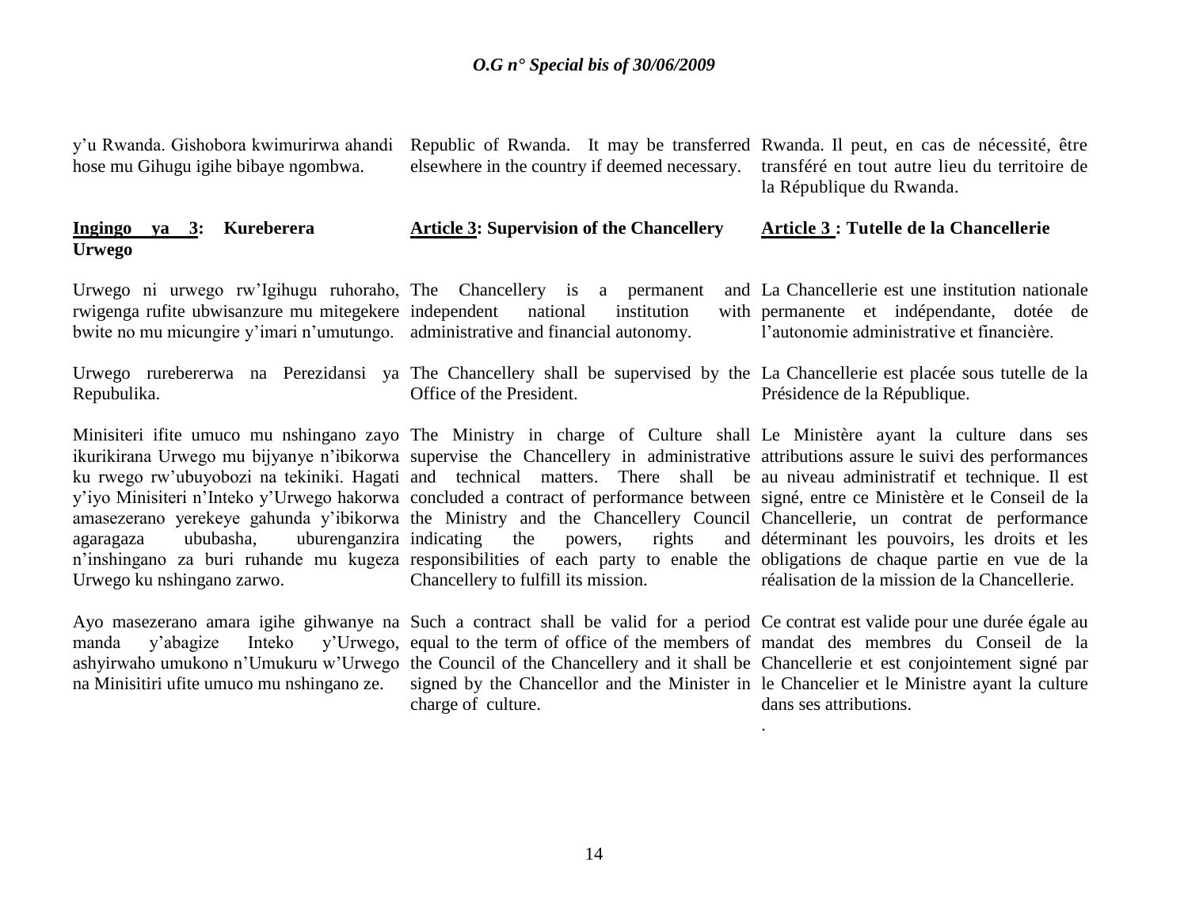y'u Rwanda. Gishobora kwimurirwa ahandi hose mu Gihugu igihe bibaye ngombwa.

Republic of Rwanda. It may be transferred elsewhere in the country if deemed necessary.

Rwanda. Il peut, en cas de nécessité, être transféré en tout autre lieu du territoire de la République du Rwanda.

**Ingingo ya 3: Kureberera Urwego**

Urwego ni urwego rw'Igihugu ruhoraho, rwigenga rufite ubwisanzure mu mitegekere bwite no mu micungire y'imari n'umutungo.

Urwego rurebererwa na Perezidansi ya Repubulika.

Minisiteri ifite umuco mu nshingano zayo ikurikirana Urwego mu bijyanye n'ibikorwa ku rwego rw'ubuyobozi na tekiniki. Hagati y'iyo Minisiteri n'Inteko y'Urwego hakorwa amasezerano yerekeye gahunda y'ibikorwa agaragaza ububasha, uburenganzira n'inshingano za buri ruhande mu kugeza Urwego ku nshingano zarwo.

Ayo masezerano amara igihe gihwanye na manda y'abagize Inteko y'Urwego, ashyirwaho umukono n'Umukuru w'Urwego na Minisitiri ufite umuco mu nshingano ze.

**Article 3: Supervision of the Chancellery**

The Chancellery is a permanent and independent national institution with administrative and financial autonomy.

The Chancellery shall be supervised by the Office of the President.

The Ministry in charge of Culture shall supervise the Chancellery in administrative and technical matters. There shall be concluded a contract of performance between the Ministry and the Chancellery Council indicating the powers, rights and responsibilities of each party to enable the Chancellery to fulfill its mission.

Such a contract shall be valid for a period equal to the term of office of the members of the Council of the Chancellery and it shall be signed by the Chancellor and the Minister in charge of culture.

**Article 3 : Tutelle de la Chancellerie**

La Chancellerie est une institution nationale permanente et indépendante, dotée de l'autonomie administrative et financière.

La Chancellerie est placée sous tutelle de la Présidence de la République.

Le Ministère ayant la culture dans ses attributions assure le suivi des performances au niveau administratif et technique. Il est signé, entre ce Ministère et le Conseil de la Chancellerie, un contrat de performance déterminant les pouvoirs, les droits et les obligations de chaque partie en vue de la réalisation de la mission de la Chancellerie.

Ce contrat est valide pour une durée égale au mandat des membres du Conseil de la Chancellerie et est conjointement signé par le Chancelier et le Ministre ayant la culture dans ses attributions.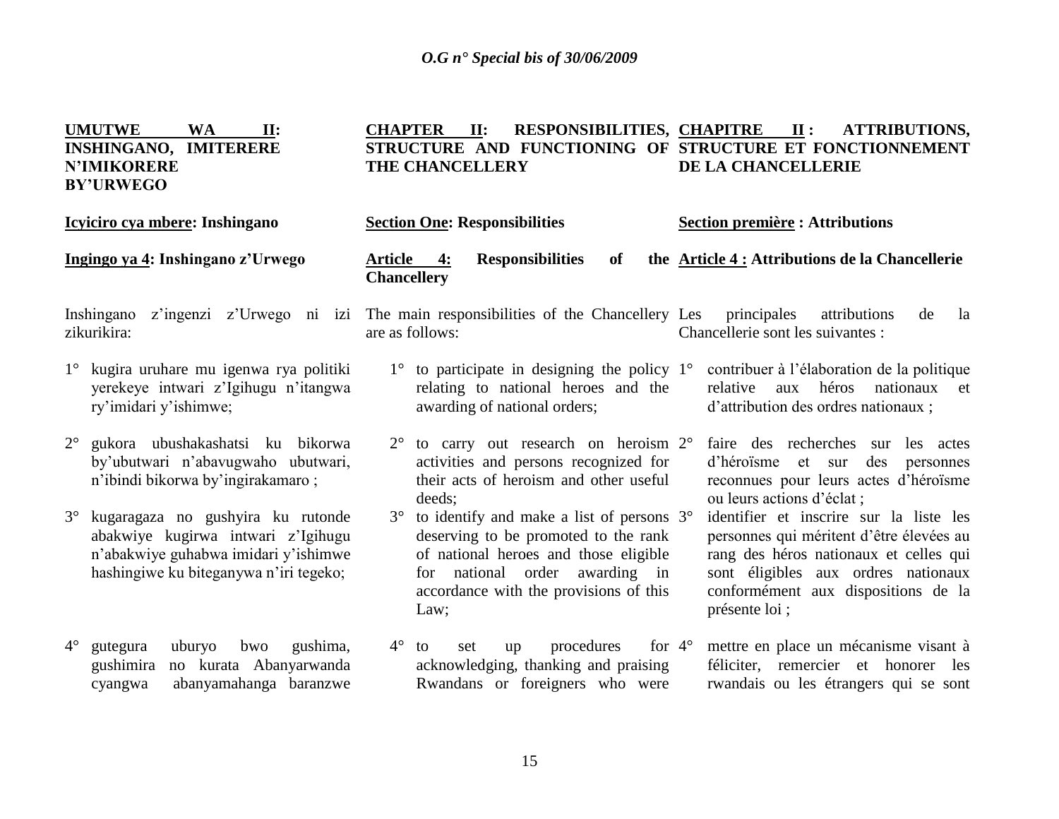**UMUTWE WA II: INSHINGANO, IMITERERE N'IMIKORERE BY'URWEGO**

**Icyiciro cya mbere: Inshingano**

**Ingingo ya 4: Inshingano z'Urwego**

Inshingano z'ingenzi z'Urwego ni izi zikurikira:

1° kugira uruhare mu igenwa rya politiki yerekeye intwari z'Igihugu n'itangwa ry'imidari y'ishimwe;

2° gukora ubushakashatsi ku bikorwa by'ubutwari n'abavugwaho ubutwari, n'ibindi bikorwa by'ingirakamaro ;

3° kugaragaza no gushyira ku rutonde abakwiye kugirwa intwari z'Igihugu n'abakwiye guhabwa imidari y'ishimwe hashingiwe ku biteganywa n'iri tegeko;

4° gutegura uburyo bwo gushima, gushimira no kurata Abanyarwanda cyangwa abanyamahanga baranzwe

**CHAPTER II: RESPONSIBILITIES, STRUCTURE AND FUNCTIONING OF THE CHANCELLERY**

**Section One: Responsibilities**

**Article 4: Responsibilities of the Chancellery**

The main responsibilities of the Chancellery are as follows:

1° to participate in designing the policy relating to national heroes and the awarding of national orders;

2° to carry out research on heroism activities and persons recognized for their acts of heroism and other useful deeds;

3° to identify and make a list of persons deserving to be promoted to the rank of national heroes and those eligible for national order awarding in accordance with the provisions of this Law;

4° to set up procedures for acknowledging, thanking and praising Rwandans or foreigners who were

**CHAPITRE II : ATTRIBUTIONS, STRUCTURE ET FONCTIONNEMENT DE LA CHANCELLERIE**

**Section première : Attributions**

**Article 4 : Attributions de la Chancellerie**

Les principales attributions de la Chancellerie sont les suivantes :

1° contribuer à l'élaboration de la politique relative aux héros nationaux et d'attribution des ordres nationaux ;

2° faire des recherches sur les actes d'héroïsme et sur des personnes reconnues pour leurs actes d'héroïsme ou leurs actions d'éclat ;

3° identifier et inscrire sur la liste les personnes qui méritent d'être élevées au rang des héros nationaux et celles qui sont éligibles aux ordres nationaux conformément aux dispositions de la présente loi ;

4° mettre en place un mécanisme visant à féliciter, remercier et honorer les rwandais ou les étrangers qui se sont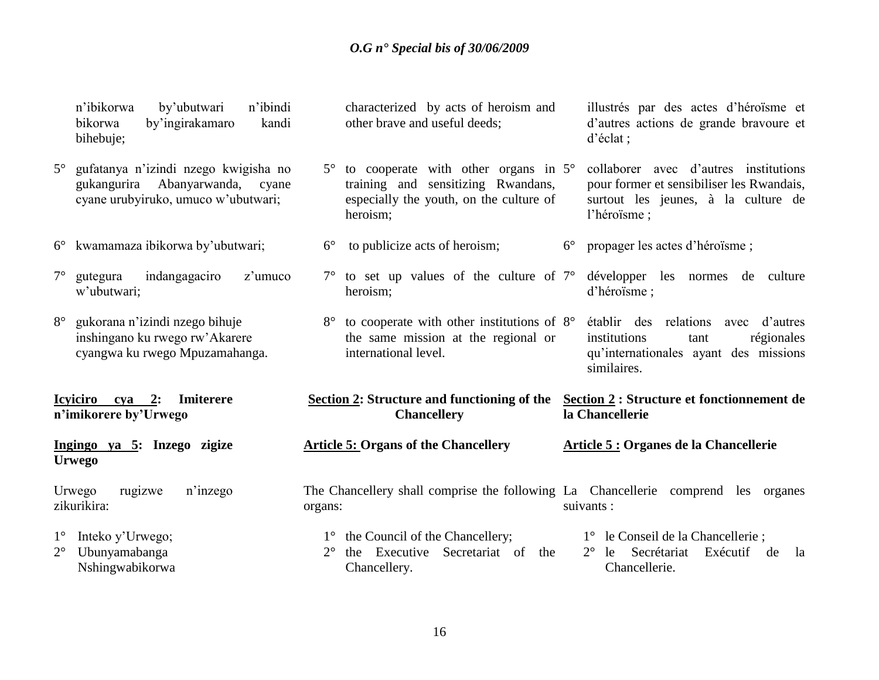n'ibikorwa by'ubutwari n'ibindi bikorwa by'ingirakamaro kandi bihebuje;

5° gufatanya n'izindi nzego kwigisha no gukangurira Abanyarwanda, cyane cyane urubyiruko, umuco w'ubutwari;

6° kwamamaza ibikorwa by'ubutwari;

7° gutegura indangagaciro z'umuco w'ubutwari;

8° gukorana n'izindi nzego bihuje inshingano ku rwego rw'Akarere cyangwa ku rwego Mpuzamahanga.

**Icyiciro cya 2: Imiterere n'imikorere by'Urwego**

**Ingingo ya 5: Inzego zigize Urwego**

Urwego rugizwe n'inzego zikurikira:

1° Inteko y'Urwego;
2° Ubunyamabanga Nshingwabikorwa

characterized by acts of heroism and other brave and useful deeds;

5° to cooperate with other organs in training and sensitizing Rwandans, especially the youth, on the culture of heroism;

6° to publicize acts of heroism;

7° to set up values of the culture of heroism;

8° to cooperate with other institutions of the same mission at the regional or international level.

**Section 2: Structure and functioning of the Chancellery**

**Article 5: Organs of the Chancellery**

The Chancellery shall comprise the following organs:

1° the Council of the Chancellery;
2° the Executive Secretariat of the Chancellery.

illustrés par des actes d'héroïsme et d'autres actions de grande bravoure et d'éclat ;

5° collaborer avec d'autres institutions pour former et sensibiliser les Rwandais, surtout les jeunes, à la culture de l'héroïsme ;

6° propager les actes d'héroïsme ;

7° développer les normes de culture d'héroïsme ;

8° établir des relations avec d'autres institutions tant régionales qu'internationales ayant des missions similaires.

**Section 2 : Structure et fonctionnement de la Chancellerie**

**Article 5 : Organes de la Chancellerie**

La Chancellerie comprend les organes suivants :

1° le Conseil de la Chancellerie ;
2° le Secrétariat Exécutif de la Chancellerie.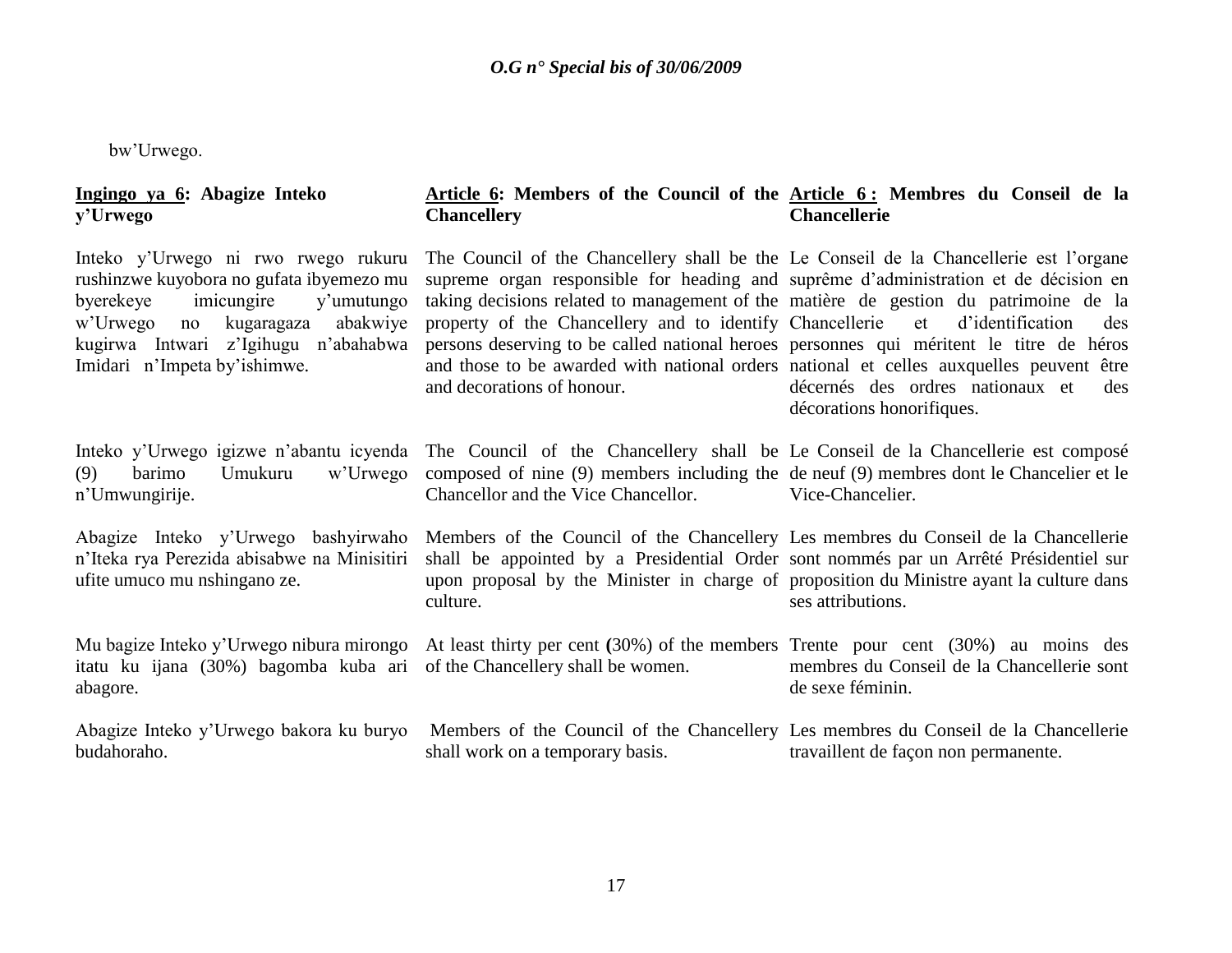bw'Urwego.

**Ingingo ya 6: Abagize Inteko y'Urwego**

Inteko y'Urwego ni rwo rwego rukuru rushinzwe kuyobora no gufata ibyemezo mu byerekeye imicungire y'umutungo w'Urwego no kugaragaza abakwiye kugirwa Intwari z'Igihugu n'abahabwa Imidari n'Impeta by'ishimwe.

Inteko y'Urwego igizwe n'abantu icyenda (9) barimo Umukuru w'Urwego n'Umwungirije.

Abagize Inteko y'Urwego bashyirwaho n'Iteka rya Perezida abisabwe na Minisitiri ufite umuco mu nshingano ze.

Mu bagize Inteko y'Urwego nibura mirongo itatu ku ijana (30%) bagomba kuba ari abagore.

Abagize Inteko y'Urwego bakora ku buryo budahoraho.

**Article 6: Members of the Council of the Chancellery**

The Council of the Chancellery shall be the supreme organ responsible for heading and taking decisions related to management of the property of the Chancellery and to identify persons deserving to be called national heroes and those to be awarded with national orders and decorations of honour.

The Council of the Chancellery shall be composed of nine (9) members including the Chancellor and the Vice Chancellor.

Members of the Council of the Chancellery shall be appointed by a Presidential Order upon proposal by the Minister in charge of culture.

At least thirty per cent (30%) of the members of the Chancellery shall be women.

Members of the Council of the Chancellery shall work on a temporary basis.

**Article 6 : Membres du Conseil de la Chancellerie**

Le Conseil de la Chancellerie est l'organe suprême d'administration et de décision en matière de gestion du patrimoine de la Chancellerie et d'identification des personnes qui méritent le titre de héros national et celles auxquelles peuvent être décernés des ordres nationaux et des décorations honorifiques.

Le Conseil de la Chancellerie est composé de neuf (9) membres dont le Chancelier et le Vice-Chancelier.

Les membres du Conseil de la Chancellerie sont nommés par un Arrêté Présidentiel sur proposition du Ministre ayant la culture dans ses attributions.

Trente pour cent (30%) au moins des membres du Conseil de la Chancellerie sont de sexe féminin.

Les membres du Conseil de la Chancellerie travaillent de façon non permanente.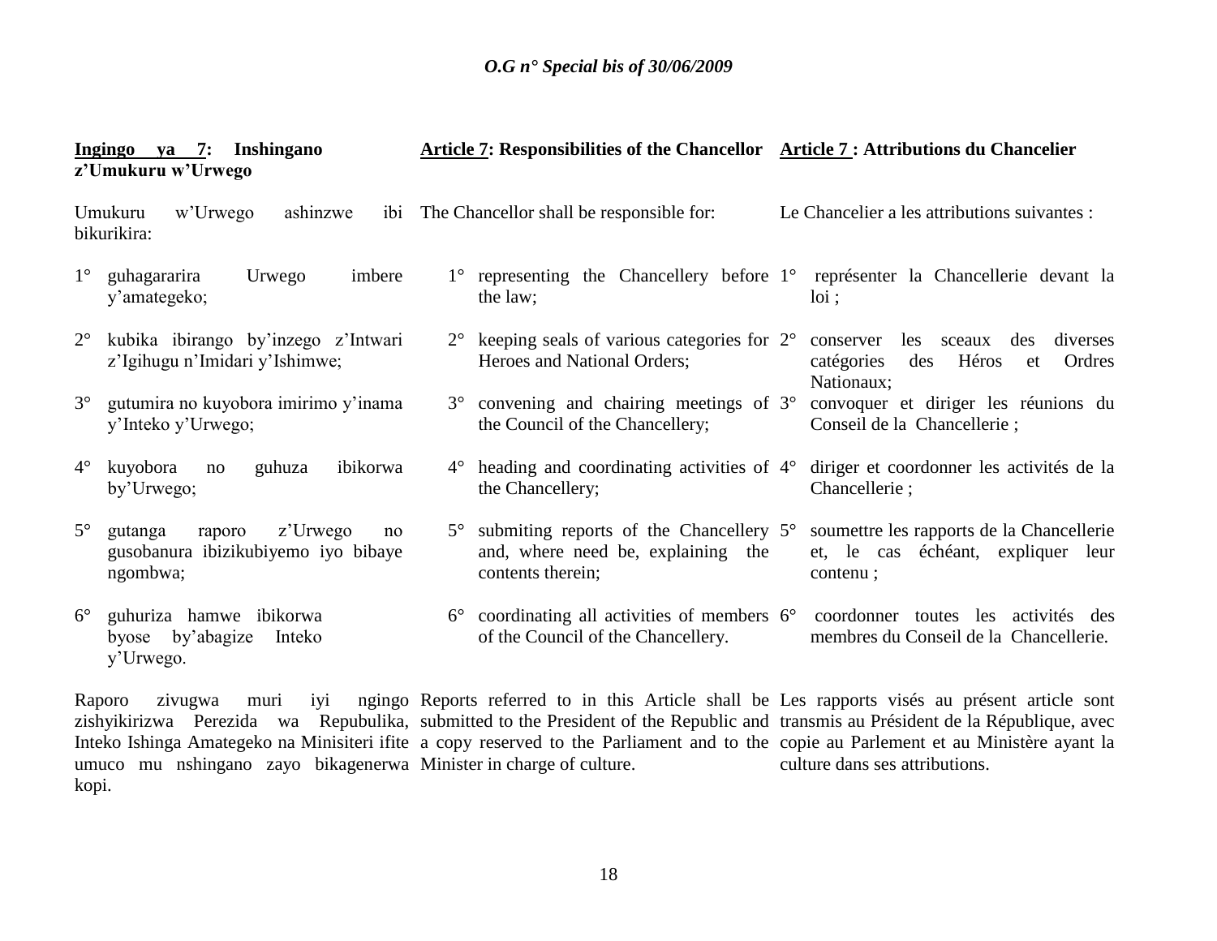**Ingingo ya 7: Inshingano z'Umukuru w'Urwego**

Umukuru w'Urwego ashinzwe ibi bikurikira:

1° guhagararira Urwego imbere y'amategeko;

2° kubika ibirango by'inzego z'Intwari z'Igihugu n'Imidari y'Ishimwe;

3° gutumira no kuyobora imirimo y'inama y'Inteko y'Urwego;

4° kuyobora no guhuza ibikorwa by'Urwego;

5° gutanga raporo z'Urwego no gusobanura ibizikubiyemo iyo bibaye ngombwa;

6° guhuriza hamwe ibikorwa byose by'abagize Inteko y'Urwego.

Raporo zivugwa muri iyi ngingo zishyikirizwa Perezida wa Repubulika, Inteko Ishinga Amategeko na Minisiteri ifite umuco mu nshingano zayo bikagenerwa kopi.

**Article 7: Responsibilities of the Chancellor**

The Chancellor shall be responsible for:

1° representing the Chancellery before the law;

2° keeping seals of various categories for Heroes and National Orders;

3° convening and chairing meetings of the Council of the Chancellery;

4° heading and coordinating activities of the Chancellery;

5° submiting reports of the Chancellery and, where need be, explaining the contents therein;

6° coordinating all activities of members of the Council of the Chancellery.

Reports referred to in this Article shall be submitted to the President of the Republic and a copy reserved to the Parliament and to the Minister in charge of culture.

**Article 7 : Attributions du Chancelier**

Le Chancelier a les attributions suivantes :

1° représenter la Chancellerie devant la loi ;

2° conserver les sceaux des diverses catégories des Héros et Ordres Nationaux;

3° convoquer et diriger les réunions du Conseil de la Chancellerie ;

4° diriger et coordonner les activités de la Chancellerie ;

5° soumettre les rapports de la Chancellerie et, le cas échéant, expliquer leur contenu ;

6° coordonner toutes les activités des membres du Conseil de la Chancellerie.

Les rapports visés au présent article sont transmis au Président de la République, avec copie au Parlement et au Ministère ayant la culture dans ses attributions.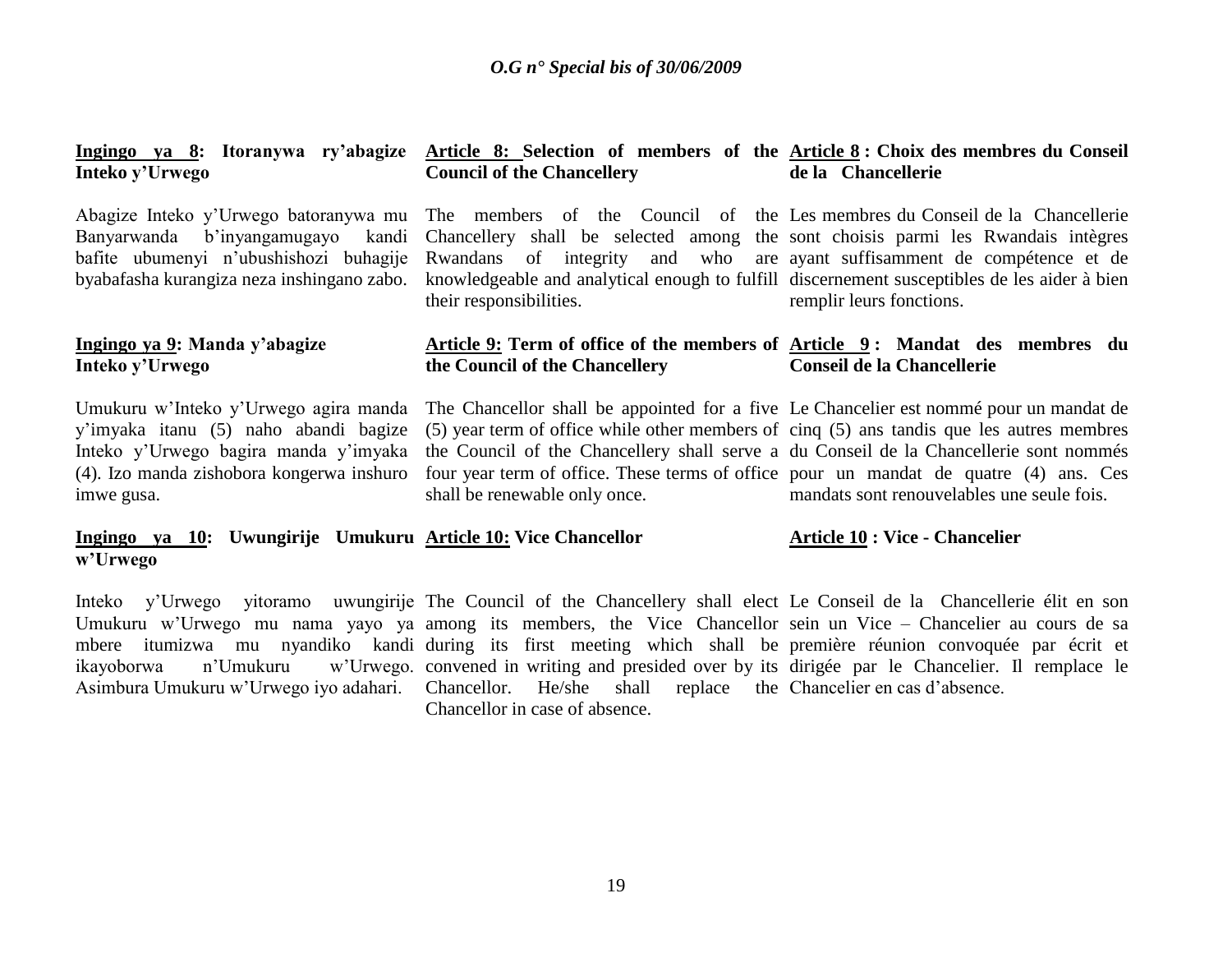**Ingingo ya 8: Itoranywa ry'abagize Inteko y'Urwego**

Abagize Inteko y'Urwego batoranywa mu Banyarwanda b'inyangamugayo kandi bafite ubumenyi n'ubushishozi buhagije byabafasha kurangiza neza inshingano zabo.

**Ingingo ya 9: Manda y'abagize Inteko y'Urwego**

Umukuru w'Inteko y'Urwego agira manda y'imyaka itanu (5) naho abandi bagize Inteko y'Urwego bagira manda y'imyaka (4). Izo manda zishobora kongerwa inshuro imwe gusa.

**Ingingo ya 10: Uwungirije Umukuru w'Urwego**

Inteko y'Urwego yitoramo uwungirije Umukuru w'Urwego mu nama yayo ya mbere itumizwa mu nyandiko kandi ikayoborwa n'Umukuru w'Urwego. Asimbura Umukuru w'Urwego iyo adahari.

**Article 8: Selection of members of the Council of the Chancellery**

The members of the Council of the Chancellery shall be selected among the Rwandans of integrity and who are knowledgeable and analytical enough to fulfill their responsibilities.

**Article 9: Term of office of the members of the Council of the Chancellery**

The Chancellor shall be appointed for a five (5) year term of office while other members of the Council of the Chancellery shall serve a four year term of office. These terms of office shall be renewable only once.

**Article 10: Vice Chancellor**

The Council of the Chancellery shall elect among its members, the Vice Chancellor during its first meeting which shall be convened in writing and presided over by its Chancellor. He/she shall replace the Chancellor in case of absence.

**Article 8 : Choix des membres du Conseil de la Chancellerie**

Les membres du Conseil de la Chancellerie sont choisis parmi les Rwandais intègres ayant suffisamment de compétence et de discernement susceptibles de les aider à bien remplir leurs fonctions.

**Article 9 : Mandat des membres du Conseil de la Chancellerie**

Le Chancelier est nommé pour un mandat de cinq (5) ans tandis que les autres membres du Conseil de la Chancellerie sont nommés pour un mandat de quatre (4) ans. Ces mandats sont renouvelables une seule fois.

**Article 10 : Vice - Chancelier**

Le Conseil de la Chancellerie élit en son sein un Vice – Chancelier au cours de sa première réunion convoquée par écrit et dirigée par le Chancelier. Il remplace le Chancelier en cas d'absence.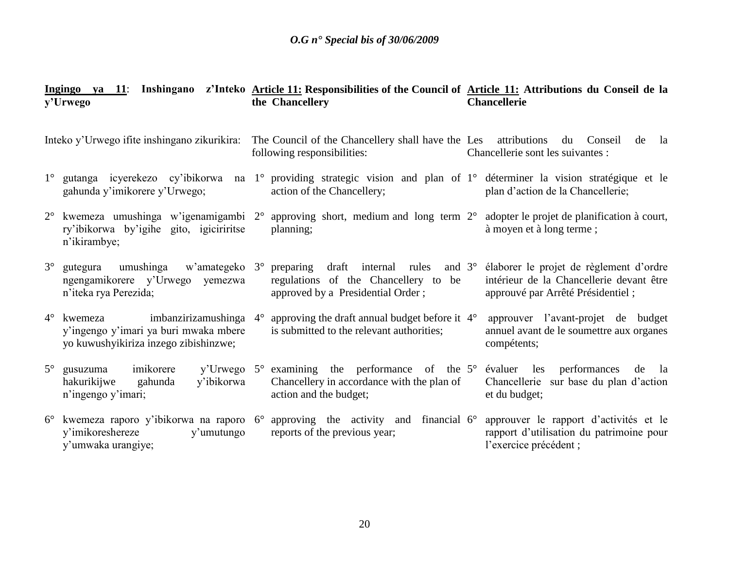| **Ingingo ya 11**: **Inshingano z'Inteko y'Urwego** | **Article 11: Responsibilities of the Council of the Chancellery** | **Article 11: Attributions du Conseil de la Chancellerie** |
|---|---|---|
| Inteko y'Urwego ifite inshingano zikurikira: | The Council of the Chancellery shall have the following responsibilities: | Les attributions du Conseil de la Chancellerie sont les suivantes : |
| 1° gutanga icyerekezo cy'ibikorwa na gahunda y'imikorere y'Urwego; | 1° providing strategic vision and plan of action of the Chancellery; | 1° déterminer la vision stratégique et le plan d'action de la Chancellerie; |
| 2° kwemeza umushinga w'igenamigambi ry'ibikorwa by'igihe gito, igiciriritse n'ikirambye; | 2° approving short, medium and long term planning; | 2° adopter le projet de planification à court, à moyen et à long terme ; |
| 3° gutegura umushinga w'amategeko ngengamikorere y'Urwego yemezwa n'iteka rya Perezida; | 3° preparing draft internal rules and regulations of the Chancellery to be approved by a Presidential Order ; | 3° élaborer le projet de règlement d'ordre intérieur de la Chancellerie devant être approuvé par Arrêté Présidentiel ; |
| 4° kwemeza imbanzirizamushinga y'ingengo y'imari ya buri mwaka mbere yo kuwushyikiriza inzego zibishinzwe; | 4° approving the draft annual budget before it is submitted to the relevant authorities; | 4° approuver l'avant-projet de budget annuel avant de le soumettre aux organes compétents; |
| 5° gusuzuma imikorere y'Urwego hakurikijwe gahunda y'ibikorwa n'ingengo y'imari; | 5° examining the performance of the Chancellery in accordance with the plan of action and the budget; | 5° évaluer les performances de la Chancellerie sur base du plan d'action et du budget; |
| 6° kwemeza raporo y'ibikorwa na raporo y'imikoreshereze y'umutungo y'umwaka urangiye; | 6° approving the activity and financial reports of the previous year; | 6° approuver le rapport d'activités et le rapport d'utilisation du patrimoine pour l'exercice précédent ; |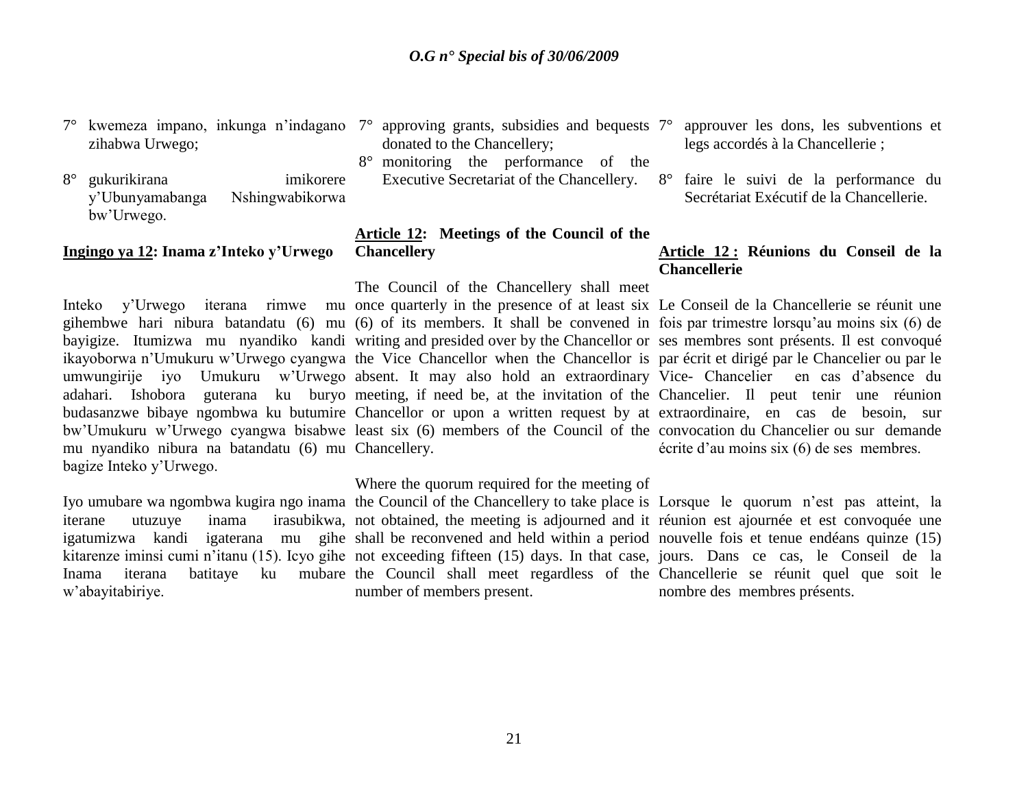7° kwemeza impano, inkunga n'indagano zihabwa Urwego;

8° gukurikirana imikorere y'Ubunyamabanga Nshingwabikorwa bw'Urwego.

**Ingingo ya 12: Inama z'Inteko y'Urwego**

Inteko y'Urwego iterana rimwe mu gihembwe hari nibura batandatu (6) mu bayigize. Itumizwa mu nyandiko kandi ikayoborwa n'Umukuru w'Urwego cyangwa umwungirije iyo Umukuru w'Urwego adahari. Ishobora guterana ku buryo budasanzwe bibaye ngombwa ku butumire bw'Umukuru w'Urwego cyangwa bisabwe mu nyandiko nibura na batandatu (6) mu bagize Inteko y'Urwego.

Iyo umubare wa ngombwa kugira ngo inama iterane utuzuye inama irasubikwa, igatumizwa kandi igaterana mu gihe kitarenze iminsi cumi n'itanu (15). Icyo gihe Inama iterana batitaye ku mubare w'abayitabiriye.

7° approving grants, subsidies and bequests donated to the Chancellery;

8° monitoring the performance of the Executive Secretariat of the Chancellery.

**Article 12: Meetings of the Council of the Chancellery**

The Council of the Chancellery shall meet once quarterly in the presence of at least six (6) of its members. It shall be convened in writing and presided over by the Chancellor or the Vice Chancellor when the Chancellor is absent. It may also hold an extraordinary meeting, if need be, at the invitation of the Chancellor or upon a written request by at least six (6) members of the Council of the Chancellery.

Where the quorum required for the meeting of the Council of the Chancellery to take place is not obtained, the meeting is adjourned and it shall be reconvened and held within a period not exceeding fifteen (15) days. In that case, the Council shall meet regardless of the number of members present.

7° approuver les dons, les subventions et legs accordés à la Chancellerie ;

8° faire le suivi de la performance du Secrétariat Exécutif de la Chancellerie.

**Article 12 : Réunions du Conseil de la Chancellerie**

Le Conseil de la Chancellerie se réunit une fois par trimestre lorsqu'au moins six (6) de ses membres sont présents. Il est convoqué par écrit et dirigé par le Chancelier ou par le Vice- Chancelier en cas d'absence du Chancelier. Il peut tenir une réunion extraordinaire, en cas de besoin, sur convocation du Chancelier ou sur demande écrite d'au moins six (6) de ses membres.

Lorsque le quorum n'est pas atteint, la réunion est ajournée et est convoquée une nouvelle fois et tenue endéans quinze (15) jours. Dans ce cas, le Conseil de la Chancellerie se réunit quel que soit le nombre des membres présents.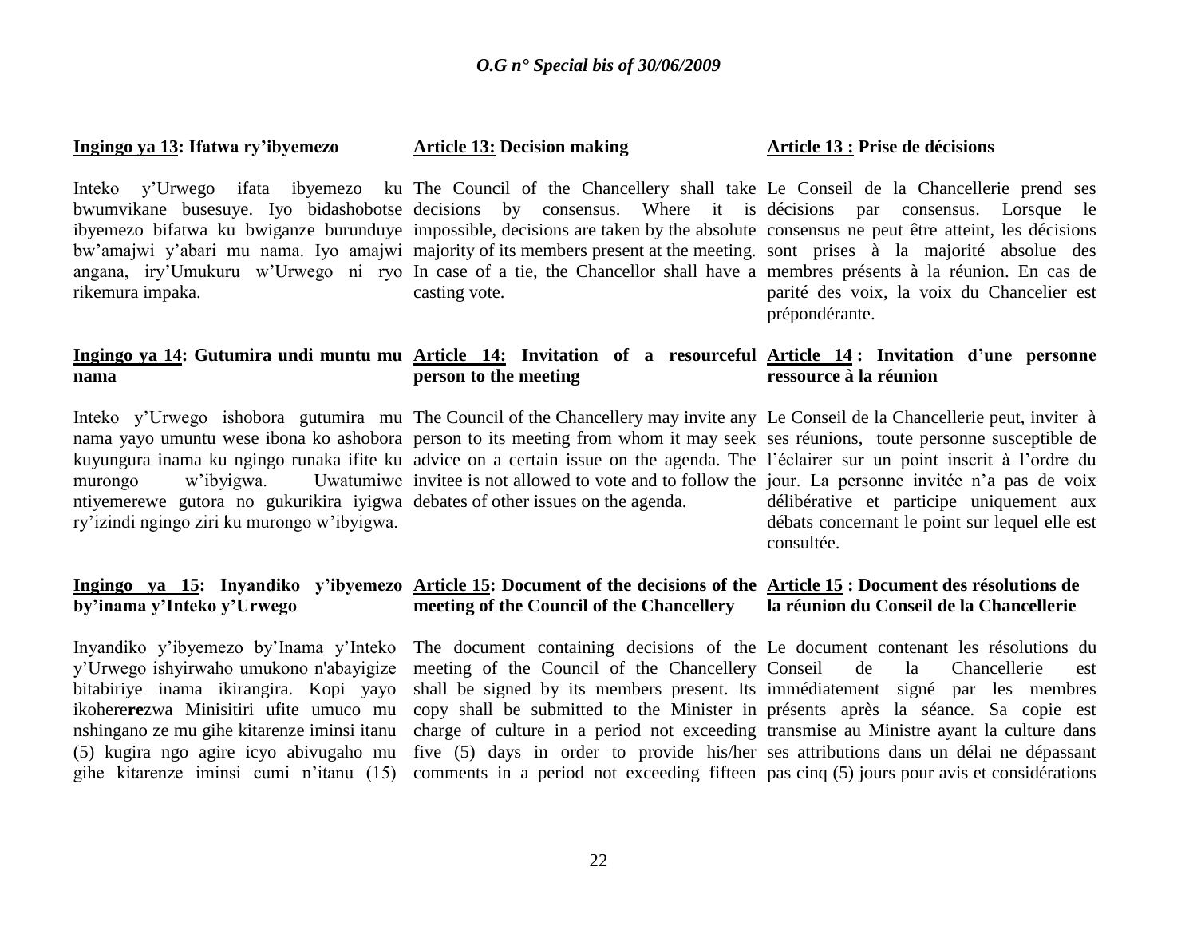**Ingingo ya 13: Ifatwa ry'ibyemezo**

Inteko y'Urwego ifata ibyemezo ku bwumvikane busesuye. Iyo bidashobotse ibyemezo bifatwa ku bwiganze burunduye bw'amajwi y'abari mu nama. Iyo amajwi angana, iry'Umukuru w'Urwego ni ryo rikemura impaka.

**Ingingo ya 14: Gutumira undi muntu mu nama**

Inteko y'Urwego ishobora gutumira mu nama yayo umuntu wese ibona ko ashobora kuyungura inama ku ngingo runaka ifite ku murongo w'ibyigwa. Uwatumiwe ntiyemerewe gutora no gukurikira iyigwa ry'izindi ngingo ziri ku murongo w'ibyigwa.

**Ingingo ya 15: Inyandiko y'ibyemezo by'inama y'Inteko y'Urwego**

Inyandiko y'ibyemezo by'Inama y'Inteko y'Urwego ishyirwaho umukono n'abayigize bitabiriye inama ikirangira. Kopi yayo ikohererezwa Minisitiri ufite umuco mu nshingano ze mu gihe kitarenze iminsi itanu (5) kugira ngo agire icyo abivugaho mu gihe kitarenze iminsi cumi n'itanu (15)

**Article 13: Decision making**

The Council of the Chancellery shall take decisions by consensus. Where it is impossible, decisions are taken by the absolute majority of its members present at the meeting. In case of a tie, the Chancellor shall have a casting vote.

**Article 14: Invitation of a resourceful person to the meeting**

The Council of the Chancellery may invite any person to its meeting from whom it may seek advice on a certain issue on the agenda. The invitee is not allowed to vote and to follow the debates of other issues on the agenda.

**Article 15: Document of the decisions of the meeting of the Council of the Chancellery**

The document containing decisions of the meeting of the Council of the Chancellery shall be signed by its members present. Its copy shall be submitted to the Minister in charge of culture in a period not exceeding five (5) days in order to provide his/her comments in a period not exceeding fifteen

**Article 13 : Prise de décisions**

Le Conseil de la Chancellerie prend ses décisions par consensus. Lorsque le consensus ne peut être atteint, les décisions sont prises à la majorité absolue des membres présents à la réunion. En cas de parité des voix, la voix du Chancelier est prépondérante.

**Article 14 : Invitation d'une personne ressource à la réunion**

Le Conseil de la Chancellerie peut, inviter à ses réunions, toute personne susceptible de l'éclairer sur un point inscrit à l'ordre du jour. La personne invitée n'a pas de voix délibérative et participe uniquement aux débats concernant le point sur lequel elle est consultée.

**Article 15 : Document des résolutions de la réunion du Conseil de la Chancellerie**

Le document contenant les résolutions du Conseil de la Chancellerie est immédiatement signé par les membres présents après la séance. Sa copie est transmise au Ministre ayant la culture dans ses attributions dans un délai ne dépassant pas cinq (5) jours pour avis et considérations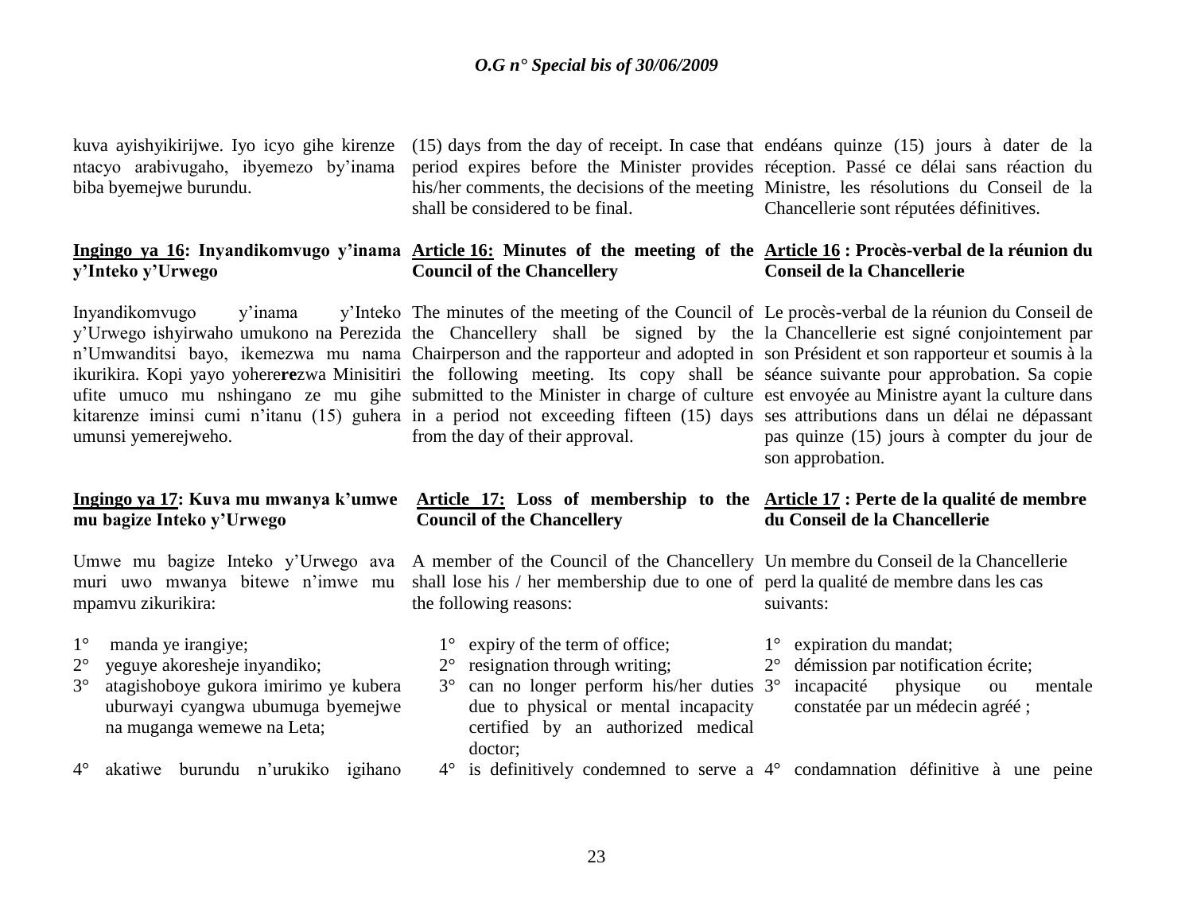kuva ayishyikirijwe. Iyo icyo gihe kirenze ntacyo arabivugaho, ibyemezo by'inama biba byemejwe burundu.

**Ingingo ya 16: Inyandikomvugo y'inama y'Inteko y'Urwego**

Inyandikomvugo y'inama y'Inteko y'Urwego ishyirwaho umukono na Perezida n'Umwanditsi bayo, ikemezwa mu nama ikurikira. Kopi yayo yoherezwa Minisitiri ufite umuco mu nshingano ze mu gihe kitarenze iminsi cumi n'itanu (15) guhera umunsi yemerejweho.

**Ingingo ya 17: Kuva mu mwanya k'umwe mu bagize Inteko y'Urwego**

Umwe mu bagize Inteko y'Urwego ava muri uwo mwanya bitewe n'imwe mu mpamvu zikurikira:

1° manda ye irangiye;
2° yeguye akoresheje inyandiko;
3° atagishoboye gukora imirimo ye kubera uburwayi cyangwa ubumuga byemejwe na muganga wemewe na Leta;
4° akatiwe burundu n'urukiko igihano

(15) days from the day of receipt. In case that period expires before the Minister provides his/her comments, the decisions of the meeting shall be considered to be final.

**Article 16: Minutes of the meeting of the Council of the Chancellery**

The minutes of the meeting of the Council of the Chancellery shall be signed by the Chairperson and the rapporteur and adopted in the following meeting. Its copy shall be submitted to the Minister in charge of culture in a period not exceeding fifteen (15) days from the day of their approval.

**Article 17: Loss of membership to the Council of the Chancellery**

A member of the Council of the Chancellery shall lose his / her membership due to one of the following reasons:

1° expiry of the term of office;
2° resignation through writing;
3° can no longer perform his/her duties due to physical or mental incapacity certified by an authorized medical doctor;
4° is definitively condemned to serve a

endéans quinze (15) jours à dater de la réception. Passé ce délai sans réaction du Ministre, les résolutions du Conseil de la Chancellerie sont réputées définitives.

**Article 16 : Procès-verbal de la réunion du Conseil de la Chancellerie**

Le procès-verbal de la réunion du Conseil de la Chancellerie est signé conjointement par son Président et son rapporteur et soumis à la séance suivante pour approbation. Sa copie est envoyée au Ministre ayant la culture dans ses attributions dans un délai ne dépassant pas quinze (15) jours à compter du jour de son approbation.

**Article 17 : Perte de la qualité de membre du Conseil de la Chancellerie**

Un membre du Conseil de la Chancellerie perd la qualité de membre dans les cas suivants:

1° expiration du mandat;
2° démission par notification écrite;
3° incapacité physique ou mentale constatée par un médecin agréé ;
4° condamnation définitive à une peine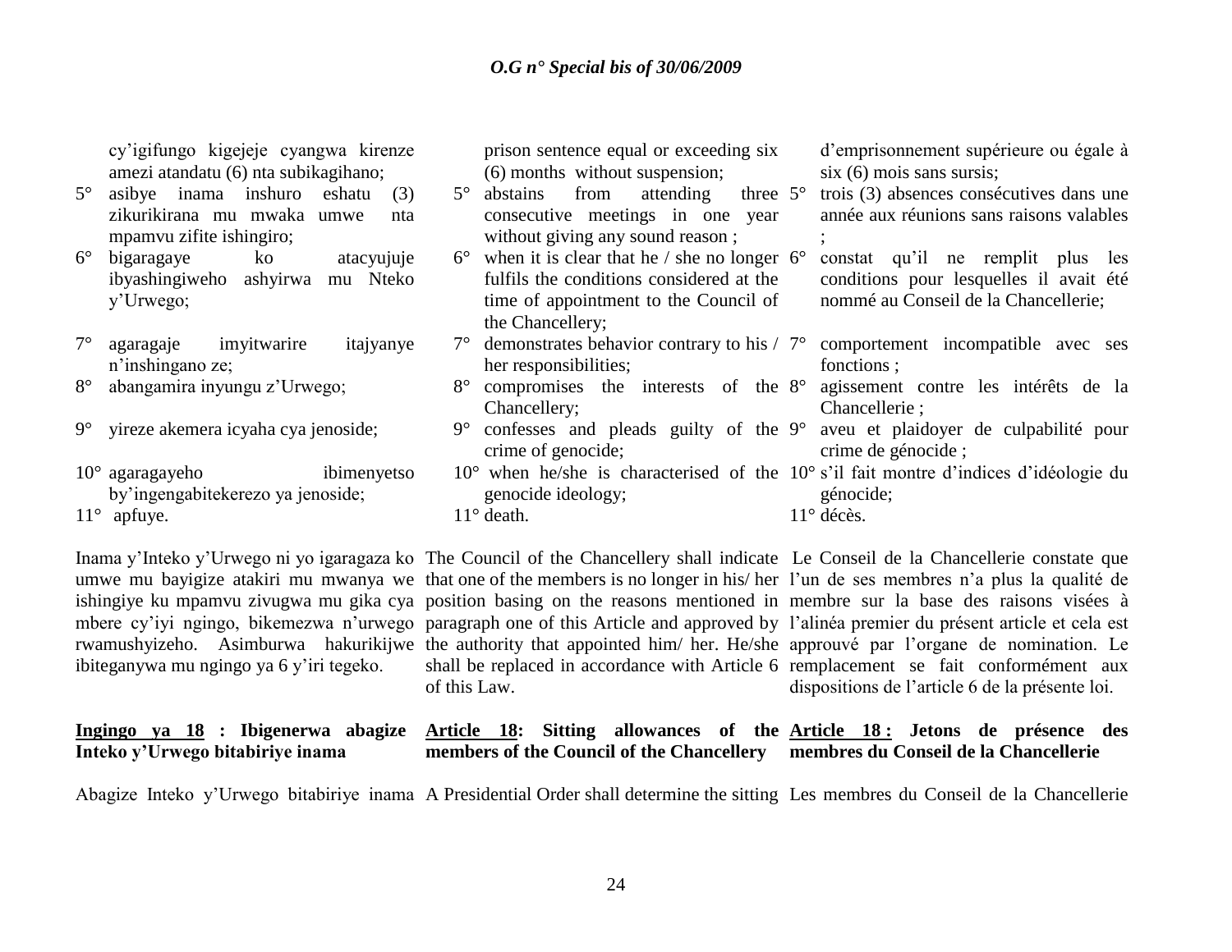cy'igifungo kigejeje cyangwa kirenze amezi atandatu (6) nta subikagihano;

5° asibye inama inshuro eshatu (3) zikurikirana mu mwaka umwe nta mpamvu zifite ishingiro;

6° bigaragaye ko atacyujuje ibyashingiweho ashyirwa mu Nteko y'Urwego;

7° agaragaje imyitwarire itajyanye n'inshingano ze;

8° abangamira inyungu z'Urwego;

9° yireze akemera icyaha cya jenoside;

10° agaragayeho ibimenyetso by'ingengabitekerezo ya jenoside;

11° apfuye.

Inama y'Inteko y'Urwego ni yo igaragaza ko umwe mu bayigize atakiri mu mwanya we ishingiye ku mpamvu zivugwa mu gika cya mbere cy'iyi ngingo, bikemezwa n'urwego rwamushyizeho. Asimburwa hakurikijwe ibiteganywa mu ngingo ya 6 y'iri tegeko.

prison sentence equal or exceeding six (6) months without suspension;

5° abstains from attending three consecutive meetings in one year without giving any sound reason ;

6° when it is clear that he / she no longer fulfils the conditions considered at the time of appointment to the Council of the Chancellery;

7° demonstrates behavior contrary to his / her responsibilities;

8° compromises the interests of the Chancellery;

9° confesses and pleads guilty of the crime of genocide;

10° when he/she is characterised of the genocide ideology;

11° death.

The Council of the Chancellery shall indicate that one of the members is no longer in his/ her position basing on the reasons mentioned in paragraph one of this Article and approved by the authority that appointed him/ her. He/she shall be replaced in accordance with Article 6 of this Law.

d'emprisonnement supérieure ou égale à six (6) mois sans sursis;

5° trois (3) absences consécutives dans une année aux réunions sans raisons valables ;

6° constat qu'il ne remplit plus les conditions pour lesquelles il avait été nommé au Conseil de la Chancellerie;

7° comportement incompatible avec ses fonctions ;

8° agissement contre les intérêts de la Chancellerie ;

9° aveu et plaidoyer de culpabilité pour crime de génocide ;

10° s'il fait montre d'indices d'idéologie du génocide;

11° décès.

Le Conseil de la Chancellerie constate que l'un de ses membres n'a plus la qualité de membre sur la base des raisons visées à l'alinéa premier du présent article et cela est approuvé par l'organe de nomination. Le remplacement se fait conformément aux dispositions de l'article 6 de la présente loi.

**Ingingo ya 18 : Ibigenerwa abagize Inteko y'Urwego bitabiriye inama**

Abagize Inteko y'Urwego bitabiriye inama

**Article 18: Sitting allowances of the members of the Council of the Chancellery**

A Presidential Order shall determine the sitting

**Article 18 : Jetons de présence des membres du Conseil de la Chancellerie**

Les membres du Conseil de la Chancellerie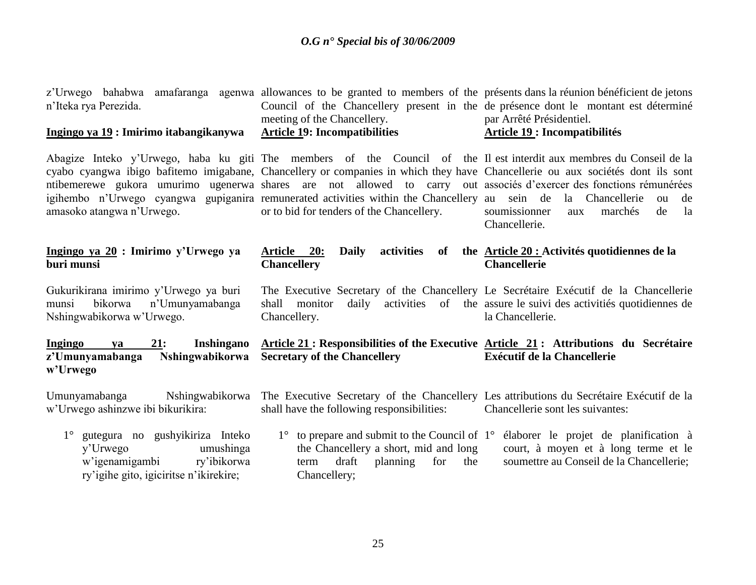z'Urwego bahabwa amafaranga agenwa n'Iteka rya Perezida.

allowances to be granted to members of the Council of the Chancellery present in the meeting of the Chancellery.

présents dans la réunion bénéficient de jetons de présence dont le montant est déterminé par Arrêté Présidentiel.

**Ingingo ya 19 : Imirimo itabangikanywa**

Abagize Inteko y'Urwego, haba ku giti cyabo cyangwa ibigo bafitemo imigabane, ntibemerewe gukora umurimo ugenerwa igihembo n'Urwego cyangwa gupiganira amasoko atangwa n'Urwego.

**Article 19: Incompatibilities**

The members of the Council of the Chancellery or companies in which they have shares are not allowed to carry out remunerated activities within the Chancellery or to bid for tenders of the Chancellery.

**Article 19 : Incompatibilités**

Il est interdit aux membres du Conseil de la Chancellerie ou aux sociétés dont ils sont associés d'exercer des fonctions rémunérées au sein de la Chancellerie ou de soumissionner aux marchés de la Chancellerie.

**Ingingo ya 20 : Imirimo y'Urwego ya buri munsi**

Gukurikirana imirimo y'Urwego ya buri munsi bikorwa n'Umunyamabanga Nshingwabikorwa w'Urwego.

**Article 20: Daily activities of the Chancellery**

The Executive Secretary of the Chancellery shall monitor daily activities of the Chancellery.

**Article 20 : Activités quotidiennes de la Chancellerie**

Le Secrétaire Exécutif de la Chancellerie assure le suivi des activitiés quotidiennes de la Chancellerie.

**Ingingo ya 21: Inshingano z'Umunyamabanga Nshingwabikorwa w'Urwego**

Umunyamabanga Nshingwabikorwa w'Urwego ashinzwe ibi bikurikira:

1° gutegura no gushyikiriza Inteko y'Urwego umushinga w'igenamigambi ry'ibikorwa ry'igihe gito, igiciritse n'ikirekire;

**Article 21 : Responsibilities of the Executive Secretary of the Chancellery**

The Executive Secretary of the Chancellery shall have the following responsibilities:

1° to prepare and submit to the Council of the Chancellery a short, mid and long term draft planning for the Chancellery;

**Article 21 : Attributions du Secrétaire Exécutif de la Chancellerie**

Les attributions du Secrétaire Exécutif de la Chancellerie sont les suivantes:

1° élaborer le projet de planification à court, à moyen et à long terme et le soumettre au Conseil de la Chancellerie;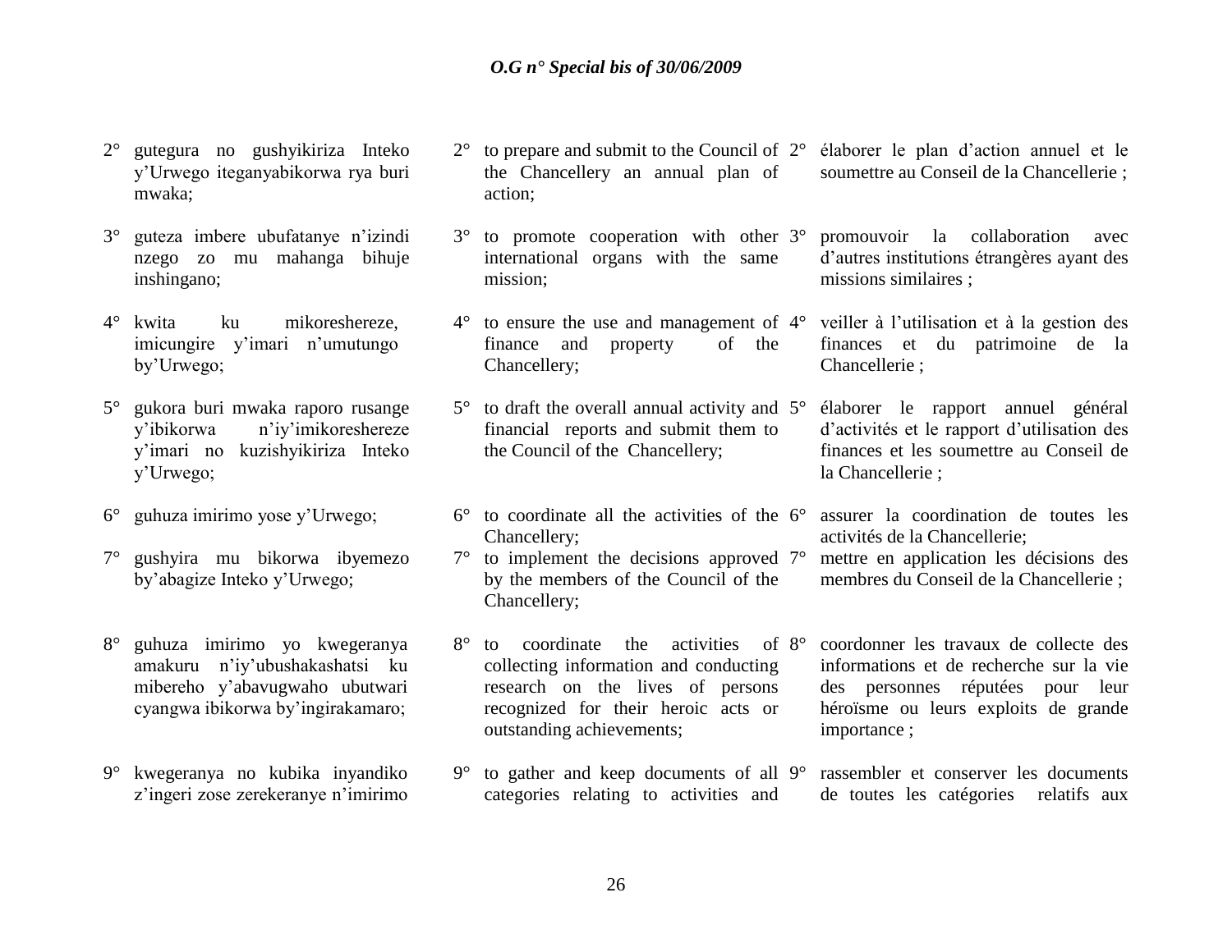2° gutegura no gushyikiriza Inteko y'Urwego iteganyabikorwa rya buri mwaka;

3° guteza imbere ubufatanye n'izindi nzego zo mu mahanga bihuje inshingano;

4° kwita ku mikoreshereze, imicungire y'imari n'umutungo by'Urwego;

5° gukora buri mwaka raporo rusange y'ibikorwa n'iy'imikoreshereze y'imari no kuzishyikiriza Inteko y'Urwego;

6° guhuza imirimo yose y'Urwego;

7° gushyira mu bikorwa ibyemezo by'abagize Inteko y'Urwego;

8° guhuza imirimo yo kwegeranya amakuru n'iy'ubushakashatsi ku mibereho y'abavugwaho ubutwari cyangwa ibikorwa by'ingirakamaro;

9° kwegeranya no kubika inyandiko z'ingeri zose zerekeranye n'imirimo

2° to prepare and submit to the Council of the Chancellery an annual plan of action;

3° to promote cooperation with other international organs with the same mission;

4° to ensure the use and management of finance and property of the Chancellery;

5° to draft the overall annual activity and financial reports and submit them to the Council of the Chancellery;

6° to coordinate all the activities of the Chancellery;

7° to implement the decisions approved by the members of the Council of the Chancellery;

8° to coordinate the activities of collecting information and conducting research on the lives of persons recognized for their heroic acts or outstanding achievements;

9° to gather and keep documents of all categories relating to activities and

2° élaborer le plan d'action annuel et le soumettre au Conseil de la Chancellerie ;

3° promouvoir la collaboration avec d'autres institutions étrangères ayant des missions similaires ;

4° veiller à l'utilisation et à la gestion des finances et du patrimoine de la Chancellerie ;

5° élaborer le rapport annuel général d'activités et le rapport d'utilisation des finances et les soumettre au Conseil de la Chancellerie ;

6° assurer la coordination de toutes les activités de la Chancellerie;

7° mettre en application les décisions des membres du Conseil de la Chancellerie ;

8° coordonner les travaux de collecte des informations et de recherche sur la vie des personnes réputées pour leur héroïsme ou leurs exploits de grande importance ;

9° rassembler et conserver les documents de toutes les catégories relatifs aux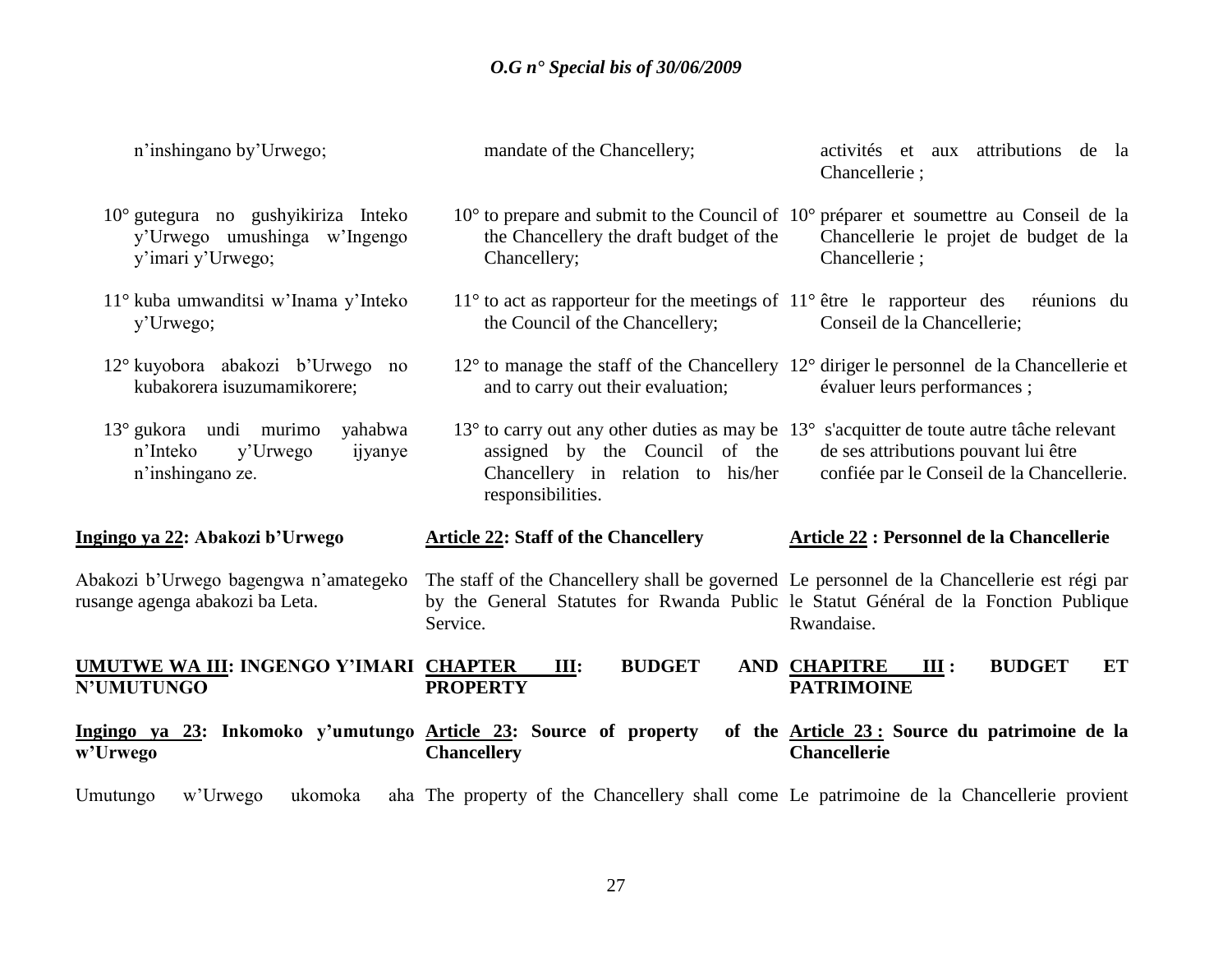| | | |
|---|---|---|
| n'inshingano by'Urwego; | mandate of the Chancellery; | activités et aux attributions de la Chancellerie ; |
| 10° gutegura no gushyikiriza Inteko y'Urwego umushinga w'Ingengo y'imari y'Urwego; | 10° to prepare and submit to the Council of the Chancellery the draft budget of the Chancellery; | 10° préparer et soumettre au Conseil de la Chancellerie le projet de budget de la Chancellerie ; |
| 11° kuba umwanditsi w'Inama y'Inteko y'Urwego; | 11° to act as rapporteur for the meetings of the Council of the Chancellery; | 11° être le rapporteur des réunions du Conseil de la Chancellerie; |
| 12° kuyobora abakozi b'Urwego no kubakorera isuzumamikorere; | 12° to manage the staff of the Chancellery and to carry out their evaluation; | 12° diriger le personnel de la Chancellerie et évaluer leurs performances ; |
| 13° gukora undi murimo yahabwa n'Inteko y'Urwego ijyanye n'inshingano ze. | 13° to carry out any other duties as may be assigned by the Council of the Chancellery in relation to his/her responsibilities. | 13° s'acquitter de toute autre tâche relevant de ses attributions pouvant lui être confiée par le Conseil de la Chancellerie. |
| **Ingingo ya 22: Abakozi b'Urwego** | **Article 22: Staff of the Chancellery** | **Article 22 : Personnel de la Chancellerie** |
| Abakozi b'Urwego bagengwa n'amategeko rusange agenga abakozi ba Leta. | The staff of the Chancellery shall be governed by the General Statutes for Rwanda Public Service. | Le personnel de la Chancellerie est régi par le Statut Général de la Fonction Publique Rwandaise. |
| **UMUTWE WA III: INGENGO Y'IMARI N'UMUTUNGO** | **CHAPTER III: BUDGET AND PROPERTY** | **CHAPITRE III : BUDGET ET PATRIMOINE** |
| **Ingingo ya 23: Inkomoko y'umutungo w'Urwego** | **Article 23: Source of property of the Chancellery** | **Article 23 : Source du patrimoine de la Chancellerie** |
| Umutungo w'Urwego ukomoka aha | The property of the Chancellery shall come | Le patrimoine de la Chancellerie provient |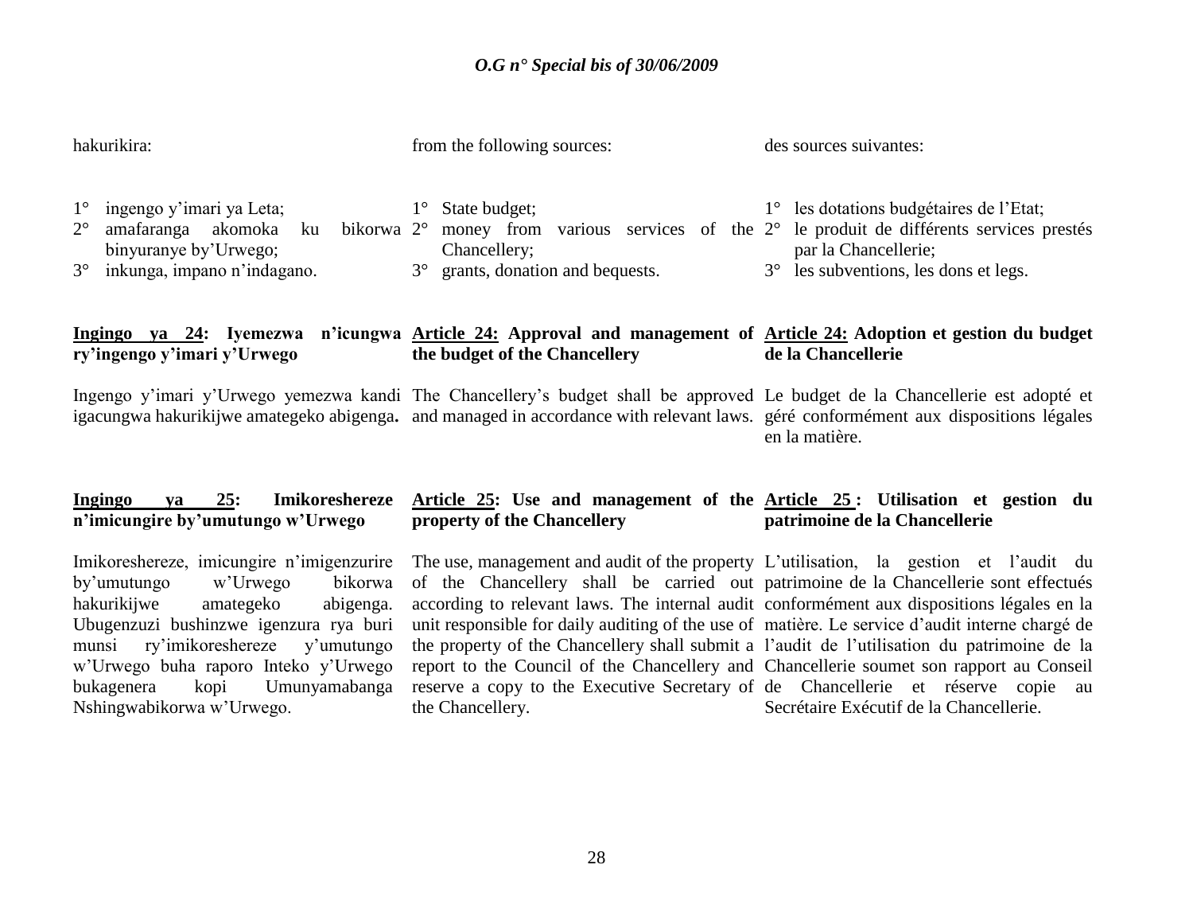hakurikira:

1° ingengo y'imari ya Leta;
2° amafaranga akomoka ku bikorwa binyuranye by'Urwego;
3° inkunga, impano n'indagano.

**<u>Ingingo ya 24</u>: Iyemezwa n'icungwa ry'ingengo y'imari y'Urwego**

Ingengo y'imari y'Urwego yemezwa kandi igacungwa hakurikijwe amategeko abigenga**.**

**<u>Ingingo ya 25</u>: Imikoreshereze n'imicungire by'umutungo w'Urwego**

Imikoreshereze, imicungire n'imigenzurire by'umutungo w'Urwego bikorwa hakurikijwe amategeko abigenga. Ubugenzuzi bushinzwe igenzura rya buri munsi ry'imikoreshereze y'umutungo w'Urwego buha raporo Inteko y'Urwego bukagenera kopi Umunyamabanga Nshingwabikorwa w'Urwego.

from the following sources:

1° State budget;
2° money from various services of the Chancellery;
3° grants, donation and bequests.

**<u>Article 24:</u> Approval and management of the budget of the Chancellery**

The Chancellery's budget shall be approved and managed in accordance with relevant laws.

**<u>Article 25</u>: Use and management of the property of the Chancellery**

The use, management and audit of the property of the Chancellery shall be carried out according to relevant laws. The internal audit unit responsible for daily auditing of the use of the property of the Chancellery shall submit a report to the Council of the Chancellery and reserve a copy to the Executive Secretary of the Chancellery.

des sources suivantes:

1° les dotations budgétaires de l'Etat;
2° le produit de différents services prestés par la Chancellerie;
3° les subventions, les dons et legs.

**<u>Article 24:</u> Adoption et gestion du budget de la Chancellerie**

Le budget de la Chancellerie est adopté et géré conformément aux dispositions légales en la matière.

**<u>Article 25 </u>: Utilisation et gestion du patrimoine de la Chancellerie**

L'utilisation, la gestion et l'audit du patrimoine de la Chancellerie sont effectués conformément aux dispositions légales en la matière. Le service d'audit interne chargé de l'audit de l'utilisation du patrimoine de la Chancellerie soumet son rapport au Conseil de Chancellerie et réserve copie au Secrétaire Exécutif de la Chancellerie.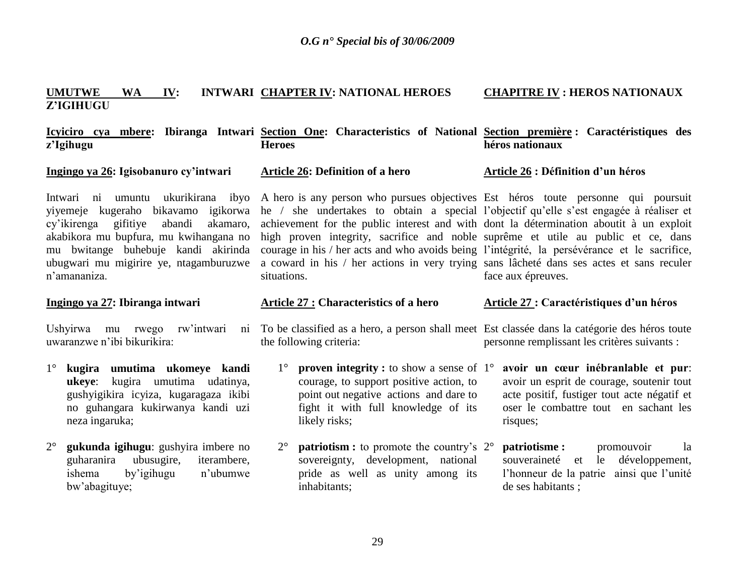**UMUTWE WA IV: INTWARI Z'IGIHUGU**

**Icyiciro cya mbere: Ibiranga Intwari z'Igihugu**

**Ingingo ya 26: Igisobanuro cy'intwari**

Intwari ni umuntu ukurikirana ibyo yiyemeje kugeraho bikavamo igikorwa cy'ikirenga gifitiye abandi akamaro, akabikora mu bupfura, mu kwihangana no mu bwitange buhebuje kandi akirinda ubugwari mu migirire ye, ntagamburuzwe n'amananiza.

**Ingingo ya 27: Ibiranga intwari**

Ushyirwa mu rwego rw'intwari ni uwaranzwe n'ibi bikurikira:

1° **kugira umutima ukomeye kandi ukeye**: kugira umutima udatinya, gushyigikira icyiza, kugaragaza ikibi no guhangara kukirwanya kandi uzi neza ingaruka;

2° **gukunda igihugu**: gushyira imbere no guharanira ubusugire, iterambere, ishema by'igihugu n'ubumwe bw'abagituye;

**CHAPTER IV: NATIONAL HEROES**

**Section One: Characteristics of National Heroes**

**Article 26: Definition of a hero**

A hero is any person who pursues objectives he / she undertakes to obtain a special achievement for the public interest and with high proven integrity, sacrifice and noble courage in his / her acts and who avoids being a coward in his / her actions in very trying situations.

**Article 27 : Characteristics of a hero**

To be classified as a hero, a person shall meet the following criteria:

1° **proven integrity :** to show a sense of courage, to support positive action, to point out negative actions and dare to fight it with full knowledge of its likely risks;

2° **patriotism :** to promote the country's sovereignty, development, national pride as well as unity among its inhabitants;

**CHAPITRE IV : HEROS NATIONAUX**

**Section première : Caractéristiques des héros nationaux**

**Article 26 : Définition d'un héros**

Est héros toute personne qui poursuit l'objectif qu'elle s'est engagée à réaliser et dont la détermination aboutit à un exploit suprême et utile au public et ce, dans l'intégrité, la persévérance et le sacrifice, sans lâcheté dans ses actes et sans reculer face aux épreuves.

**Article 27 : Caractéristiques d'un héros**

Est classée dans la catégorie des héros toute personne remplissant les critères suivants :

1° **avoir un cœur inébranlable et pur**: avoir un esprit de courage, soutenir tout acte positif, fustiger tout acte négatif et oser le combattre tout en sachant les risques;

2° **patriotisme :** promouvoir la souveraineté et le développement, l'honneur de la patrie ainsi que l'unité de ses habitants ;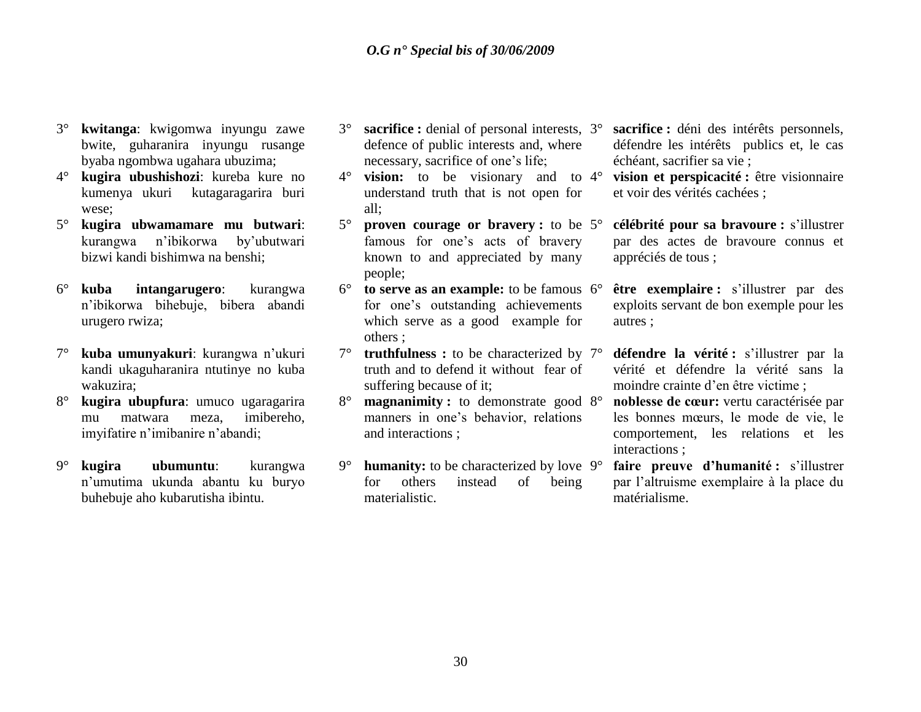3° **kwitanga**: kwigomwa inyungu zawe bwite, guharanira inyungu rusange byaba ngombwa ugahara ubuzima;

4° **kugira ubushishozi**: kureba kure no kumenya ukuri kutagaragarira buri wese;

5° **kugira ubwamamare mu butwari**: kurangwa n'ibikorwa by'ubutwari bizwi kandi bishimwa na benshi;

6° **kuba intangarugero**: kurangwa n'ibikorwa bihebuje, bibera abandi urugero rwiza;

7° **kuba umunyakuri**: kurangwa n'ukuri kandi ukaguharanira ntutinye no kuba wakuzira;

8° **kugira ubupfura**: umuco ugaragarira mu matwara meza, imibereho, imyifatire n'imibanire n'abandi;

9° **kugira ubumuntu**: kurangwa n'umutima ukunda abantu ku buryo buhebuje aho kubarutisha ibintu.

3° **sacrifice :** denial of personal interests, defence of public interests and, where necessary, sacrifice of one's life;

4° **vision:** to be visionary and to understand truth that is not open for all;

5° **proven courage or bravery :** to be famous for one's acts of bravery known to and appreciated by many people;

6° **to serve as an example:** to be famous for one's outstanding achievements which serve as a good example for others ;

7° **truthfulness :** to be characterized by truth and to defend it without fear of suffering because of it;

8° **magnanimity :** to demonstrate good manners in one's behavior, relations and interactions ;

9° **humanity:** to be characterized by love for others instead of being materialistic.

3° **sacrifice :** déni des intérêts personnels, défendre les intérêts publics et, le cas échéant, sacrifier sa vie ;

4° **vision et perspicacité :** être visionnaire et voir des vérités cachées ;

5° **célébrité pour sa bravoure :** s'illustrer par des actes de bravoure connus et appréciés de tous ;

6° **être exemplaire :** s'illustrer par des exploits servant de bon exemple pour les autres ;

7° **défendre la vérité :** s'illustrer par la vérité et défendre la vérité sans la moindre crainte d'en être victime ;

8° **noblesse de cœur:** vertu caractérisée par les bonnes mœurs, le mode de vie, le comportement, les relations et les interactions ;

9° **faire preuve d'humanité :** s'illustrer par l'altruisme exemplaire à la place du matérialisme.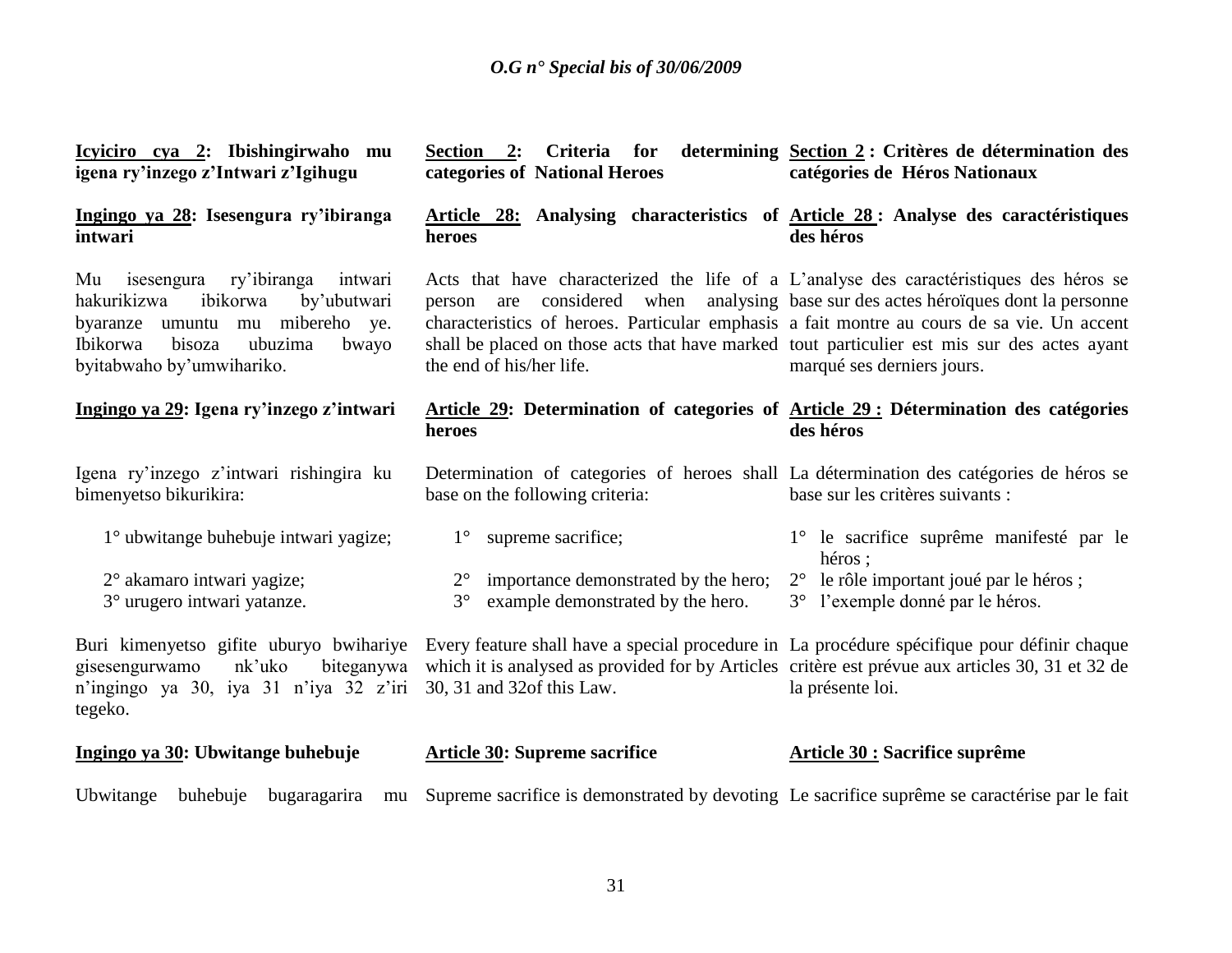**Icyiciro cya 2: Ibishingirwaho mu igena ry'inzego z'Intwari z'Igihugu**

**Ingingo ya 28: Isesengura ry'ibiranga intwari**

Mu isesengura ry'ibiranga intwari hakurikizwa ibikorwa by'ubutwari byaranze umuntu mu mibereho ye. Ibikorwa bisoza ubuzima bwayo byitabwaho by'umwihariko.

**Ingingo ya 29: Igena ry'inzego z'intwari**

Igena ry'inzego z'intwari rishingira ku bimenyetso bikurikira:

1° ubwitange buhebuje intwari yagize;

2° akamaro intwari yagize;

3° urugero intwari yatanze.

Buri kimenyetso gifite uburyo bwihariye gisesengurwamo nk'uko biteganywa n'ingingo ya 30, iya 31 n'iya 32 z'iri tegeko.

**Ingingo ya 30: Ubwitange buhebuje**

Ubwitange buhebuje bugaragarira mu

**Section 2: Criteria for determining categories of National Heroes**

**Article 28: Analysing characteristics of heroes**

Acts that have characterized the life of a person are considered when analysing characteristics of heroes. Particular emphasis shall be placed on those acts that have marked the end of his/her life.

**Article 29: Determination of categories of heroes**

Determination of categories of heroes shall base on the following criteria:

1° supreme sacrifice;

2° importance demonstrated by the hero;

3° example demonstrated by the hero.

Every feature shall have a special procedure in which it is analysed as provided for by Articles 30, 31 and 32of this Law.

**Article 30: Supreme sacrifice**

Supreme sacrifice is demonstrated by devoting

**Section 2 : Critères de détermination des catégories de Héros Nationaux**

**Article 28 : Analyse des caractéristiques des héros**

L'analyse des caractéristiques des héros se base sur des actes héroïques dont la personne a fait montre au cours de sa vie. Un accent tout particulier est mis sur des actes ayant marqué ses derniers jours.

**Article 29 : Détermination des catégories des héros**

La détermination des catégories de héros se base sur les critères suivants :

1° le sacrifice suprême manifesté par le héros ;

2° le rôle important joué par le héros ;

3° l'exemple donné par le héros.

La procédure spécifique pour définir chaque critère est prévue aux articles 30, 31 et 32 de la présente loi.

**Article 30 : Sacrifice suprême**

Le sacrifice suprême se caractérise par le fait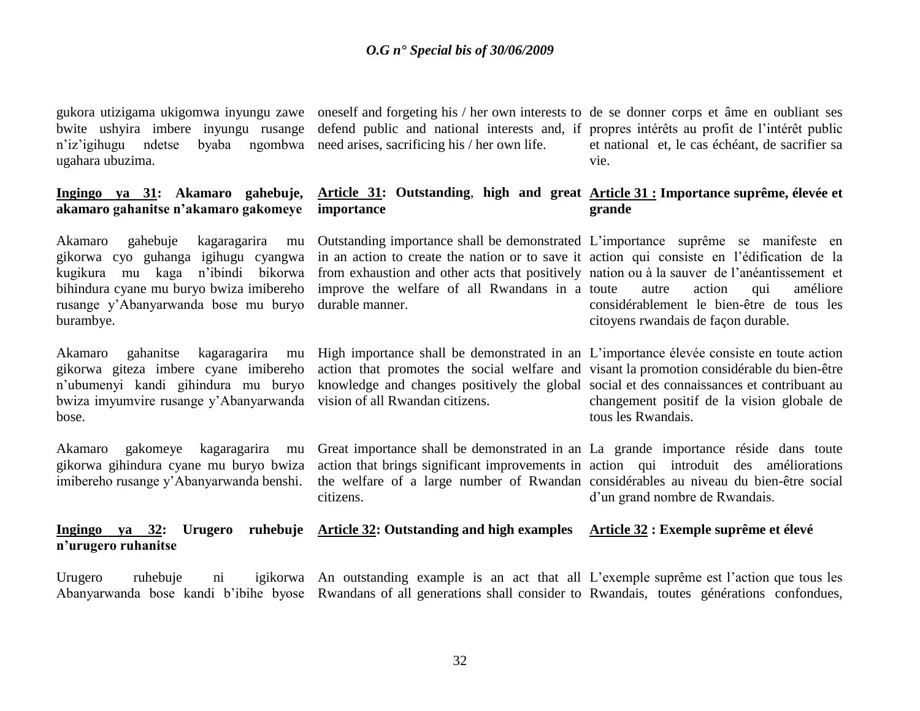gukora utizigama ukigomwa inyungu zawe bwite ushyira imbere inyungu rusange n'iz'igihugu ndetse byaba ngombwa ugahara ubuzima.

oneself and forgeting his / her own interests to defend public and national interests and, if need arises, sacrificing his / her own life.

de se donner corps et âme en oubliant ses propres intérêts au profit de l'intérêt public et national et, le cas échéant, de sacrifier sa vie.

**Ingingo ya 31: Akamaro gahebuje, akamaro gahanitse n'akamaro gakomeye**

Akamaro gahebuje kagaragarira mu gikorwa cyo guhanga igihugu cyangwa kugikura mu kaga n'ibindi bikorwa bihindura cyane mu buryo bwiza imibereho rusange y'Abanyarwanda bose mu buryo burambye.

Akamaro gahanitse kagaragarira mu gikorwa giteza imbere cyane imibereho n'ubumenyi kandi gihindura mu buryo bwiza imyumvire rusange y'Abanyarwanda bose.

Akamaro gakomeye kagaragarira mu gikorwa gihindura cyane mu buryo bwiza imibereho rusange y'Abanyarwanda benshi.

**Article 31: Outstanding, high and great importance**

Outstanding importance shall be demonstrated in an action to create the nation or to save it from exhaustion and other acts that positively improve the welfare of all Rwandans in a durable manner.

High importance shall be demonstrated in an action that promotes the social welfare and knowledge and changes positively the global vision of all Rwandan citizens.

Great importance shall be demonstrated in an action that brings significant improvements in the welfare of a large number of Rwandan citizens.

**Article 31 : Importance suprême, élevée et grande**

L'importance suprême se manifeste en action qui consiste en l'édification de la nation ou à la sauver de l'anéantissement et toute autre action qui améliore considérablement le bien-être de tous les citoyens rwandais de façon durable.

L'importance élevée consiste en toute action visant la promotion considérable du bien-être social et des connaissances et contribuant au changement positif de la vision globale de tous les Rwandais.

La grande importance réside dans toute action qui introduit des améliorations considérables au niveau du bien-être social d'un grand nombre de Rwandais.

**Ingingo ya 32: Urugero ruhebuje n'urugero ruhanitse**

Urugero ruhebuje ni igikorwa Abanyarwanda bose kandi b'ibihe byose

**Article 32: Outstanding and high examples**

An outstanding example is an act that all Rwandans of all generations shall consider to

**Article 32 : Exemple suprême et élevé**

L'exemple suprême est l'action que tous les Rwandais, toutes générations confondues,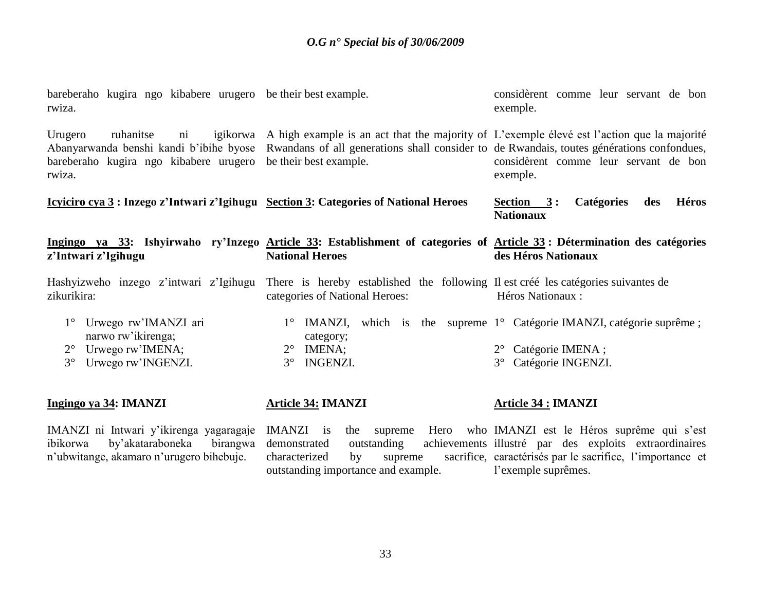bareberaho kugira ngo kibabere urugero rwiza.

Urugero ruhanitse ni igikorwa Abanyarwanda benshi kandi b'ibihe byose bareberaho kugira ngo kibabere urugero rwiza.

**Icyiciro cya 3 : Inzego z'Intwari z'Igihugu**

**Ingingo ya 33: Ishyirwaho ry'Inzego z'Intwari z'Igihugu**

Hashyizweho inzego z'intwari z'Igihugu zikurikira:

1° Urwego rw'IMANZI ari narwo rw'ikirenga;
2° Urwego rw'IMENA;
3° Urwego rw'INGENZI.

**Ingingo ya 34: IMANZI**

IMANZI ni Intwari y'ikirenga yagaragaje ibikorwa by'akataraboneka birangwa n'ubwitange, akamaro n'urugero bihebuje.

be their best example.

A high example is an act that the majority of Rwandans of all generations shall consider to be their best example.

**Section 3: Categories of National Heroes**

**Article 33: Establishment of categories of National Heroes**

There is hereby established the following categories of National Heroes:

1° IMANZI, which is the supreme category;
2° IMENA;
3° INGENZI.

**Article 34: IMANZI**

IMANZI is the supreme Hero who demonstrated outstanding achievements characterized by supreme sacrifice, outstanding importance and example.

considèrent comme leur servant de bon exemple.

L'exemple élevé est l'action que la majorité de Rwandais, toutes générations confondues, considèrent comme leur servant de bon exemple.

**Section 3 : Catégories des Héros Nationaux**

**Article 33 : Détermination des catégories des Héros Nationaux**

Il est créé les catégories suivantes de Héros Nationaux :

1° Catégorie IMANZI, catégorie suprême ;
2° Catégorie IMENA ;
3° Catégorie INGENZI.

**Article 34 : IMANZI**

IMANZI est le Héros suprême qui s'est illustré par des exploits extraordinaires caractérisés par le sacrifice, l'importance et l'exemple suprêmes.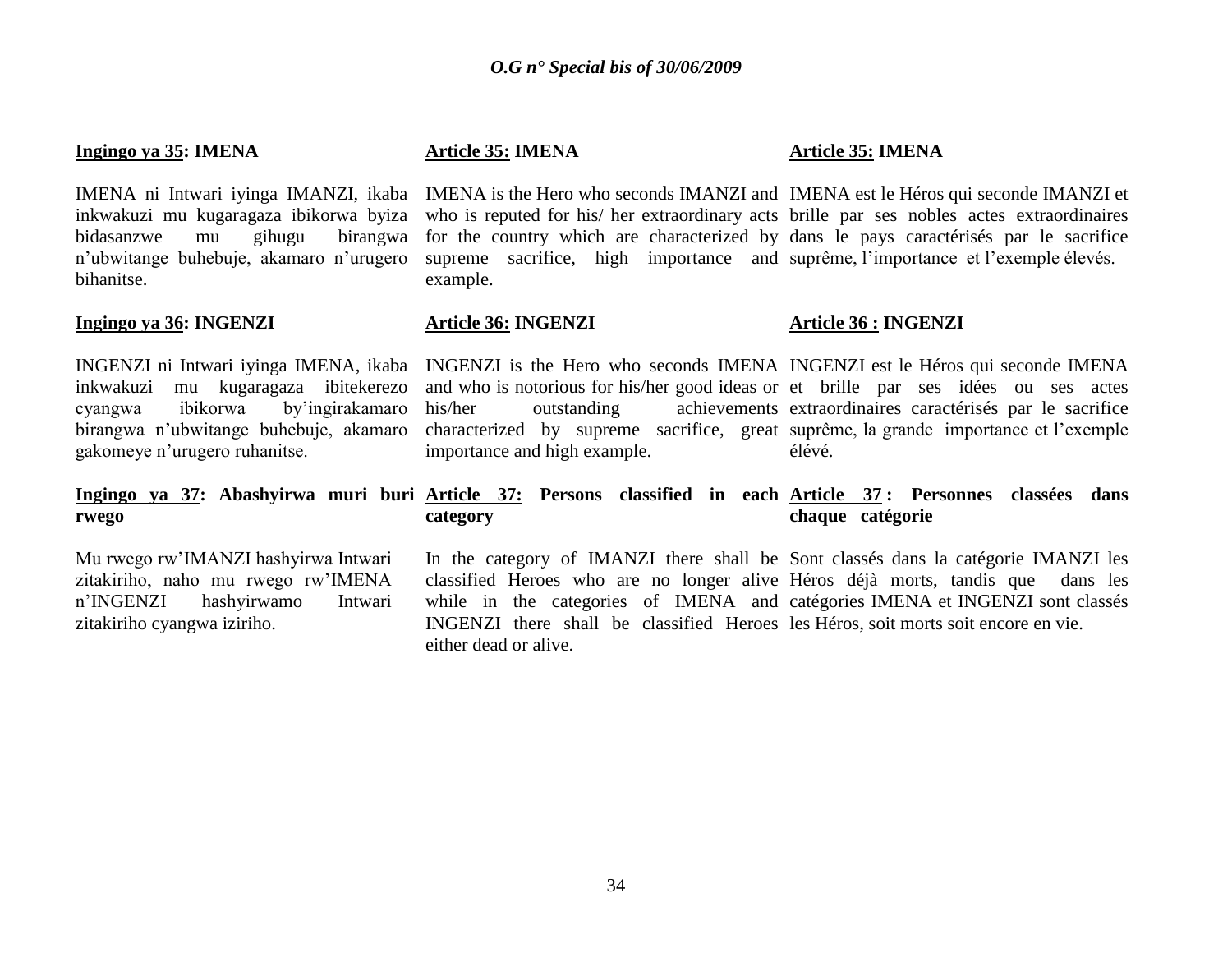**Ingingo ya 35: IMENA**

IMENA ni Intwari iyinga IMANZI, ikaba inkwakuzi mu kugaragaza ibikorwa byiza bidasanzwe mu gihugu birangwa n'ubwitange buhebuje, akamaro n'urugero bihanitse.

**Ingingo ya 36: INGENZI**

INGENZI ni Intwari iyinga IMENA, ikaba inkwakuzi mu kugaragaza ibitekerezo cyangwa ibikorwa by'ingirakamaro birangwa n'ubwitange buhebuje, akamaro gakomeye n'urugero ruhanitse.

**Ingingo ya 37: Abashyirwa muri buri rwego**

Mu rwego rw'IMANZI hashyirwa Intwari zitakiriho, naho mu rwego rw'IMENA n'INGENZI hashyirwamo Intwari zitakiriho cyangwa iziriho.

**Article 35: IMENA**

IMENA is the Hero who seconds IMANZI and who is reputed for his/ her extraordinary acts for the country which are characterized by supreme sacrifice, high importance and example.

**Article 36: INGENZI**

INGENZI is the Hero who seconds IMENA and who is notorious for his/her good ideas or his/her outstanding achievements characterized by supreme sacrifice, great importance and high example.

**Article 37: Persons classified in each category**

In the category of IMANZI there shall be classified Heroes who are no longer alive while in the categories of IMENA and INGENZI there shall be classified Heroes either dead or alive.

**Article 35: IMENA**

IMENA est le Héros qui seconde IMANZI et brille par ses nobles actes extraordinaires dans le pays caractérisés par le sacrifice suprême, l'importance et l'exemple élevés.

**Article 36 : INGENZI**

INGENZI est le Héros qui seconde IMENA et brille par ses idées ou ses actes extraordinaires caractérisés par le sacrifice suprême, la grande importance et l'exemple élévé.

**Article 37 : Personnes classées dans chaque catégorie**

Sont classés dans la catégorie IMANZI les Héros déjà morts, tandis que dans les catégories IMENA et INGENZI sont classés les Héros, soit morts soit encore en vie.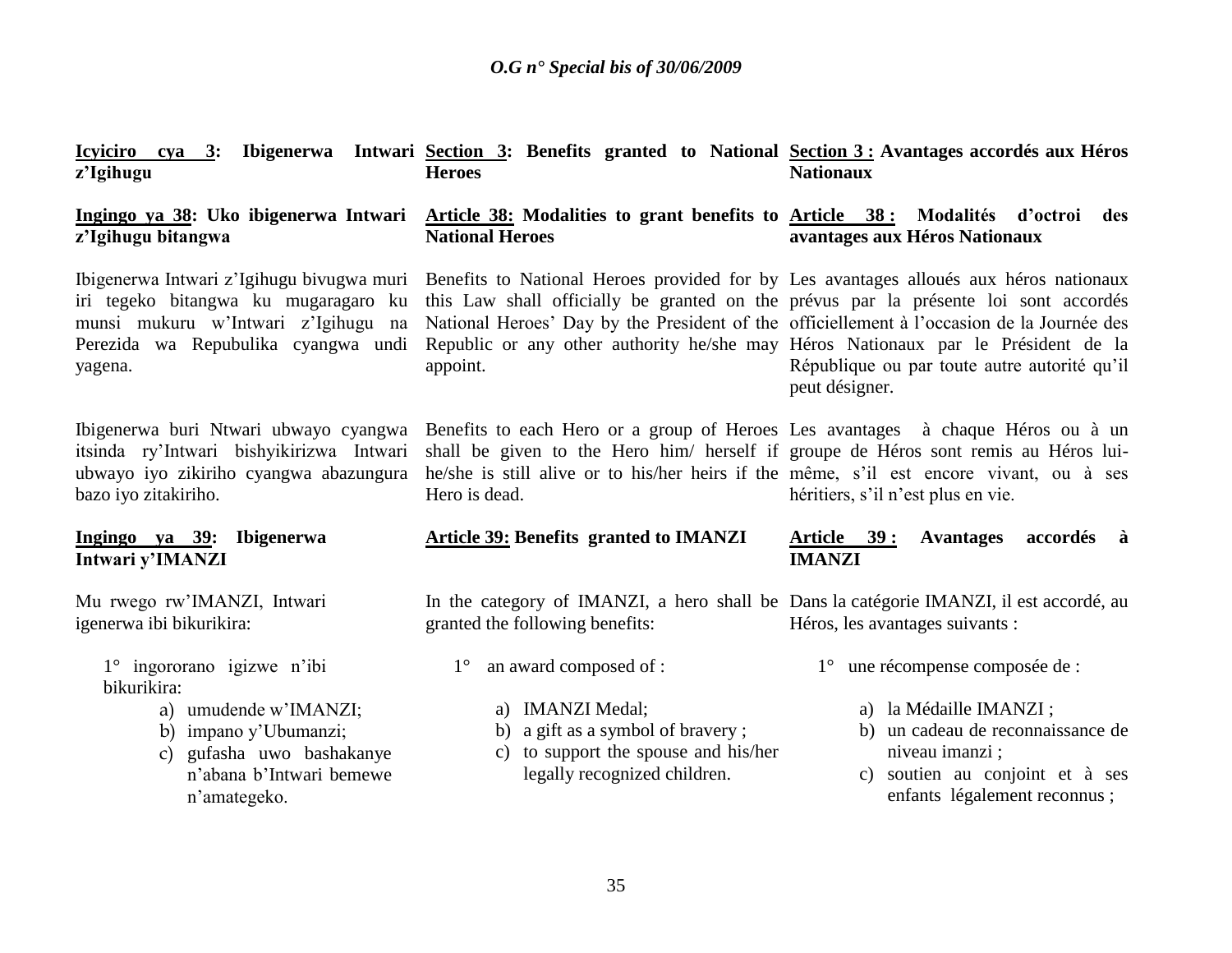**Icyiciro cya 3: Ibigenerwa Intwari z'Igihugu**

**Ingingo ya 38: Uko ibigenerwa Intwari z'Igihugu bitangwa**

Ibigenerwa Intwari z'Igihugu bivugwa muri iri tegeko bitangwa ku mugaragaro ku munsi mukuru w'Intwari z'Igihugu na Perezida wa Repubulika cyangwa undi yagena.

Ibigenerwa buri Ntwari ubwayo cyangwa itsinda ry'Intwari bishyikirizwa Intwari ubwayo iyo zikiriho cyangwa abazungura bazo iyo zitakiriho.

**Ingingo ya 39: Ibigenerwa Intwari y'IMANZI**

Mu rwego rw'IMANZI, Intwari igenerwa ibi bikurikira:

1° ingororano igizwe n'ibi bikurikira:

a) umudende w'IMANZI;
b) impano y'Ubumanzi;
c) gufasha uwo bashakanye n'abana b'Intwari bemewe n'amategeko.

**Section 3: Benefits granted to National Heroes**

**Article 38: Modalities to grant benefits to National Heroes**

Benefits to National Heroes provided for by this Law shall officially be granted on the National Heroes' Day by the President of the Republic or any other authority he/she may appoint.

Benefits to each Hero or a group of Heroes shall be given to the Hero him/ herself if he/she is still alive or to his/her heirs if the Hero is dead.

**Article 39: Benefits granted to IMANZI**

In the category of IMANZI, a hero shall be granted the following benefits:

1° an award composed of :

a) IMANZI Medal;
b) a gift as a symbol of bravery ;
c) to support the spouse and his/her legally recognized children.

**Section 3 : Avantages accordés aux Héros Nationaux**

**Article 38 : Modalités d'octroi des avantages aux Héros Nationaux**

Les avantages alloués aux héros nationaux prévus par la présente loi sont accordés officiellement à l'occasion de la Journée des Héros Nationaux par le Président de la République ou par toute autre autorité qu'il peut désigner.

Les avantages à chaque Héros ou à un groupe de Héros sont remis au Héros lui-même, s'il est encore vivant, ou à ses héritiers, s'il n'est plus en vie.

**Article 39 : Avantages accordés à IMANZI**

Dans la catégorie IMANZI, il est accordé, au Héros, les avantages suivants :

1° une récompense composée de :

a) la Médaille IMANZI ;
b) un cadeau de reconnaissance de niveau imanzi ;
c) soutien au conjoint et à ses enfants légalement reconnus ;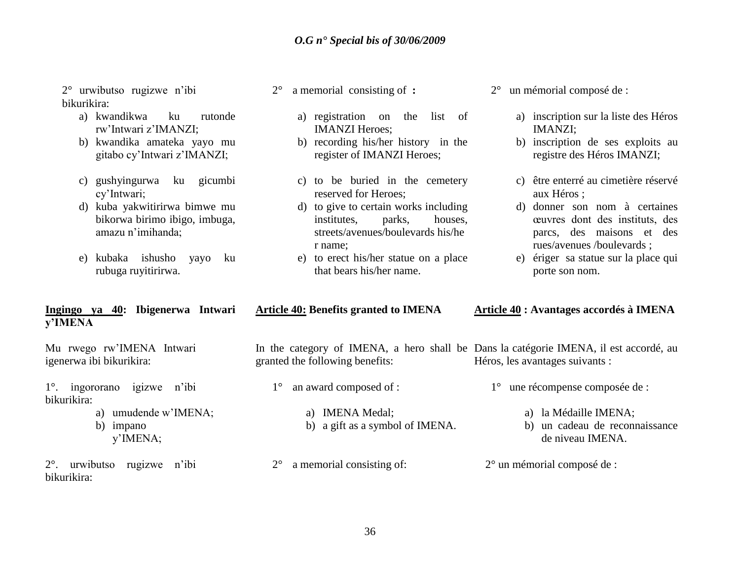2° urwibutso rugizwe n'ibi bikurikira:

a) kwandikwa ku rutonde rw'Intwari z'IMANZI;
b) kwandika amateka yayo mu gitabo cy'Intwari z'IMANZI;
c) gushyingurwa ku gicumbi cy'Intwari;
d) kuba yakwitirirwa bimwe mu bikorwa birimo ibigo, imbuga, amazu n'imihanda;
e) kubaka ishusho yayo ku rubuga ruyitirirwa.

**Ingingo ya 40: Ibigenerwa Intwari y'IMENA**

Mu rwego rw'IMENA Intwari igenerwa ibi bikurikira:

1°. ingororano igizwe n'ibi bikurikira:

a) umudende w'IMENA;
b) impano y'IMENA;

2°. urwibutso rugizwe n'ibi bikurikira:

2° a memorial consisting of :

a) registration on the list of IMANZI Heroes;
b) recording his/her history in the register of IMANZI Heroes;
c) to be buried in the cemetery reserved for Heroes;
d) to give to certain works including institutes, parks, houses, streets/avenues/boulevards his/her name;
e) to erect his/her statue on a place that bears his/her name.

**Article 40: Benefits granted to IMENA**

In the category of IMENA, a hero shall be granted the following benefits:

1° an award composed of :

a) IMENA Medal;
b) a gift as a symbol of IMENA.

2° a memorial consisting of:

2° un mémorial composé de :

a) inscription sur la liste des Héros IMANZI;
b) inscription de ses exploits au registre des Héros IMANZI;
c) être enterré au cimetière réservé aux Héros ;
d) donner son nom à certaines œuvres dont des instituts, des parcs, des maisons et des rues/avenues /boulevards ;
e) ériger sa statue sur la place qui porte son nom.

**Article 40 : Avantages accordés à IMENA**

Dans la catégorie IMENA, il est accordé, au Héros, les avantages suivants :

1° une récompense composée de :

a) la Médaille IMENA;
b) un cadeau de reconnaissance de niveau IMENA.

2° un mémorial composé de :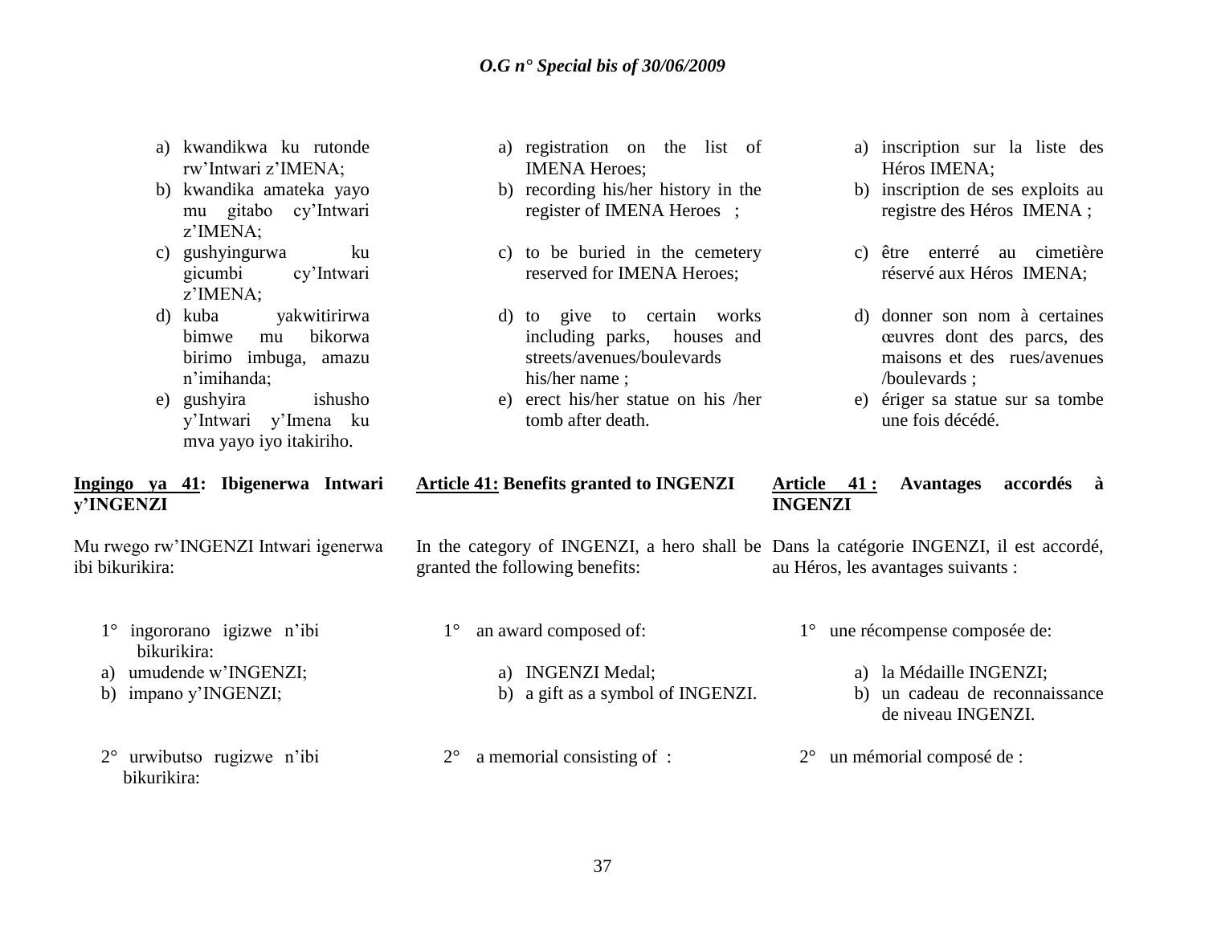a) kwandikwa ku rutonde rw'Intwari z'IMENA;
b) kwandika amateka yayo mu gitabo cy'Intwari z'IMENA;
c) gushyingurwa ku gicumbi cy'Intwari z'IMENA;
d) kuba yakwitirirwa bimwe mu bikorwa birimo imbuga, amazu n'imihanda;
e) gushyira ishusho y'Intwari y'Imena ku mva yayo iyo itakiriho.

**Ingingo ya 41: Ibigenerwa Intwari y'INGENZI**

Mu rwego rw'INGENZI Intwari igenerwa ibi bikurikira:

1° ingororano igizwe n'ibi bikurikira:

a) umudende w'INGENZI;
b) impano y'INGENZI;

2° urwibutso rugizwe n'ibi bikurikira:

a) registration on the list of IMENA Heroes;
b) recording his/her history in the register of IMENA Heroes ;
c) to be buried in the cemetery reserved for IMENA Heroes;
d) to give to certain works including parks, houses and streets/avenues/boulevards his/her name ;
e) erect his/her statue on his /her tomb after death.

**Article 41: Benefits granted to INGENZI**

In the category of INGENZI, a hero shall be granted the following benefits:

1° an award composed of:

a) INGENZI Medal;
b) a gift as a symbol of INGENZI.

2° a memorial consisting of :

a) inscription sur la liste des Héros IMENA;
b) inscription de ses exploits au registre des Héros IMENA ;
c) être enterré au cimetière réservé aux Héros IMENA;
d) donner son nom à certaines œuvres dont des parcs, des maisons et des rues/avenues /boulevards ;
e) ériger sa statue sur sa tombe une fois décédé.

**Article 41 : Avantages accordés à INGENZI**

Dans la catégorie INGENZI, il est accordé, au Héros, les avantages suivants :

1° une récompense composée de:

a) la Médaille INGENZI;
b) un cadeau de reconnaissance de niveau INGENZI.

2° un mémorial composé de :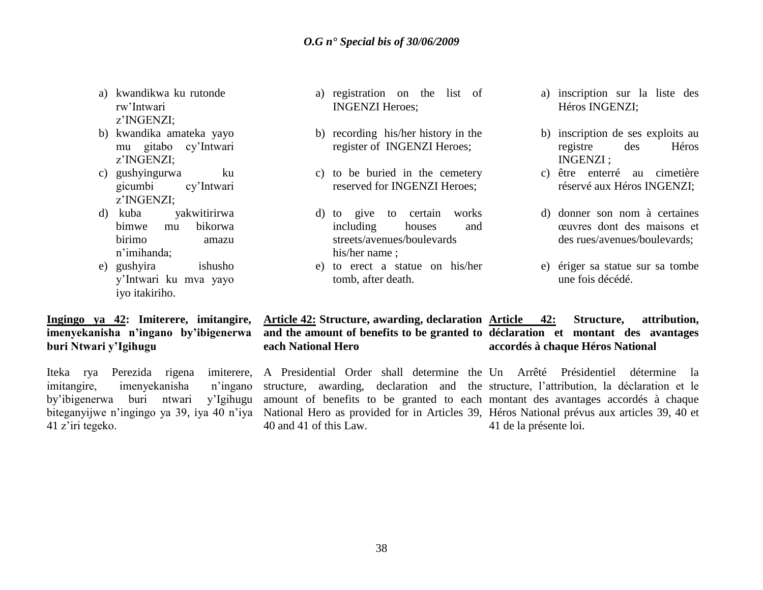a) kwandikwa ku rutonde rw'Intwari z'INGENZI;
b) kwandika amateka yayo mu gitabo cy'Intwari z'INGENZI;
c) gushyingurwa ku gicumbi cy'Intwari z'INGENZI;
d) kuba yakwitirirwa bimwe mu bikorwa birimo amazu n'imihanda;
e) gushyira ishusho y'Intwari ku mva yayo iyo itakiriho.

**Ingingo ya 42: Imiterere, imitangire, imenyekanisha n'ingano by'ibigenerwa buri Ntwari y'Igihugu**

Iteka rya Perezida rigena imiterere, imitangire, imenyekanisha n'ingano by'ibigenerwa buri ntwari y'Igihugu biteganyijwe n'ingingo ya 39, iya 40 n'iya 41 z'iri tegeko.

a) registration on the list of INGENZI Heroes;
b) recording his/her history in the register of INGENZI Heroes;
c) to be buried in the cemetery reserved for INGENZI Heroes;
d) to give to certain works including houses and streets/avenues/boulevards his/her name ;
e) to erect a statue on his/her tomb, after death.

**Article 42: Structure, awarding, declaration and the amount of benefits to be granted to each National Hero**

A Presidential Order shall determine the structure, awarding, declaration and the amount of benefits to be granted to each National Hero as provided for in Articles 39, 40 and 41 of this Law.

a) inscription sur la liste des Héros INGENZI;
b) inscription de ses exploits au registre des Héros INGENZI ;
c) être enterré au cimetière réservé aux Héros INGENZI;
d) donner son nom à certaines œuvres dont des maisons et des rues/avenues/boulevards;
e) ériger sa statue sur sa tombe une fois décédé.

**Article 42: Structure, attribution, déclaration et montant des avantages accordés à chaque Héros National**

Un Arrêté Présidentiel détermine la structure, l'attribution, la déclaration et le montant des avantages accordés à chaque Héros National prévus aux articles 39, 40 et 41 de la présente loi.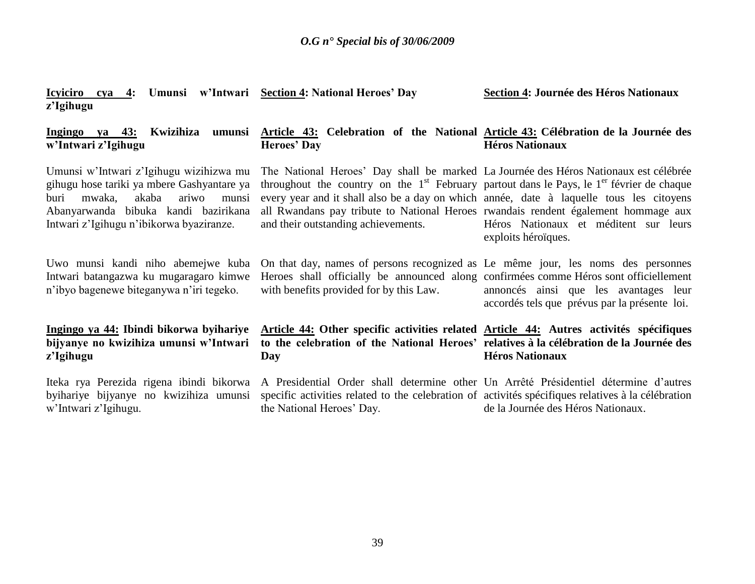| **Icyiciro cya 4: Umunsi w'Intwari z'Igihugu** | **Section 4: National Heroes' Day** | **Section 4: Journée des Héros Nationaux** |
|---|---|---|
| **Ingingo ya 43: Kwizihiza umunsi w'Intwari z'Igihugu** | **Article 43: Celebration of the National Heroes' Day** | **Article 43: Célébration de la Journée des Héros Nationaux** |
| Umunsi w'Intwari z'Igihugu wizihizwa mu gihugu hose tariki ya mbere Gashyantare ya buri mwaka, akaba ariwo munsi Abanyarwanda bibuka kandi bazirikana Intwari z'Igihugu n'ibikorwa byaziranze. | The National Heroes' Day shall be marked throughout the country on the 1st February every year and it shall also be a day on which all Rwandans pay tribute to National Heroes and their outstanding achievements. | La Journée des Héros Nationaux est célébrée partout dans le Pays, le 1er février de chaque année, date à laquelle tous les citoyens rwandais rendent également hommage aux Héros Nationaux et méditent sur leurs exploits héroïques. |
| Uwo munsi kandi niho abemejwe kuba Intwari batangazwa ku mugaragaro kimwe n'ibyo bagenewe biteganywa n'iri tegeko. | On that day, names of persons recognized as Heroes shall officially be announced along with benefits provided for by this Law. | Le même jour, les noms des personnes confirmées comme Héros sont officiellement annoncés ainsi que les avantages leur accordés tels que prévus par la présente loi. |
| **Ingingo ya 44: Ibindi bikorwa byihariye bijyanye no kwizihiza umunsi w'Intwari z'Igihugu** | **Article 44: Other specific activities related to the celebration of the National Heroes' Day** | **Article 44: Autres activités spécifiques relatives à la célébration de la Journée des Héros Nationaux** |
| Iteka rya Perezida rigena ibindi bikorwa byihariye bijyanye no kwizihiza umunsi w'Intwari z'Igihugu. | A Presidential Order shall determine other specific activities related to the celebration of the National Heroes' Day. | Un Arrêté Présidentiel détermine d'autres activités spécifiques relatives à la célébration de la Journée des Héros Nationaux. |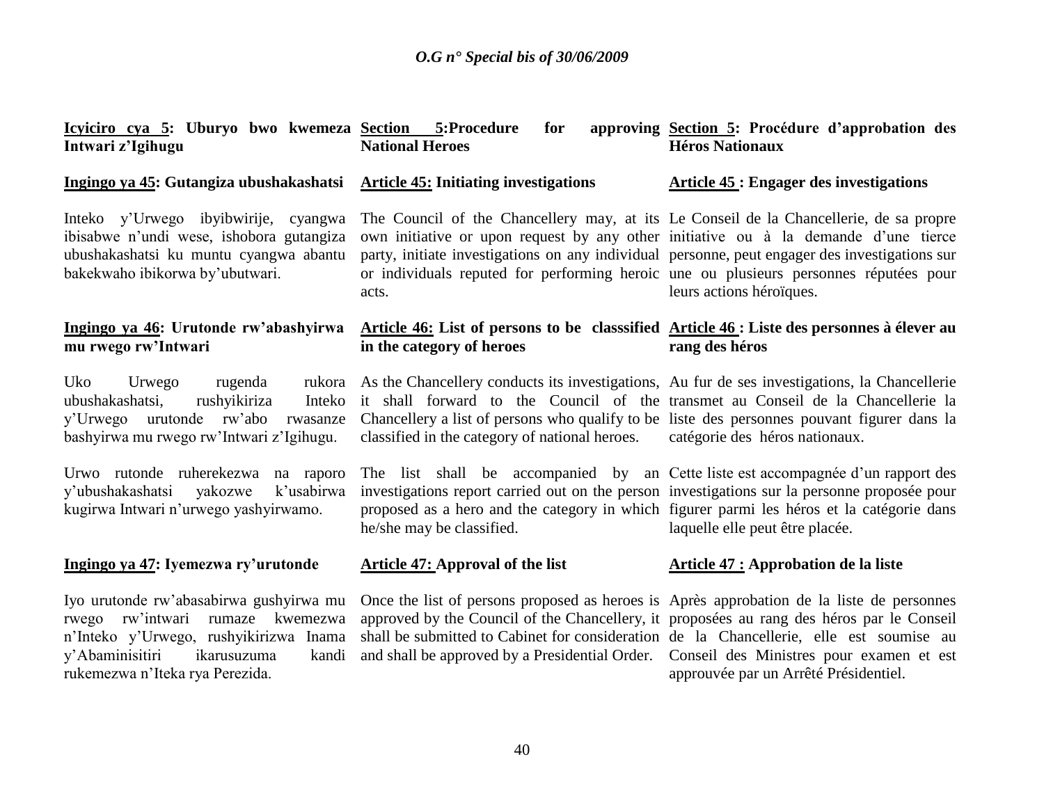**Icyiciro cya 5: Uburyo bwo kwemeza Intwari z'Igihugu**

**Ingingo ya 45: Gutangiza ubushakashatsi**

Inteko y'Urwego ibyibwirije, cyangwa ibisabwe n'undi wese, ishobora gutangiza ubushakashatsi ku muntu cyangwa abantu bakekwaho ibikorwa by'ubutwari.

**Ingingo ya 46: Urutonde rw'abashyirwa mu rwego rw'Intwari**

Uko Urwego rugenda rukora ubushakashatsi, rushyikiriza Inteko y'Urwego urutonde rw'abo rwasanze bashyirwa mu rwego rw'Intwari z'Igihugu.

Urwo rutonde ruherekezwa na raporo y'ubushakashatsi yakozwe k'usabirwa kugirwa Intwari n'urwego yashyirwamo.

**Ingingo ya 47: Iyemezwa ry'urutonde**

Iyo urutonde rw'abasabirwa gushyirwa mu rwego rw'intwari rumaze kwemezwa n'Inteko y'Urwego, rushyikirizwa Inama y'Abaminisitiri ikarusuzuma kandi rukemezwa n'Iteka rya Perezida.

**Section 5: Procedure for approving National Heroes**

**Article 45: Initiating investigations**

The Council of the Chancellery may, at its own initiative or upon request by any other party, initiate investigations on any individual or individuals reputed for performing heroic acts.

**Article 46: List of persons to be classsified in the category of heroes**

As the Chancellery conducts its investigations, it shall forward to the Council of the Chancellery a list of persons who qualify to be classified in the category of national heroes.

The list shall be accompanied by an investigations report carried out on the person proposed as a hero and the category in which he/she may be classified.

**Article 47: Approval of the list**

Once the list of persons proposed as heroes is approved by the Council of the Chancellery, it shall be submitted to Cabinet for consideration and shall be approved by a Presidential Order.

**Section 5: Procédure d'approbation des Héros Nationaux**

**Article 45 : Engager des investigations**

Le Conseil de la Chancellerie, de sa propre initiative ou à la demande d'une tierce personne, peut engager des investigations sur une ou plusieurs personnes réputées pour leurs actions héroïques.

**Article 46 : Liste des personnes à élever au rang des héros**

Au fur de ses investigations, la Chancellerie transmet au Conseil de la Chancellerie la liste des personnes pouvant figurer dans la catégorie des héros nationaux.

Cette liste est accompagnée d'un rapport des investigations sur la personne proposée pour figurer parmi les héros et la catégorie dans laquelle elle peut être placée.

**Article 47 : Approbation de la liste**

Après approbation de la liste de personnes proposées au rang des héros par le Conseil de la Chancellerie, elle est soumise au Conseil des Ministres pour examen et est approuvée par un Arrêté Présidentiel.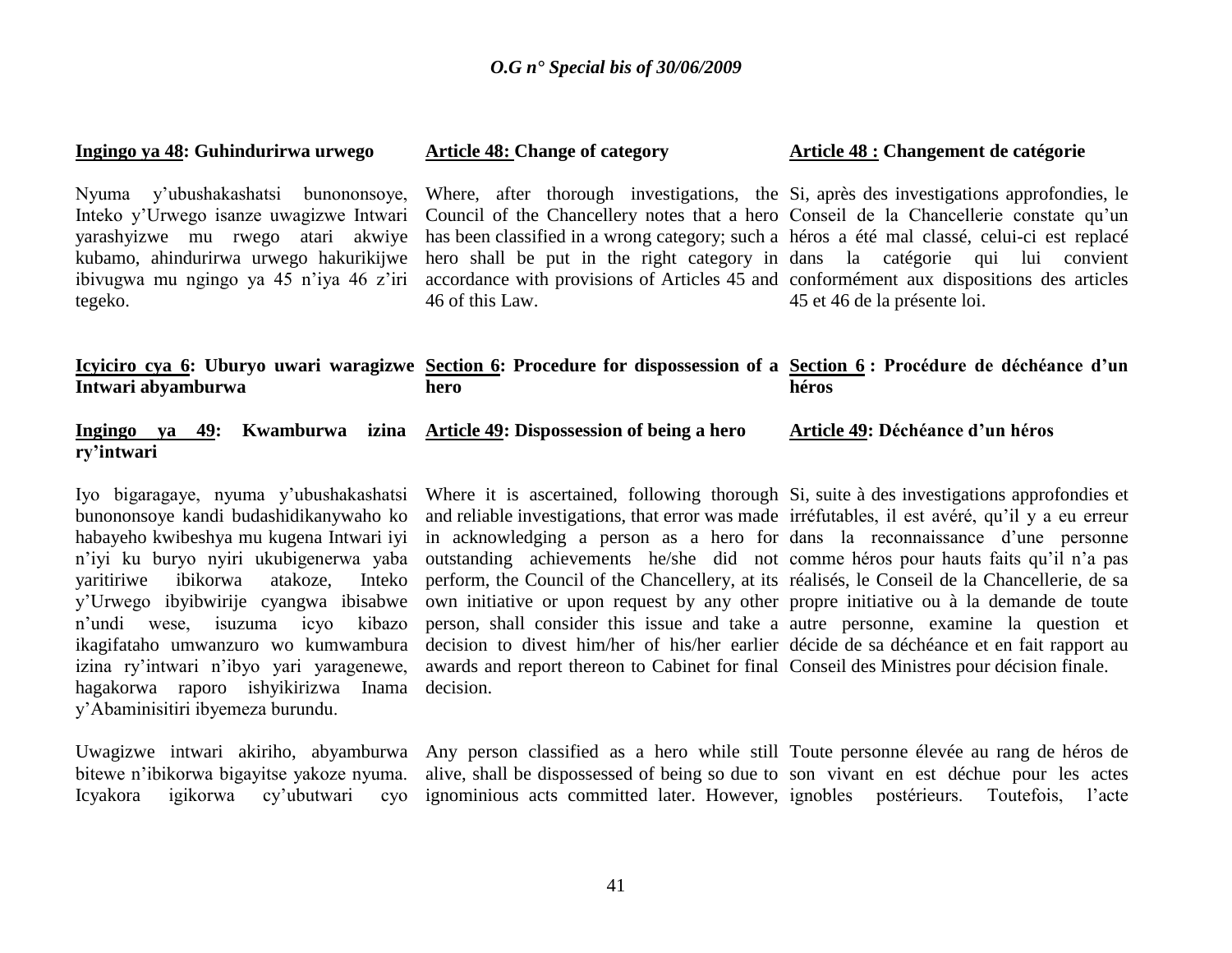**Ingingo ya 48: Guhindurirwa urwego**

Nyuma y'ubushakashatsi bunononsoye, Inteko y'Urwego isanze uwagizwe Intwari yarashyizwe mu rwego atari akwiye kubamo, ahindurirwa urwego hakurikijwe ibivugwa mu ngingo ya 45 n'iya 46 z'iri tegeko.

**Icyiciro cya 6: Uburyo uwari waragizwe Intwari abyamburwa**

**Ingingo ya 49: Kwamburwa izina ry'intwari**

Iyo bigaragaye, nyuma y'ubushakashatsi bunononsoye kandi budashidikanywaho ko habayeho kwibeshya mu kugena Intwari iyi n'iyi ku buryo nyiri ukubigenerwa yaba yaritiriwe ibikorwa atakoze, Inteko y'Urwego ibyibwirije cyangwa ibisabwe n'undi wese, isuzuma icyo kibazo ikagifataho umwanzuro wo kumwambura izina ry'intwari n'ibyo yari yaragenewe, hagakorwa raporo ishyikirizwa Inama y'Abaminisitiri ibyemeza burundu.

Uwagizwe intwari akiriho, abyamburwa bitewe n'ibikorwa bigayitse yakoze nyuma. Icyakora igikorwa cy'ubutwari cyo

**Article 48: Change of category**

Where, after thorough investigations, the Council of the Chancellery notes that a hero has been classified in a wrong category; such a hero shall be put in the right category in accordance with provisions of Articles 45 and 46 of this Law.

**Section 6: Procedure for dispossession of a hero**

**Article 49: Dispossession of being a hero**

Where it is ascertained, following thorough and reliable investigations, that error was made in acknowledging a person as a hero for outstanding achievements he/she did not perform, the Council of the Chancellery, at its own initiative or upon request by any other person, shall consider this issue and take a decision to divest him/her of his/her earlier awards and report thereon to Cabinet for final decision.

Any person classified as a hero while still alive, shall be dispossessed of being so due to ignominious acts committed later. However,

**Article 48 : Changement de catégorie**

Si, après des investigations approfondies, le Conseil de la Chancellerie constate qu'un héros a été mal classé, celui-ci est replacé dans la catégorie qui lui convient conformément aux dispositions des articles 45 et 46 de la présente loi.

**Section 6 : Procédure de déchéance d'un héros**

**Article 49: Déchéance d'un héros**

Si, suite à des investigations approfondies et irréfutables, il est avéré, qu'il y a eu erreur dans la reconnaissance d'une personne comme héros pour hauts faits qu'il n'a pas réalisés, le Conseil de la Chancellerie, de sa propre initiative ou à la demande de toute autre personne, examine la question et décide de sa déchéance et en fait rapport au Conseil des Ministres pour décision finale.

Toute personne élevée au rang de héros de son vivant en est déchue pour les actes ignobles postérieurs. Toutefois, l'acte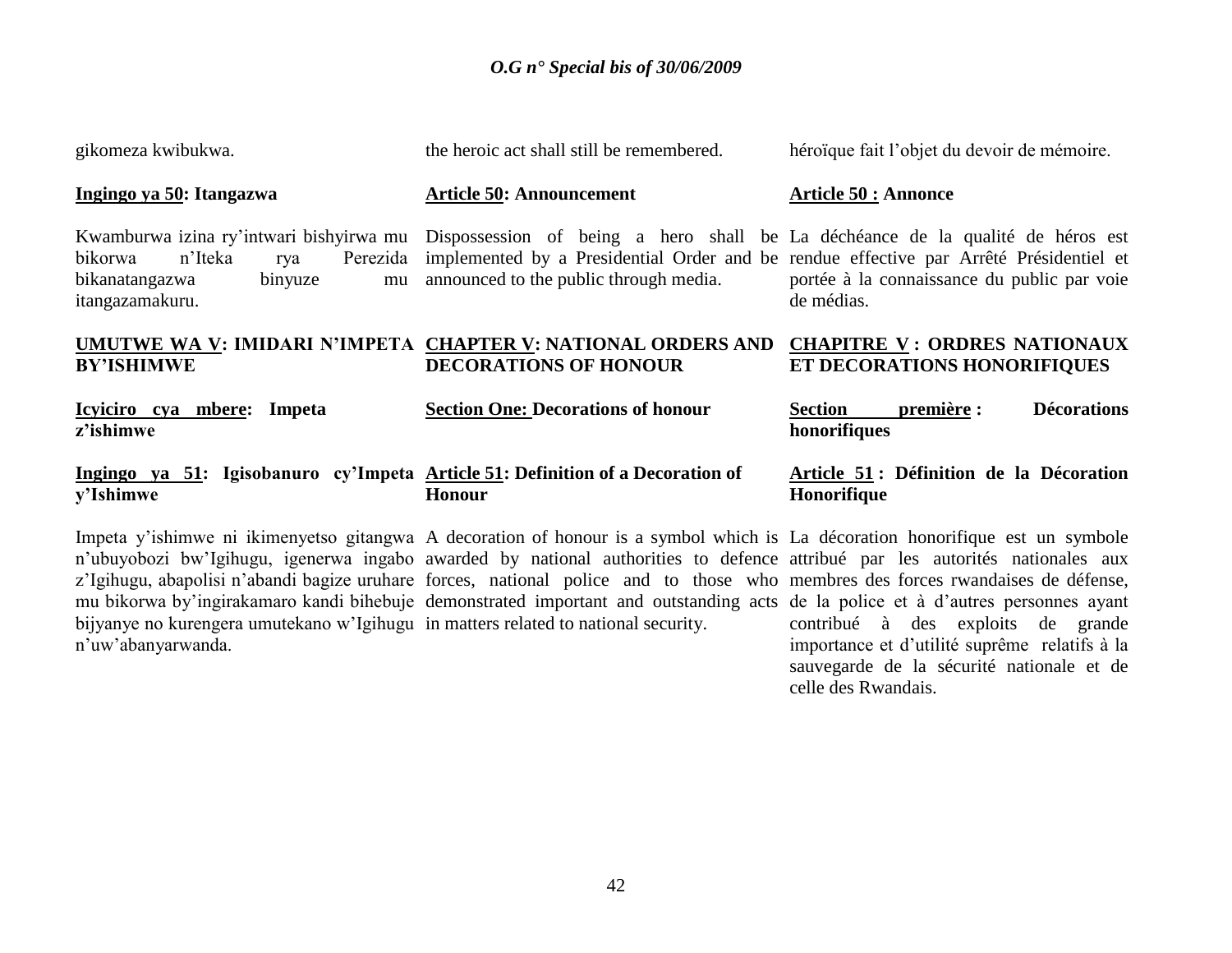gikomeza kwibukwa.

**Ingingo ya 50: Itangazwa**

Kwamburwa izina ry'intwari bishyirwa mu bikorwa n'Iteka rya Perezida bikanatangazwa binyuze mu itangazamakuru.

**UMUTWE WA V: IMIDARI N'IMPETA BY'ISHIMWE**

**Icyiciro cya mbere: Impeta z'ishimwe**

**Ingingo ya 51: Igisobanuro cy'Impeta y'Ishimwe**

Impeta y'ishimwe ni ikimenyetso gitangwa n'ubuyobozi bw'Igihugu, igenerwa ingabo z'Igihugu, abapolisi n'abandi bagize uruhare mu bikorwa by'ingirakamaro kandi bihebuje bijyanye no kurengera umutekano w'Igihugu n'uw'abanyarwanda.

the heroic act shall still be remembered.

**Article 50: Announcement**

Dispossession of being a hero shall be implemented by a Presidential Order and be announced to the public through media.

**CHAPTER V: NATIONAL ORDERS AND DECORATIONS OF HONOUR**

**Section One: Decorations of honour**

**Article 51: Definition of a Decoration of Honour**

A decoration of honour is a symbol which is awarded by national authorities to defence forces, national police and to those who demonstrated important and outstanding acts in matters related to national security.

héroïque fait l'objet du devoir de mémoire.

**Article 50 : Annonce**

La déchéance de la qualité de héros est rendue effective par Arrêté Présidentiel et portée à la connaissance du public par voie de médias.

**CHAPITRE V : ORDRES NATIONAUX ET DECORATIONS HONORIFIQUES**

**Section première : Décorations honorifiques**

**Article 51 : Définition de la Décoration Honorifique**

La décoration honorifique est un symbole attribué par les autorités nationales aux membres des forces rwandaises de défense, de la police et à d'autres personnes ayant contribué à des exploits de grande importance et d'utilité suprême relatifs à la sauvegarde de la sécurité nationale et de celle des Rwandais.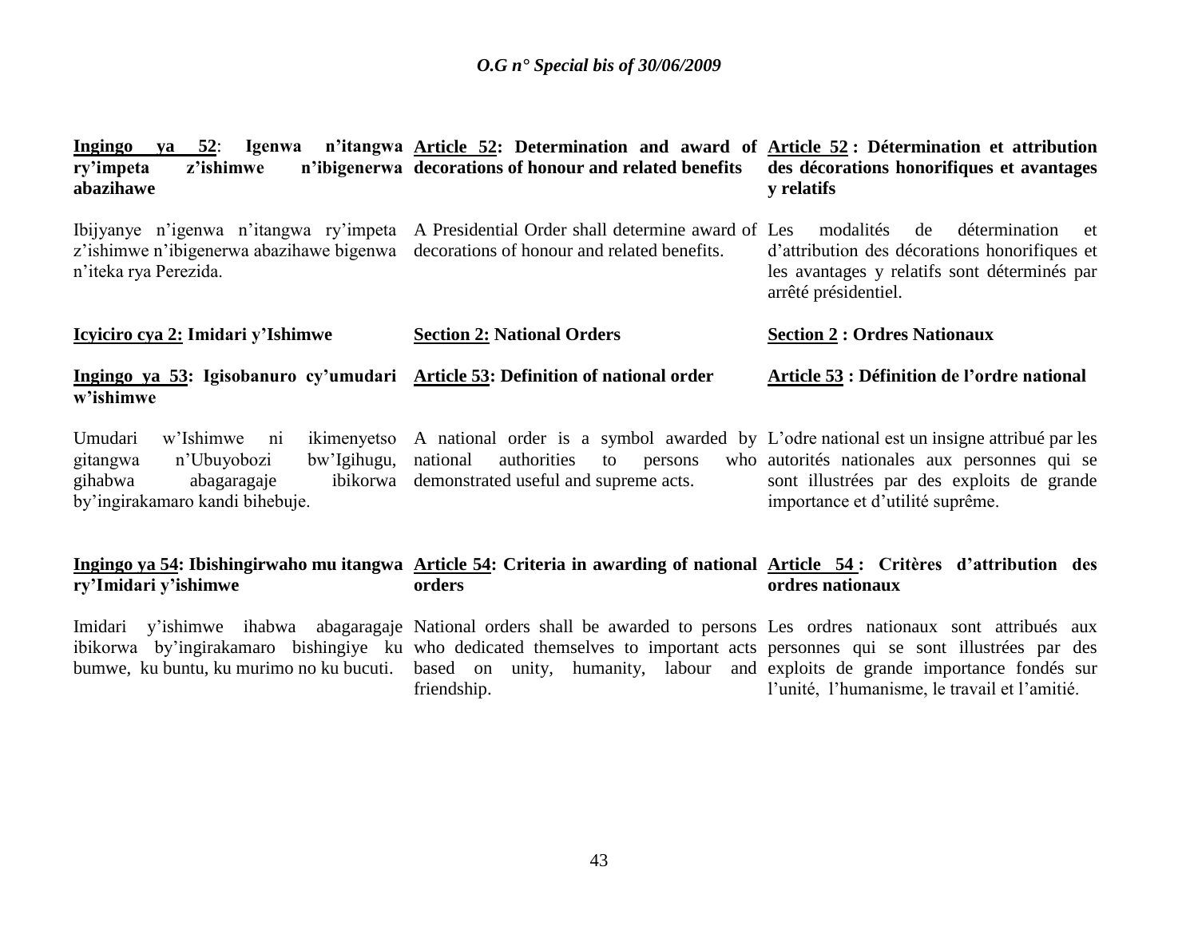| | | |
|---|---|---|
| **<u>Ingingo ya 52</u>: Igenwa n'itangwa ry'impeta z'ishimwe n'ibigenerwa abazihawe** | **<u>Article 52</u>: Determination and award of decorations of honour and related benefits** | **<u>Article 52</u> : Détermination et attribution des décorations honorifiques et avantages y relatifs** |
| Ibijyanye n'igenwa n'itangwa ry'impeta z'ishimwe n'ibigenerwa abazihawe bigenwa n'iteka rya Perezida. | A Presidential Order shall determine award of decorations of honour and related benefits. | Les modalités de détermination et d'attribution des décorations honorifiques et les avantages y relatifs sont déterminés par arrêté présidentiel. |
| **<u>Icyiciro cya 2:</u> Imidari y'Ishimwe** | **<u>Section 2:</u> National Orders** | **<u>Section 2</u> : Ordres Nationaux** |
| **<u>Ingingo ya 53</u>: Igisobanuro cy'umudari w'ishimwe** | **<u>Article 53</u>: Definition of national order** | **<u>Article 53</u> : Définition de l'ordre national** |
| Umudari w'Ishimwe ni ikimenyetso gitangwa n'Ubuyobozi bw'Igihugu, gihabwa abagaragaje ibikorwa by'ingirakamaro kandi bihebuje. | A national order is a symbol awarded by national authorities to persons who demonstrated useful and supreme acts. | L'odre national est un insigne attribué par les autorités nationales aux personnes qui se sont illustrées par des exploits de grande importance et d'utilité suprême. |
| **<u>Ingingo ya 54</u>: Ibishingirwaho mu itangwa ry'Imidari y'ishimwe** | **<u>Article 54</u>: Criteria in awarding of national orders** | **<u>Article 54</u> : Critères d'attribution des ordres nationaux** |
| Imidari y'ishimwe ihabwa abagaragaje ibikorwa by'ingirakamaro bishingiye ku bumwe, ku buntu, ku murimo no ku bucuti. | National orders shall be awarded to persons who dedicated themselves to important acts based on unity, humanity, labour and friendship. | Les ordres nationaux sont attribués aux personnes qui se sont illustrées par des exploits de grande importance fondés sur l'unité, l'humanisme, le travail et l'amitié. |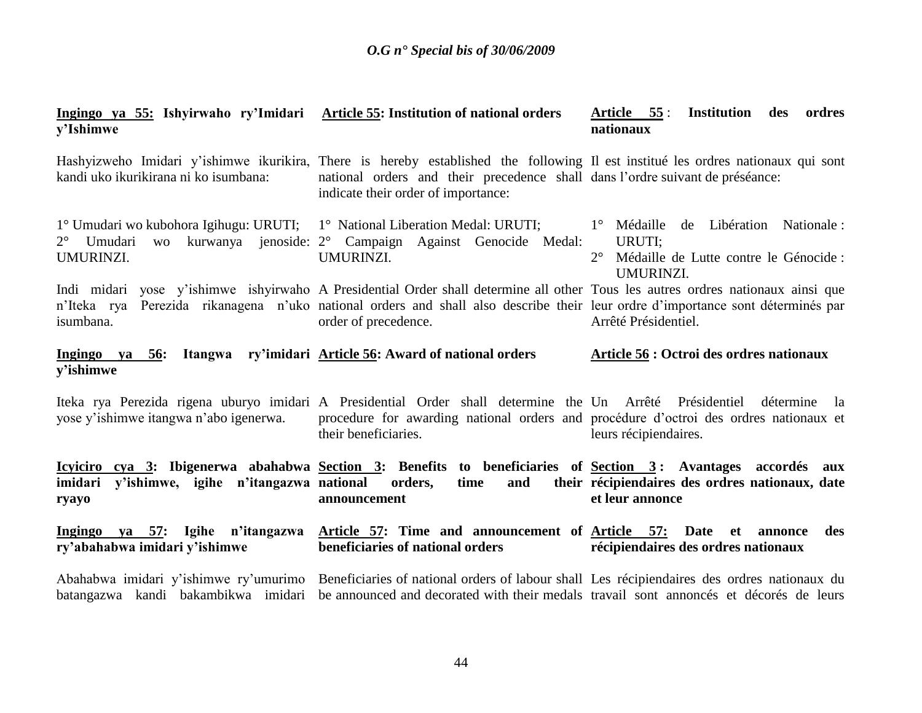**Ingingo ya 55: Ishyirwaho ry'Imidari y'Ishimwe**

Hashyizweho Imidari y'ishimwe ikurikira, kandi uko ikurikirana ni ko isumbana:

1° Umudari wo kubohora Igihugu: URUTI;
2° Umudari wo kurwanya jenoside: UMURINZI.

Indi midari yose y'ishimwe ishyirwaho n'Iteka rya Perezida rikanagena n'uko isumbana.

**Ingingo ya 56: Itangwa ry'imidari y'ishimwe**

Iteka rya Perezida rigena uburyo imidari yose y'ishimwe itangwa n'abo igenerwa.

**Icyiciro cya 3: Ibigenerwa abahabwa imidari y'ishimwe, igihe n'itangazwa ryayo**

**Ingingo ya 57: Igihe n'itangazwa ry'abahabwa imidari y'ishimwe**

Abahabwa imidari y'ishimwe ry'umurimo batangazwa kandi bakambikwa imidari

**Article 55: Institution of national orders**

There is hereby established the following national orders and their precedence shall indicate their order of importance:

1° National Liberation Medal: URUTI;
2° Campaign Against Genocide Medal: UMURINZI.

A Presidential Order shall determine all other national orders and shall also describe their order of precedence.

**Article 56: Award of national orders**

A Presidential Order shall determine the procedure for awarding national orders and their beneficiaries.

**Section 3: Benefits to beneficiaries of national orders, time and their announcement**

**Article 57: Time and announcement of beneficiaries of national orders**

Beneficiaries of national orders of labour shall be announced and decorated with their medals

**Article 55 : Institution des ordres nationaux**

Il est institué les ordres nationaux qui sont dans l'ordre suivant de préséance:

1° Médaille de Libération Nationale : URUTI;
2° Médaille de Lutte contre le Génocide : UMURINZI.

Tous les autres ordres nationaux ainsi que leur ordre d'importance sont déterminés par Arrêté Présidentiel.

**Article 56 : Octroi des ordres nationaux**

Un Arrêté Présidentiel détermine la procédure d'octroi des ordres nationaux et leurs récipiendaires.

**Section 3 : Avantages accordés aux récipiendaires des ordres nationaux, date et leur annonce**

**Article 57: Date et annonce des récipiendaires des ordres nationaux**

Les récipiendaires des ordres nationaux du travail sont annoncés et décorés de leurs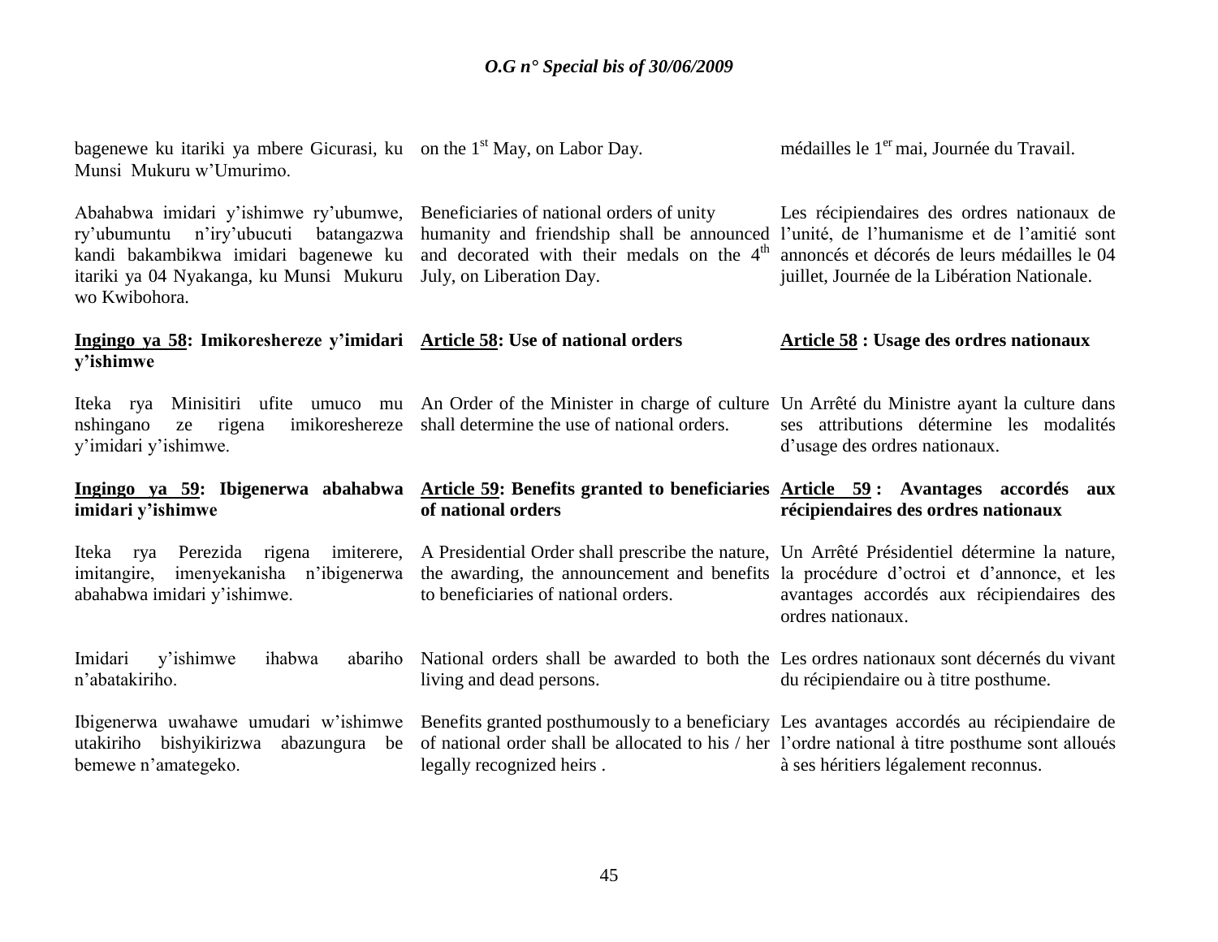bagenewe ku itariki ya mbere Gicurasi, ku Munsi Mukuru w'Umurimo.

Abahabwa imidari y'ishimwe ry'ubumwe, ry'ubumuntu n'iry'ubucuti batangazwa kandi bakambikwa imidari bagenewe ku itariki ya 04 Nyakanga, ku Munsi Mukuru wo Kwibohora.

**Ingingo ya 58: Imikoreshereze y'imidari y'ishimwe**

Iteka rya Minisitiri ufite umuco mu nshingano ze rigena imikoreshereze y'imidari y'ishimwe.

**Ingingo ya 59: Ibigenerwa abahabwa imidari y'ishimwe**

Iteka rya Perezida rigena imiterere, imitangire, imenyekanisha n'ibigenerwa abahabwa imidari y'ishimwe.

Imidari y'ishimwe ihabwa abariho n'abatakiriho.

Ibigenerwa uwahawe umudari w'ishimwe utakiriho bishyikirizwa abazungura be bemewe n'amategeko.

on the 1st May, on Labor Day.

Beneficiaries of national orders of unity humanity and friendship shall be announced and decorated with their medals on the 4th July, on Liberation Day.

**Article 58: Use of national orders**

An Order of the Minister in charge of culture shall determine the use of national orders.

**Article 59: Benefits granted to beneficiaries of national orders**

A Presidential Order shall prescribe the nature, the awarding, the announcement and benefits to beneficiaries of national orders.

National orders shall be awarded to both the living and dead persons.

Benefits granted posthumously to a beneficiary of national order shall be allocated to his / her legally recognized heirs .

médailles le 1er mai, Journée du Travail.

Les récipiendaires des ordres nationaux de l'unité, de l'humanisme et de l'amitié sont annoncés et décorés de leurs médailles le 04 juillet, Journée de la Libération Nationale.

**Article 58 : Usage des ordres nationaux**

Un Arrêté du Ministre ayant la culture dans ses attributions détermine les modalités d'usage des ordres nationaux.

**Article 59 : Avantages accordés aux récipiendaires des ordres nationaux**

Un Arrêté Présidentiel détermine la nature, la procédure d'octroi et d'annonce, et les avantages accordés aux récipiendaires des ordres nationaux.

Les ordres nationaux sont décernés du vivant du récipiendaire ou à titre posthume.

Les avantages accordés au récipiendaire de l'ordre national à titre posthume sont alloués à ses héritiers légalement reconnus.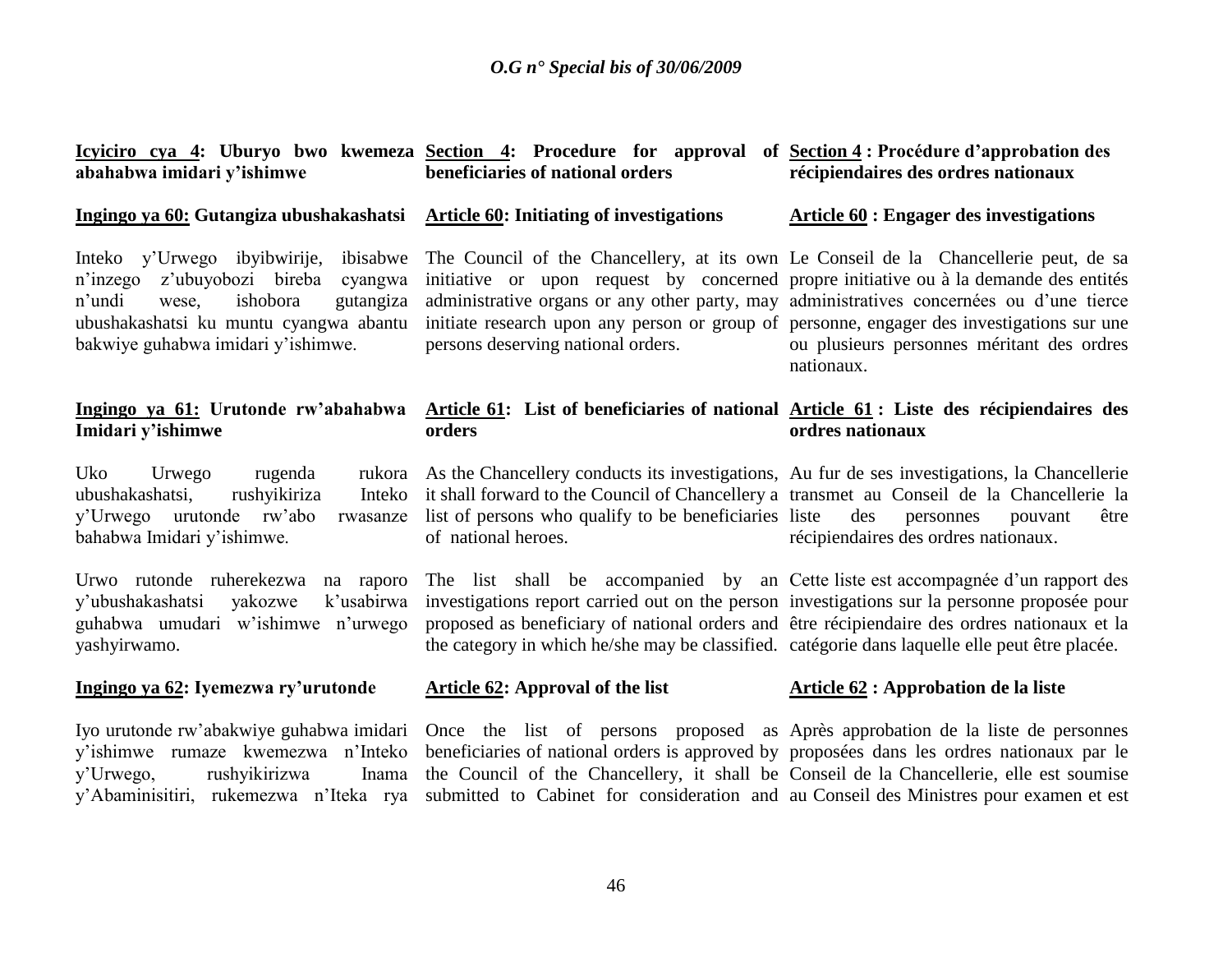**Icyiciro cya 4: Uburyo bwo kwemeza abahabwa imidari y'ishimwe**

**Ingingo ya 60: Gutangiza ubushakashatsi**

Inteko y'Urwego ibyibwirije, ibisabwe n'inzego z'ubuyobozi bireba cyangwa n'undi wese, ishobora gutangiza ubushakashatsi ku muntu cyangwa abantu bakwiye guhabwa imidari y'ishimwe.

**Ingingo ya 61: Urutonde rw'abahabwa Imidari y'ishimwe**

Uko Urwego rugenda rukora ubushakashatsi, rushyikiriza Inteko y'Urwego urutonde rw'abo rwasanze bahabwa Imidari y'ishimwe.

Urwo rutonde ruherekezwa na raporo y'ubushakashatsi yakozwe k'usabirwa guhabwa umudari w'ishimwe n'urwego yashyirwamo.

**Ingingo ya 62: Iyemezwa ry'urutonde**

Iyo urutonde rw'abakwiye guhabwa imidari y'ishimwe rumaze kwemezwa n'Inteko y'Urwego, rushyikirizwa Inama y'Abaminisitiri, rukemezwa n'Iteka rya

**Section 4: Procedure for approval of beneficiaries of national orders**

**Article 60: Initiating of investigations**

The Council of the Chancellery, at its own initiative or upon request by concerned administrative organs or any other party, may initiate research upon any person or group of persons deserving national orders.

**Article 61: List of beneficiaries of national orders**

As the Chancellery conducts its investigations, it shall forward to the Council of Chancellery a list of persons who qualify to be beneficiaries of national heroes.

The list shall be accompanied by an investigations report carried out on the person proposed as beneficiary of national orders and the category in which he/she may be classified.

**Article 62: Approval of the list**

Once the list of persons proposed as beneficiaries of national orders is approved by the Council of the Chancellery, it shall be submitted to Cabinet for consideration and

**Section 4 : Procédure d'approbation des récipiendaires des ordres nationaux**

**Article 60 : Engager des investigations**

Le Conseil de la Chancellerie peut, de sa propre initiative ou à la demande des entités administratives concernées ou d'une tierce personne, engager des investigations sur une ou plusieurs personnes méritant des ordres nationaux.

**Article 61 : Liste des récipiendaires des ordres nationaux**

Au fur de ses investigations, la Chancellerie transmet au Conseil de la Chancellerie la liste des personnes pouvant être récipiendaires des ordres nationaux.

Cette liste est accompagnée d'un rapport des investigations sur la personne proposée pour être récipiendaire des ordres nationaux et la catégorie dans laquelle elle peut être placée.

**Article 62 : Approbation de la liste**

Après approbation de la liste de personnes proposées dans les ordres nationaux par le Conseil de la Chancellerie, elle est soumise au Conseil des Ministres pour examen et est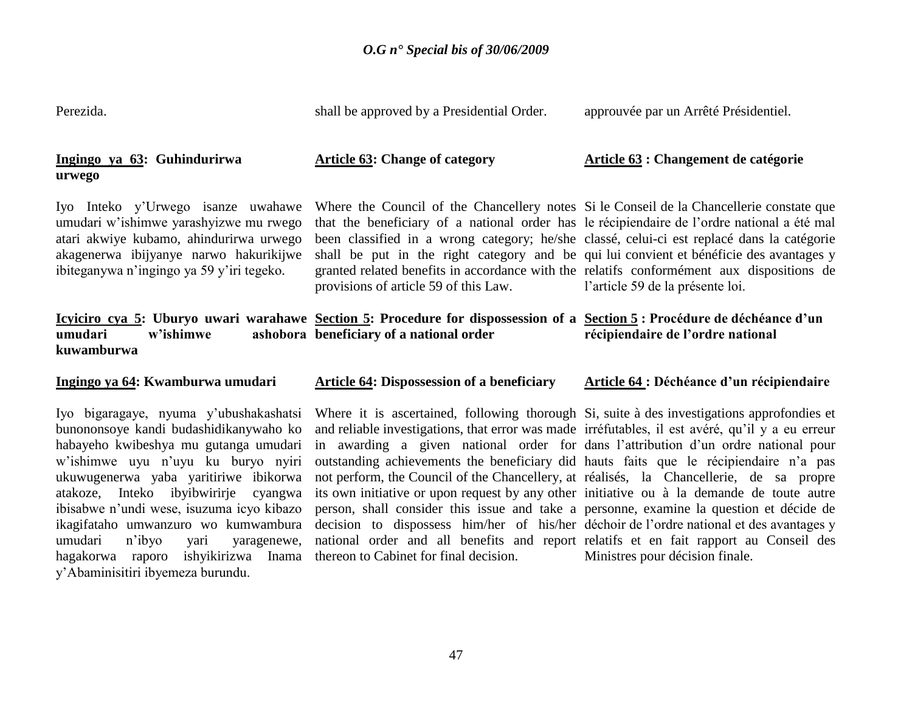Perezida.

shall be approved by a Presidential Order.

approuvée par un Arrêté Présidentiel.

**Ingingo ya 63: Guhindurirwa urwego**

Iyo Inteko y'Urwego isanze uwahawe umudari w'ishimwe yarashyizwe mu rwego atari akwiye kubamo, ahindurirwa urwego akagenerwa ibijyanye narwo hakurikijwe ibiteganywa n'ingingo ya 59 y'iri tegeko.

**Article 63: Change of category**

Where the Council of the Chancellery notes that the beneficiary of a national order has been classified in a wrong category; he/she shall be put in the right category and be granted related benefits in accordance with the provisions of article 59 of this Law.

**Article 63 : Changement de catégorie**

Si le Conseil de la Chancellerie constate que le récipiendaire de l'ordre national a été mal classé, celui-ci est replacé dans la catégorie qui lui convient et bénéficie des avantages y relatifs conformément aux dispositions de l'article 59 de la présente loi.

**Icyiciro cya 5: Uburyo uwari warahawe umudari w'ishimwe ashobora kuwamburwa**

**Ingingo ya 64: Kwamburwa umudari**

Iyo bigaragaye, nyuma y'ubushakashatsi bunononsoye kandi budashidikanywaho ko habayeho kwibeshya mu gutanga umudari w'ishimwe uyu n'uyu ku buryo nyiri ukuwugenerwa yaba yaritiriwe ibikorwa atakoze, Inteko ibyibwirirje cyangwa ibisabwe n'undi wese, isuzuma icyo kibazo ikagifataho umwanzuro wo kumwambura umudari n'ibyo yari yaragenewe, hagakorwa raporo ishyikirizwa Inama y'Abaminisitiri ibyemeza burundu.

**Section 5: Procedure for dispossession of a beneficiary of a national order**

**Article 64: Dispossession of a beneficiary**

Where it is ascertained, following thorough and reliable investigations, that error was made in awarding a given national order for outstanding achievements the beneficiary did not perform, the Council of the Chancellery, at its own initiative or upon request by any other person, shall consider this issue and take a decision to dispossess him/her of his/her national order and all benefits and report thereon to Cabinet for final decision.

**Section 5 : Procédure de déchéance d'un récipiendaire de l'ordre national**

**Article 64 : Déchéance d'un récipiendaire**

Si, suite à des investigations approfondies et irréfutables, il est avéré, qu'il y a eu erreur dans l'attribution d'un ordre national pour hauts faits que le récipiendaire n'a pas réalisés, la Chancellerie, de sa propre initiative ou à la demande de toute autre personne, examine la question et décide de déchoir de l'ordre national et des avantages y relatifs et en fait rapport au Conseil des Ministres pour décision finale.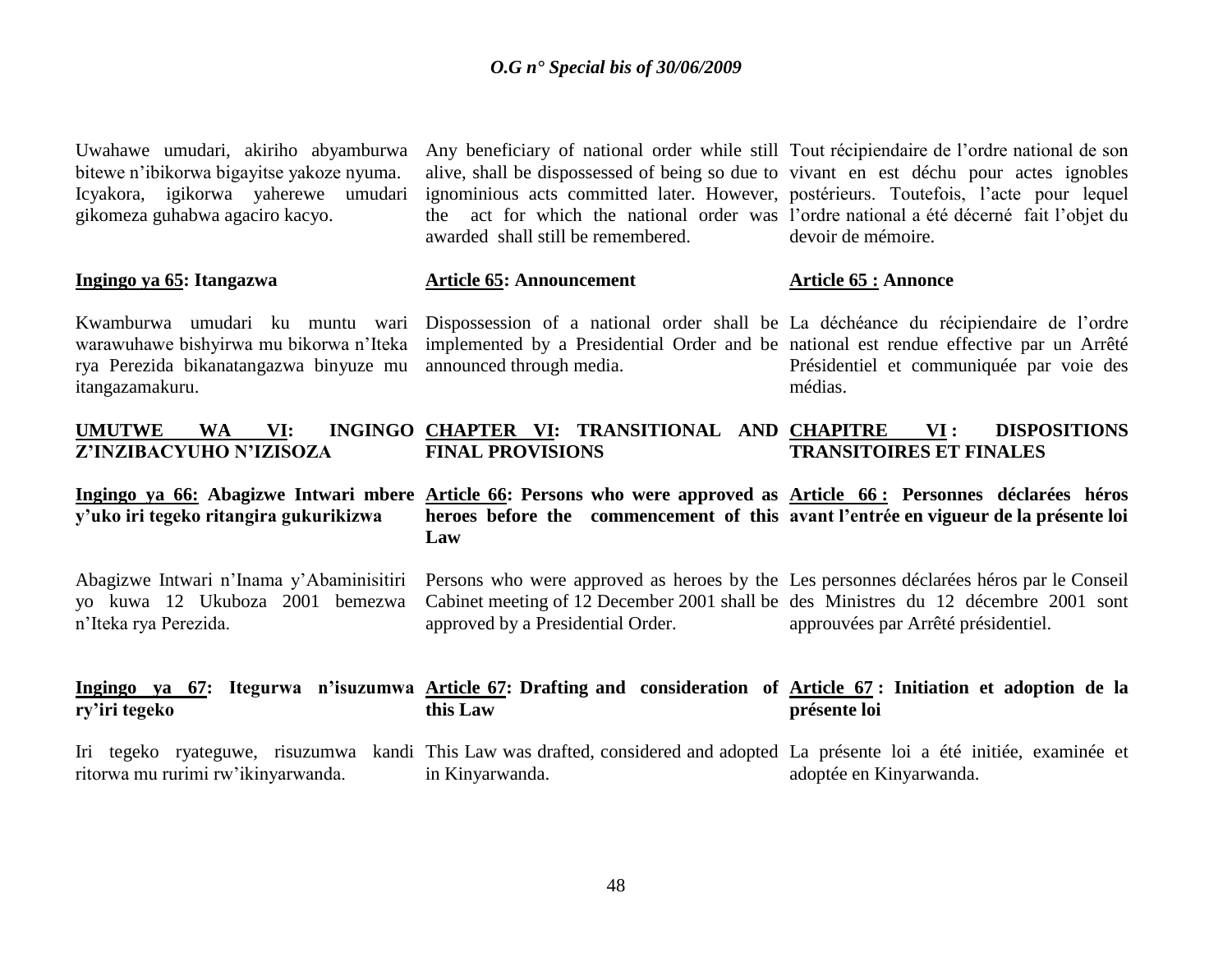Uwahawe umudari, akiriho abyamburwa bitewe n'ibikorwa bigayitse yakoze nyuma. Icyakora, igikorwa yaherewe umudari gikomeza guhabwa agaciro kacyo.

**Ingingo ya 65: Itangazwa**

Kwamburwa umudari ku muntu wari warawuhawe bishyirwa mu bikorwa n'Iteka rya Perezida bikanatangazwa binyuze mu itangazamakuru.

**UMUTWE WA VI: INGINGO Z'INZIBACYUHO N'IZISOZA**

**Ingingo ya 66: Abagizwe Intwari mbere y'uko iri tegeko ritangira gukurikizwa**

Abagizwe Intwari n'Inama y'Abaminisitiri yo kuwa 12 Ukuboza 2001 bemezwa n'Iteka rya Perezida.

**Ingingo ya 67: Itegurwa n'isuzumwa ry'iri tegeko**

Iri tegeko ryateguwe, risuzumwa kandi ritorwa mu rurimi rw'ikinyarwanda.

Any beneficiary of national order while still alive, shall be dispossessed of being so due to ignominious acts committed later. However, the act for which the national order was awarded shall still be remembered.

**Article 65: Announcement**

Dispossession of a national order shall be implemented by a Presidential Order and be announced through media.

**CHAPTER VI: TRANSITIONAL AND FINAL PROVISIONS**

**Article 66: Persons who were approved as heroes before the commencement of this Law**

Persons who were approved as heroes by the Cabinet meeting of 12 December 2001 shall be approved by a Presidential Order.

**Article 67: Drafting and consideration of this Law**

This Law was drafted, considered and adopted in Kinyarwanda.

Tout récipiendaire de l'ordre national de son vivant en est déchu pour actes ignobles postérieurs. Toutefois, l'acte pour lequel l'ordre national a été décerné fait l'objet du devoir de mémoire.

**Article 65 : Annonce**

La déchéance du récipiendaire de l'ordre national est rendue effective par un Arrêté Présidentiel et communiquée par voie des médias.

**CHAPITRE VI : DISPOSITIONS TRANSITOIRES ET FINALES**

**Article 66 : Personnes déclarées héros avant l'entrée en vigueur de la présente loi**

Les personnes déclarées héros par le Conseil des Ministres du 12 décembre 2001 sont approuvées par Arrêté présidentiel.

**Article 67 : Initiation et adoption de la présente loi**

La présente loi a été initiée, examinée et adoptée en Kinyarwanda.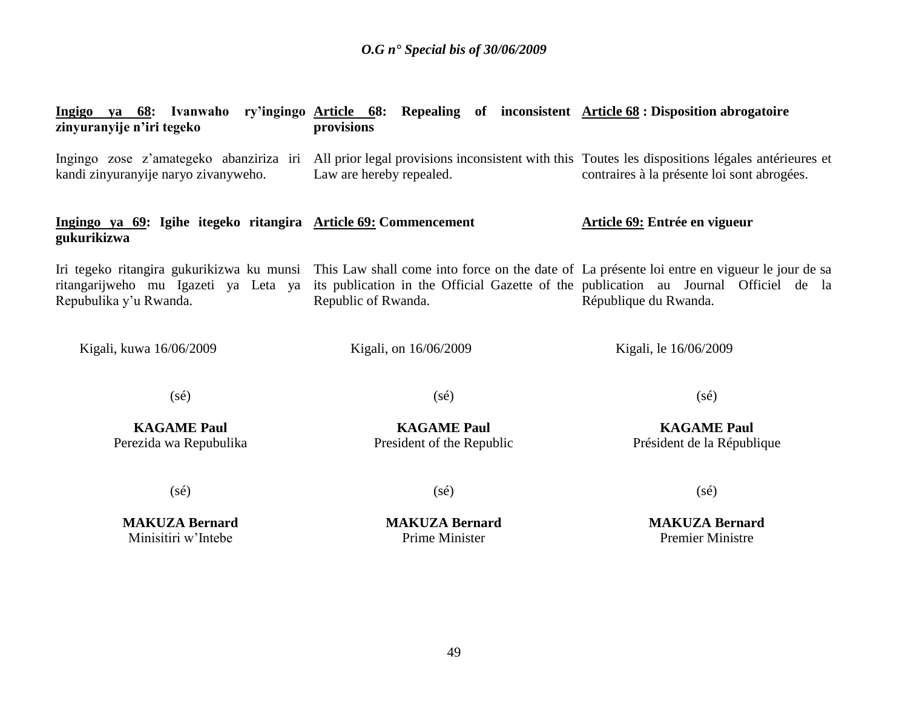**Ingigo ya 68: Ivanwaho ry'ingingo zinyuranyije n'iri tegeko**

Ingingo zose z'amategeko abanziriza iri kandi zinyuranyije naryo zivanyweho.

**Ingingo ya 69: Igihe itegeko ritangira gukurikizwa**

Iri tegeko ritangira gukurikizwa ku munsi ritangarijweho mu Igazeti ya Leta ya Repubulika y'u Rwanda.

Kigali, kuwa 16/06/2009

(sé)

**KAGAME Paul**
Perezida wa Repubulika

(sé)

**MAKUZA Bernard**
Minisitiri w'Intebe

**Article 68: Repealing of inconsistent provisions**

All prior legal provisions inconsistent with this Law are hereby repealed.

**Article 69: Commencement**

This Law shall come into force on the date of its publication in the Official Gazette of the Republic of Rwanda.

Kigali, on 16/06/2009

(sé)

**KAGAME Paul**
President of the Republic

(sé)

**MAKUZA Bernard**
Prime Minister

**Article 68 : Disposition abrogatoire**

Toutes les dispositions légales antérieures et contraires à la présente loi sont abrogées.

**Article 69: Entrée en vigueur**

La présente loi entre en vigueur le jour de sa publication au Journal Officiel de la République du Rwanda.

Kigali, le 16/06/2009

(sé)

**KAGAME Paul**
Président de la République

(sé)

**MAKUZA Bernard**
Premier Ministre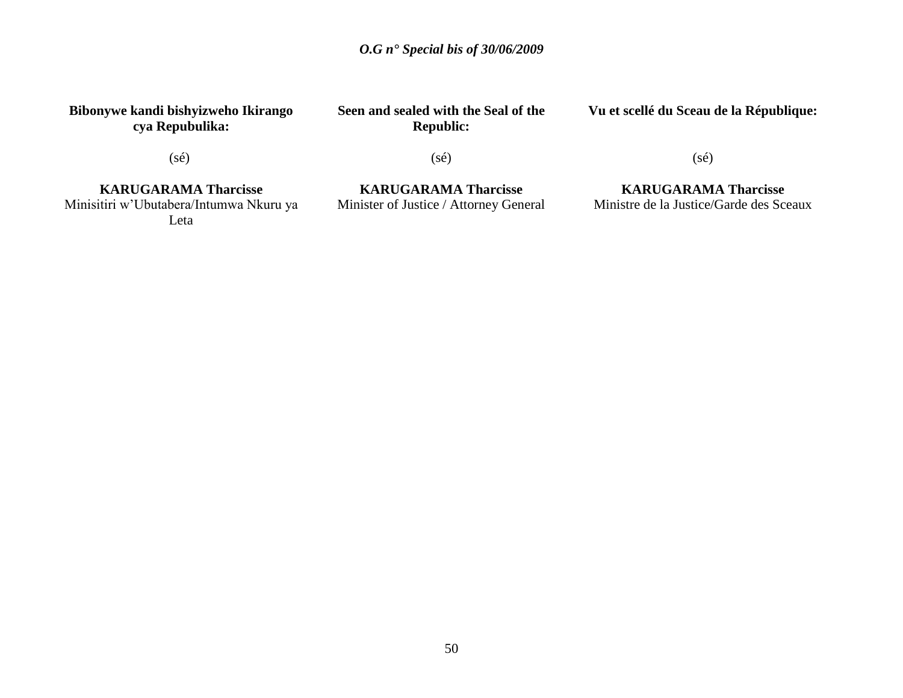**Bibonywe kandi bishyizweho Ikirango cya Repubulika:**

(sé)

**KARUGARAMA Tharcisse**
Minisitiri w'Ubutabera/Intumwa Nkuru ya Leta

**Seen and sealed with the Seal of the Republic:**

(sé)

**KARUGARAMA Tharcisse**
Minister of Justice / Attorney General

**Vu et scellé du Sceau de la République:**

(sé)

**KARUGARAMA Tharcisse**
Ministre de la Justice/Garde des Sceaux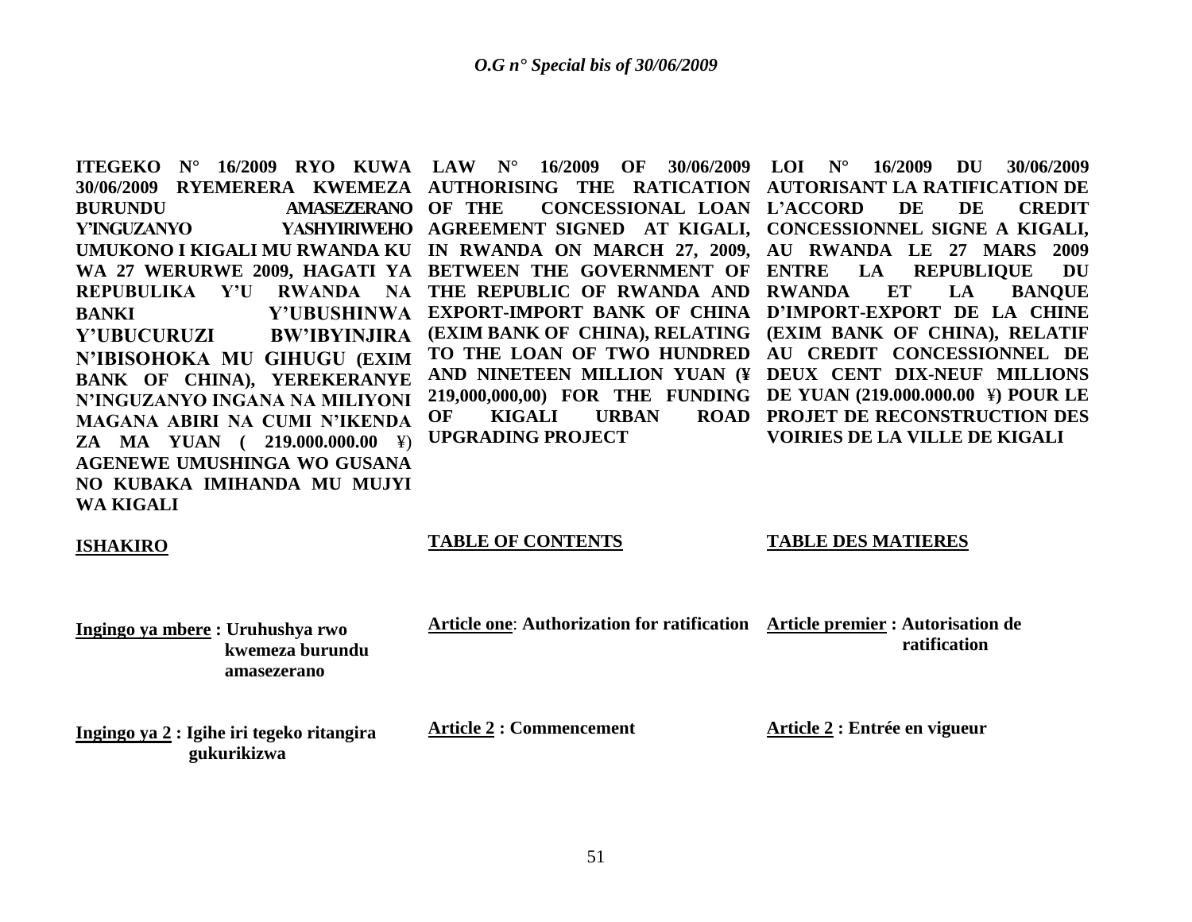**ITEGEKO N° 16/2009 RYO KUWA 30/06/2009 RYEMERERA KWEMEZA BURUNDU AMASEZERANO Y'INGUZANYO YASHYIRIWEHO UMUKONO I KIGALI MU RWANDA KU WA 27 WERURWE 2009, HAGATI YA REPUBULIKA Y'U RWANDA NA BANKI Y'UBUSHINWA Y'UBUCURUZI BW'IBYINJIRA N'IBISOHOKA MU GIHUGU (EXIM BANK OF CHINA), YEREKERANYE N'INGUZANYO INGANA NA MILIYONI MAGANA ABIRI NA CUMI N'IKENDA ZA MA YUAN ( 219.000.000.00 ¥) AGENEWE UMUSHINGA WO GUSANA NO KUBAKA IMIHANDA MU MUJYI WA KIGALI**

**ISHAKIRO**

**Ingingo ya mbere : Uruhushya rwo kwemeza burundu amasezerano**

**Ingingo ya 2 : Igihe iri tegeko ritangira gukurikizwa**

**LAW N° 16/2009 OF 30/06/2009 AUTHORISING THE RATICATION OF THE CONCESSIONAL LOAN AGREEMENT SIGNED AT KIGALI, IN RWANDA ON MARCH 27, 2009, BETWEEN THE GOVERNMENT OF THE REPUBLIC OF RWANDA AND EXPORT-IMPORT BANK OF CHINA (EXIM BANK OF CHINA), RELATING TO THE LOAN OF TWO HUNDRED AND NINETEEN MILLION YUAN (¥ 219,000,000,00) FOR THE FUNDING OF KIGALI URBAN ROAD UPGRADING PROJECT**

**TABLE OF CONTENTS**

**Article one: Authorization for ratification**

**Article 2 : Commencement**

**LOI N° 16/2009 DU 30/06/2009 AUTORISANT LA RATIFICATION DE L'ACCORD DE DE CREDIT CONCESSIONNEL SIGNE A KIGALI, AU RWANDA LE 27 MARS 2009 ENTRE LA REPUBLIQUE DU RWANDA ET LA BANQUE D'IMPORT-EXPORT DE LA CHINE (EXIM BANK OF CHINA), RELATIF AU CREDIT CONCESSIONNEL DE DEUX CENT DIX-NEUF MILLIONS DE YUAN (219.000.000.00 ¥) POUR LE PROJET DE RECONSTRUCTION DES VOIRIES DE LA VILLE DE KIGALI**

**TABLE DES MATIERES**

**Article premier : Autorisation de ratification**

**Article 2 : Entrée en vigueur**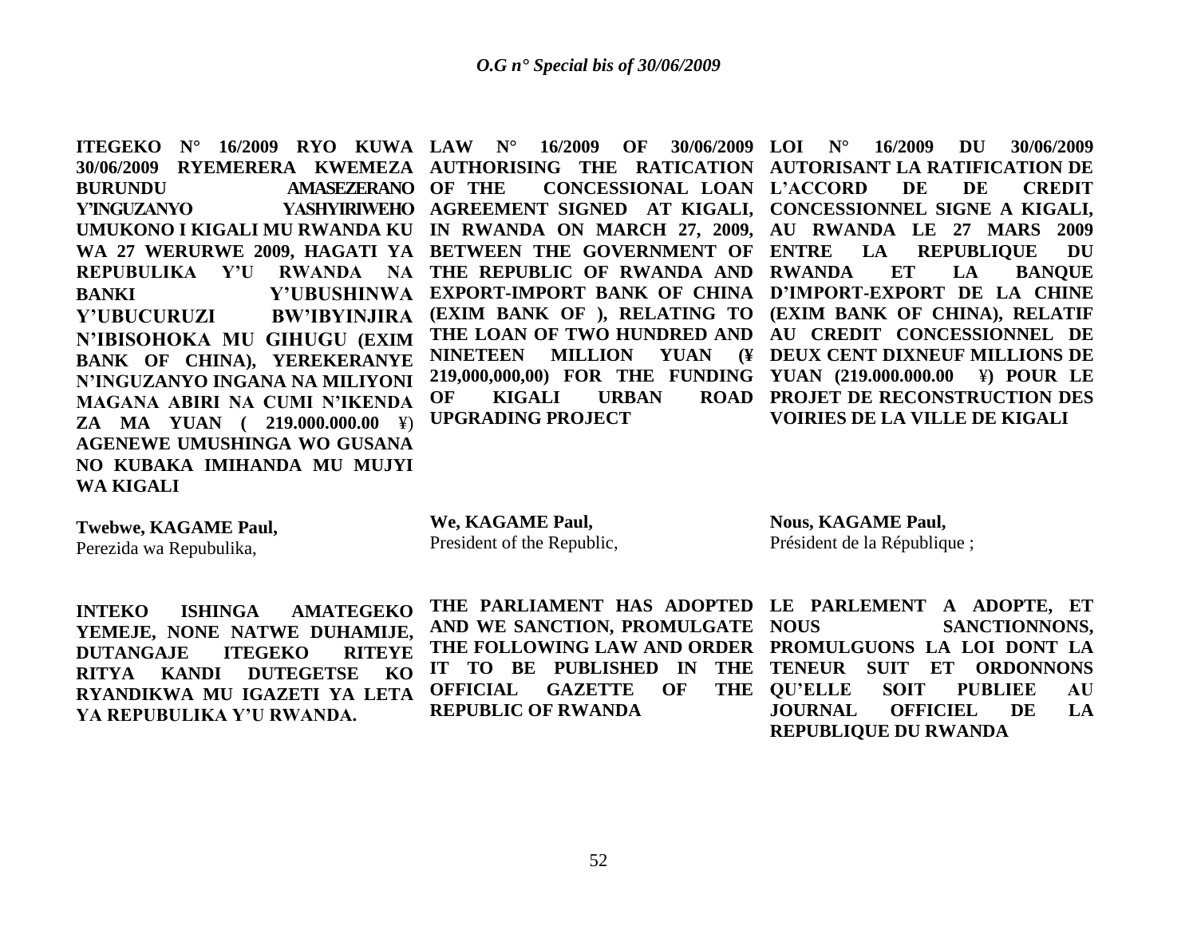**ITEGEKO N° 16/2009 RYO KUWA 30/06/2009 RYEMERERA KWEMEZA BURUNDU AMASEZERANO Y'INGUZANYO YASHYIRIWEHO UMUKONO I KIGALI MU RWANDA KU WA 27 WERURWE 2009, HAGATI YA REPUBULIKA Y'U RWANDA NA BANKI Y'UBUSHINWA Y'UBUCURUZI BW'IBYINJIRA N'IBISOHOKA MU GIHUGU (EXIM BANK OF CHINA), YEREKERANYE N'INGUZANYO INGANA NA MILIYONI MAGANA ABIRI NA CUMI N'IKENDA ZA MA YUAN ( 219.000.000.00 ¥) AGENEWE UMUSHINGA WO GUSANA NO KUBAKA IMIHANDA MU MUJYI WA KIGALI**

**Twebwe, KAGAME Paul,**
Perezida wa Repubulika,

**INTEKO ISHINGA AMATEGEKO YEMEJE, NONE NATWE DUHAMIJE, DUTANGAJE ITEGEKO RITEYE RITYA KANDI DUTEGETSE KO RYANDIKWA MU IGAZETI YA LETA YA REPUBULIKA Y'U RWANDA.**

**LAW N° 16/2009 OF 30/06/2009 AUTHORISING THE RATICATION OF THE CONCESSIONAL LOAN AGREEMENT SIGNED AT KIGALI, IN RWANDA ON MARCH 27, 2009, BETWEEN THE GOVERNMENT OF THE REPUBLIC OF RWANDA AND EXPORT-IMPORT BANK OF CHINA (EXIM BANK OF ), RELATING TO THE LOAN OF TWO HUNDRED AND NINETEEN MILLION YUAN (¥ 219,000,000,00) FOR THE FUNDING OF KIGALI URBAN ROAD UPGRADING PROJECT**

**We, KAGAME Paul,**
President of the Republic,

**THE PARLIAMENT HAS ADOPTED AND WE SANCTION, PROMULGATE THE FOLLOWING LAW AND ORDER IT TO BE PUBLISHED IN THE OFFICIAL GAZETTE OF THE REPUBLIC OF RWANDA**

**LOI N° 16/2009 DU 30/06/2009 AUTORISANT LA RATIFICATION DE L'ACCORD DE DE CREDIT CONCESSIONNEL SIGNE A KIGALI, AU RWANDA LE 27 MARS 2009 ENTRE LA REPUBLIQUE DU RWANDA ET LA BANQUE D'IMPORT-EXPORT DE LA CHINE (EXIM BANK OF CHINA), RELATIF AU CREDIT CONCESSIONNEL DE DEUX CENT DIXNEUF MILLIONS DE YUAN (219.000.000.00 ¥) POUR LE PROJET DE RECONSTRUCTION DES VOIRIES DE LA VILLE DE KIGALI**

**Nous, KAGAME Paul,**
Président de la République ;

**LE PARLEMENT A ADOPTE, ET NOUS SANCTIONNONS, PROMULGUONS LA LOI DONT LA TENEUR SUIT ET ORDONNONS QU'ELLE SOIT PUBLIEE AU JOURNAL OFFICIEL DE LA REPUBLIQUE DU RWANDA**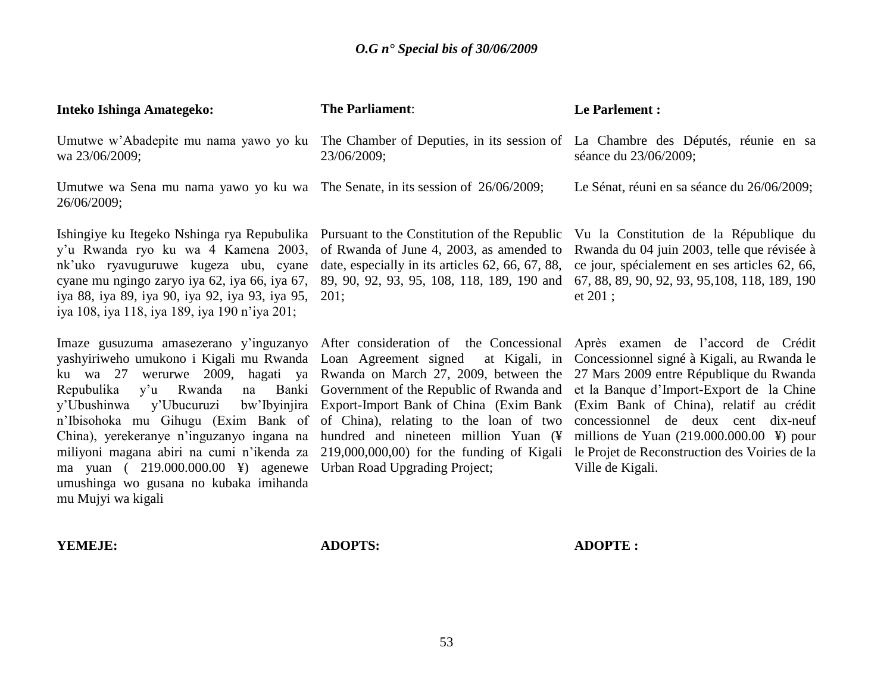**Inteko Ishinga Amategeko:**

Umutwe w'Abadepite mu nama yawo yo ku wa 23/06/2009;

Umutwe wa Sena mu nama yawo yo ku wa 26/06/2009;

Ishingiye ku Itegeko Nshinga rya Repubulika y'u Rwanda ryo ku wa 4 Kamena 2003, nk'uko ryavuguruwe kugeza ubu, cyane cyane mu ngingo zaryo iya 62, iya 66, iya 67, iya 88, iya 89, iya 90, iya 92, iya 93, iya 95, iya 108, iya 118, iya 189, iya 190 n'iya 201;

Imaze gusuzuma amasezerano y'inguzanyo yashyiriweho umukono i Kigali mu Rwanda ku wa 27 werurwe 2009, hagati ya Repubulika y'u Rwanda na Banki y'Ubushinwa y'Ubucuruzi bw'Ibyinjira n'Ibisohoka mu Gihugu (Exim Bank of China), yerekeranye n'inguzanyo ingana na miliyoni magana abiri na cumi n'ikenda za ma yuan ( 219.000.000.00 ¥) agenewe umushinga wo gusana no kubaka imihanda mu Mujyi wa kigali

**YEMEJE:**

**The Parliament**:

The Chamber of Deputies, in its session of 23/06/2009;

The Senate, in its session of 26/06/2009;

Pursuant to the Constitution of the Republic of Rwanda of June 4, 2003, as amended to date, especially in its articles 62, 66, 67, 88, 89, 90, 92, 93, 95, 108, 118, 189, 190 and 201;

After consideration of the Concessional Loan Agreement signed at Kigali, in Rwanda on March 27, 2009, between the Government of the Republic of Rwanda and Export-Import Bank of China (Exim Bank of China), relating to the loan of two hundred and nineteen million Yuan (¥ 219,000,000,00) for the funding of Kigali Urban Road Upgrading Project;

**ADOPTS:**

**Le Parlement :**

La Chambre des Députés, réunie en sa séance du 23/06/2009;

Le Sénat, réuni en sa séance du 26/06/2009;

Vu la Constitution de la République du Rwanda du 04 juin 2003, telle que révisée à ce jour, spécialement en ses articles 62, 66, 67, 88, 89, 90, 92, 93, 95,108, 118, 189, 190 et 201 ;

Après examen de l'accord de Crédit Concessionnel signé à Kigali, au Rwanda le 27 Mars 2009 entre République du Rwanda et la Banque d'Import-Export de la Chine (Exim Bank of China), relatif au crédit concessionnel de deux cent dix-neuf millions de Yuan (219.000.000.00 ¥) pour le Projet de Reconstruction des Voiries de la Ville de Kigali.

**ADOPTE :**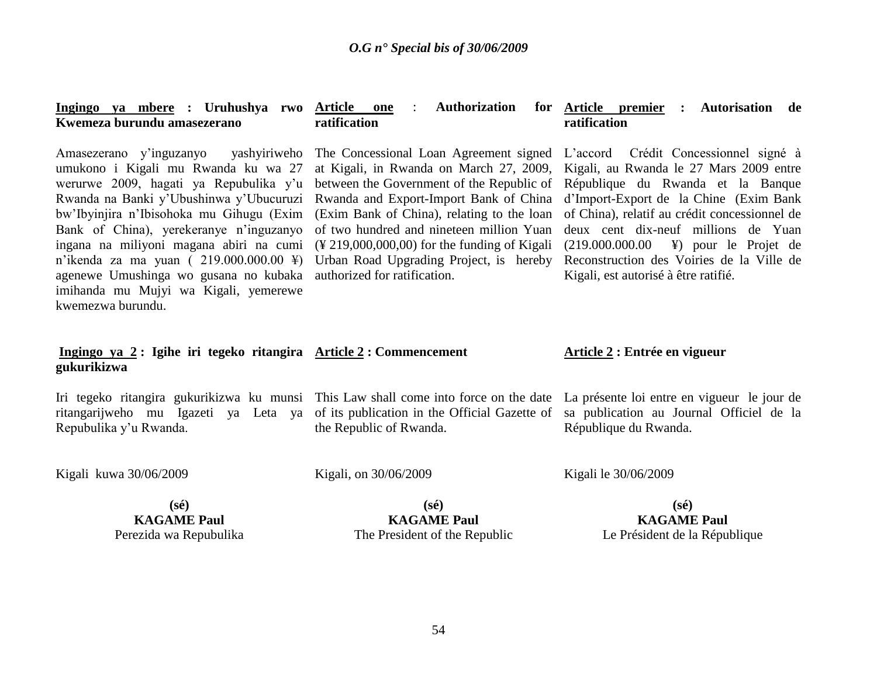**Ingingo ya mbere : Uruhushya rwo Kwemeza burundu amasezerano**

Amasezerano y'inguzanyo yashyiriweho umukono i Kigali mu Rwanda ku wa 27 werurwe 2009, hagati ya Repubulika y'u Rwanda na Banki y'Ubushinwa y'Ubucuruzi bw'Ibyinjira n'Ibisohoka mu Gihugu (Exim Bank of China), yerekeranye n'inguzanyo ingana na miliyoni magana abiri na cumi n'ikenda za ma yuan ( 219.000.000.00 ¥) agenewe Umushinga wo gusana no kubaka imihanda mu Mujyi wa Kigali, yemerewe kwemezwa burundu.

**Ingingo ya 2 : Igihe iri tegeko ritangira gukurikizwa**

Iri tegeko ritangira gukurikizwa ku munsi ritangarijweho mu Igazeti ya Leta ya Repubulika y'u Rwanda.

Kigali kuwa 30/06/2009

**(sé)**
**KAGAME Paul**
Perezida wa Repubulika

**Article one : Authorization for ratification**

The Concessional Loan Agreement signed at Kigali, in Rwanda on March 27, 2009, between the Government of the Republic of Rwanda and Export-Import Bank of China (Exim Bank of China), relating to the loan of two hundred and nineteen million Yuan (¥ 219,000,000,00) for the funding of Kigali Urban Road Upgrading Project, is hereby authorized for ratification.

**Article 2 : Commencement**

This Law shall come into force on the date of its publication in the Official Gazette of the Republic of Rwanda.

Kigali, on 30/06/2009

**(sé)**
**KAGAME Paul**
The President of the Republic

**Article premier : Autorisation de ratification**

L'accord Crédit Concessionnel signé à Kigali, au Rwanda le 27 Mars 2009 entre République du Rwanda et la Banque d'Import-Export de la Chine (Exim Bank of China), relatif au crédit concessionnel de deux cent dix-neuf millions de Yuan (219.000.000.00 ¥) pour le Projet de Reconstruction des Voiries de la Ville de Kigali, est autorisé à être ratifié.

**Article 2 : Entrée en vigueur**

La présente loi entre en vigueur le jour de sa publication au Journal Officiel de la République du Rwanda.

Kigali le 30/06/2009

**(sé)**
**KAGAME Paul**
Le Président de la République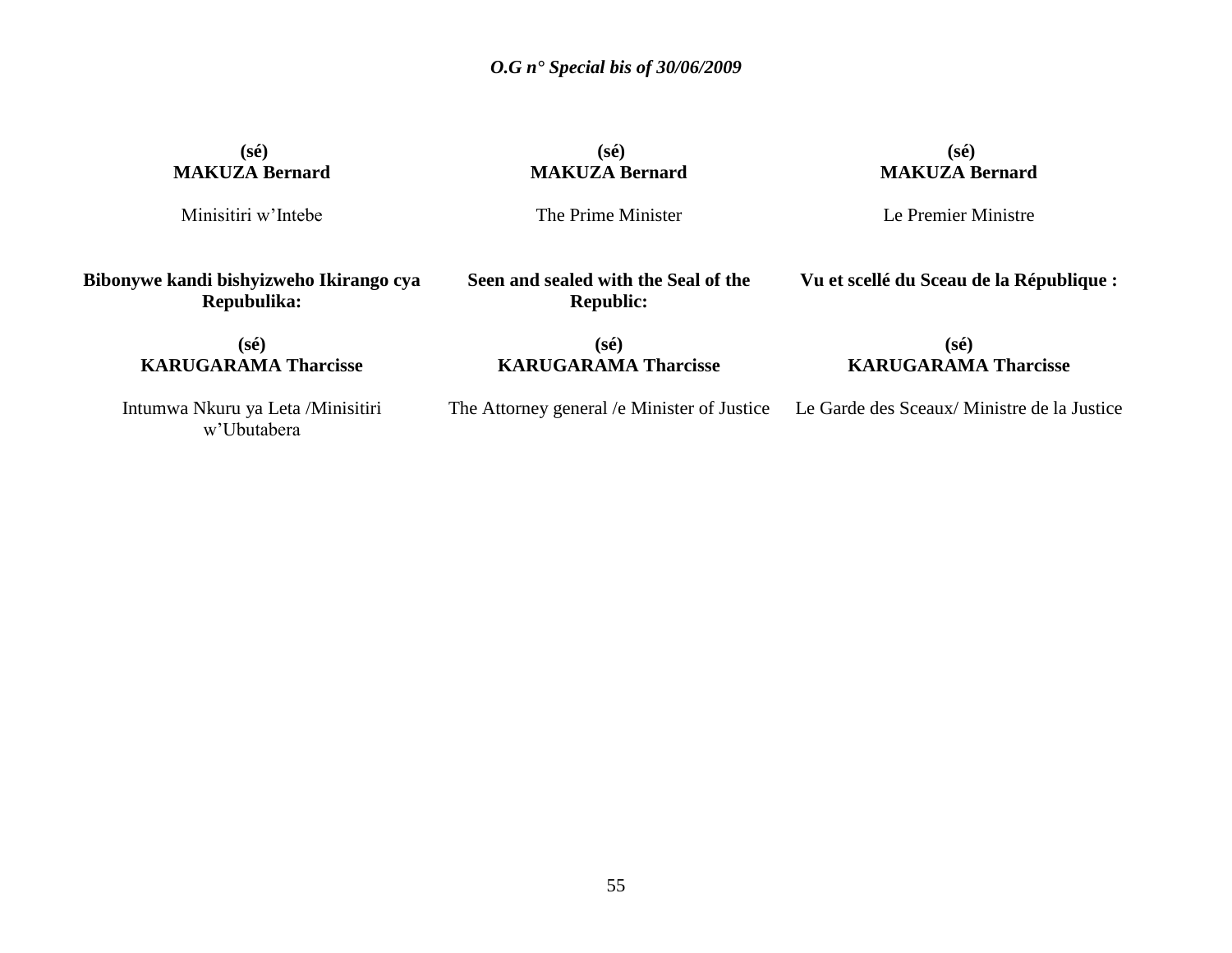| | | |
|---|---|---|
| **(sé)**<br>**MAKUZA Bernard** | **(sé)**<br>**MAKUZA Bernard** | **(sé)**<br>**MAKUZA Bernard** |
| Minisitiri w'Intebe | The Prime Minister | Le Premier Ministre |
| **Bibonywe kandi bishyizweho Ikirango cya Repubulika:** | **Seen and sealed with the Seal of the Republic:** | **Vu et scellé du Sceau de la République :** |
| **(sé)**<br>**KARUGARAMA Tharcisse** | **(sé)**<br>**KARUGARAMA Tharcisse** | **(sé)**<br>**KARUGARAMA Tharcisse** |
| Intumwa Nkuru ya Leta /Minisitiri w'Ubutabera | The Attorney general /e Minister of Justice | Le Garde des Sceaux/ Ministre de la Justice |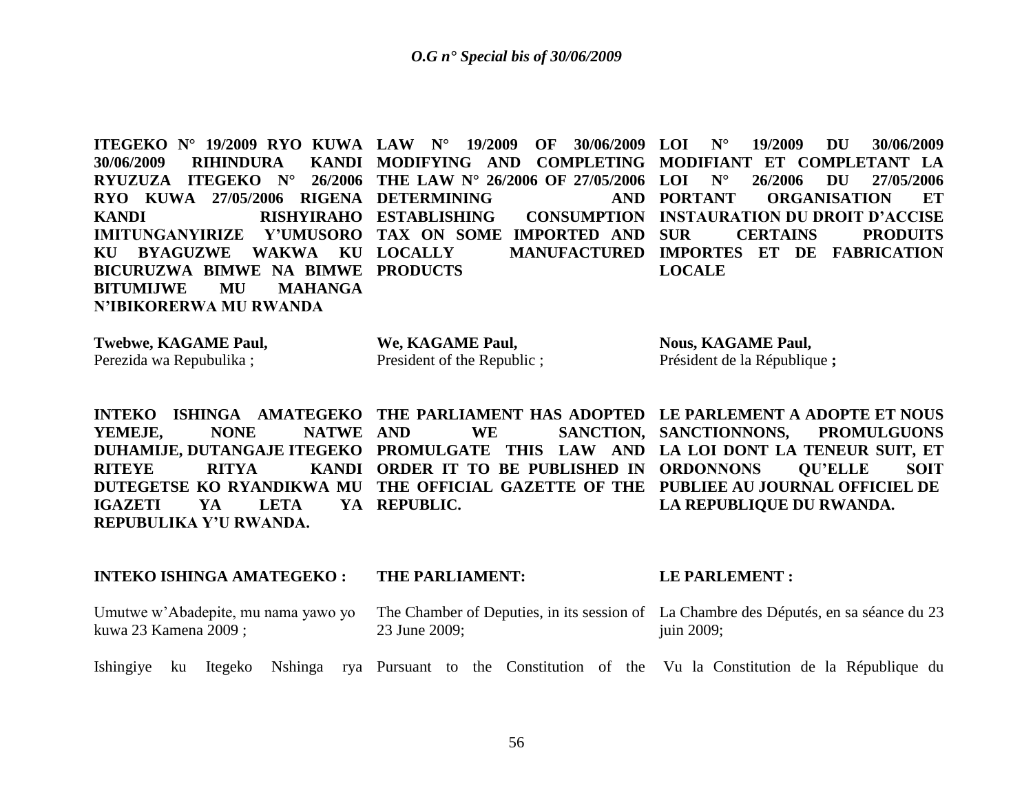**ITEGEKO N° 19/2009 RYO KUWA 30/06/2009 RIHINDURA KANDI RYUZUZA ITEGEKO N° 26/2006 RYO KUWA 27/05/2006 RIGENA KANDI RISHYIRAHO IMITUNGANYIRIZE Y'UMUSORO KU BYAGUZWE WAKWA KU BICURUZWA BIMWE NA BIMWE BITUMIJWE MU MAHANGA N'IBIKORERWA MU RWANDA**

**Twebwe, KAGAME Paul,**
Perezida wa Repubulika ;

**INTEKO ISHINGA AMATEGEKO YEMEJE, NONE NATWE DUHAMIJE, DUTANGAJE ITEGEKO RITEYE RITYA KANDI DUTEGETSE KO RYANDIKWA MU IGAZETI YA LETA YA REPUBULIKA Y'U RWANDA.**

**INTEKO ISHINGA AMATEGEKO :**

Umutwe w'Abadepite, mu nama yawo yo kuwa 23 Kamena 2009 ;

Ishingiye ku Itegeko Nshinga rya

**LAW N° 19/2009 OF 30/06/2009 MODIFYING AND COMPLETING THE LAW N° 26/2006 OF 27/05/2006 DETERMINING AND ESTABLISHING CONSUMPTION TAX ON SOME IMPORTED AND LOCALLY MANUFACTURED PRODUCTS**

**We, KAGAME Paul,**
President of the Republic ;

**THE PARLIAMENT HAS ADOPTED AND WE SANCTION, PROMULGATE THIS LAW AND ORDER IT TO BE PUBLISHED IN THE OFFICIAL GAZETTE OF THE REPUBLIC.**

**THE PARLIAMENT:**

The Chamber of Deputies, in its session of 23 June 2009;

Pursuant to the Constitution of the

**LOI N° 19/2009 DU 30/06/2009 MODIFIANT ET COMPLETANT LA LOI N° 26/2006 DU 27/05/2006 PORTANT ORGANISATION ET INSTAURATION DU DROIT D'ACCISE SUR CERTAINS PRODUITS IMPORTES ET DE FABRICATION LOCALE**

**Nous, KAGAME Paul,**
Président de la République **;**

**LE PARLEMENT A ADOPTE ET NOUS SANCTIONNONS, PROMULGUONS LA LOI DONT LA TENEUR SUIT, ET ORDONNONS QU'ELLE SOIT PUBLIEE AU JOURNAL OFFICIEL DE LA REPUBLIQUE DU RWANDA.**

**LE PARLEMENT :**

La Chambre des Députés, en sa séance du 23 juin 2009;

Vu la Constitution de la République du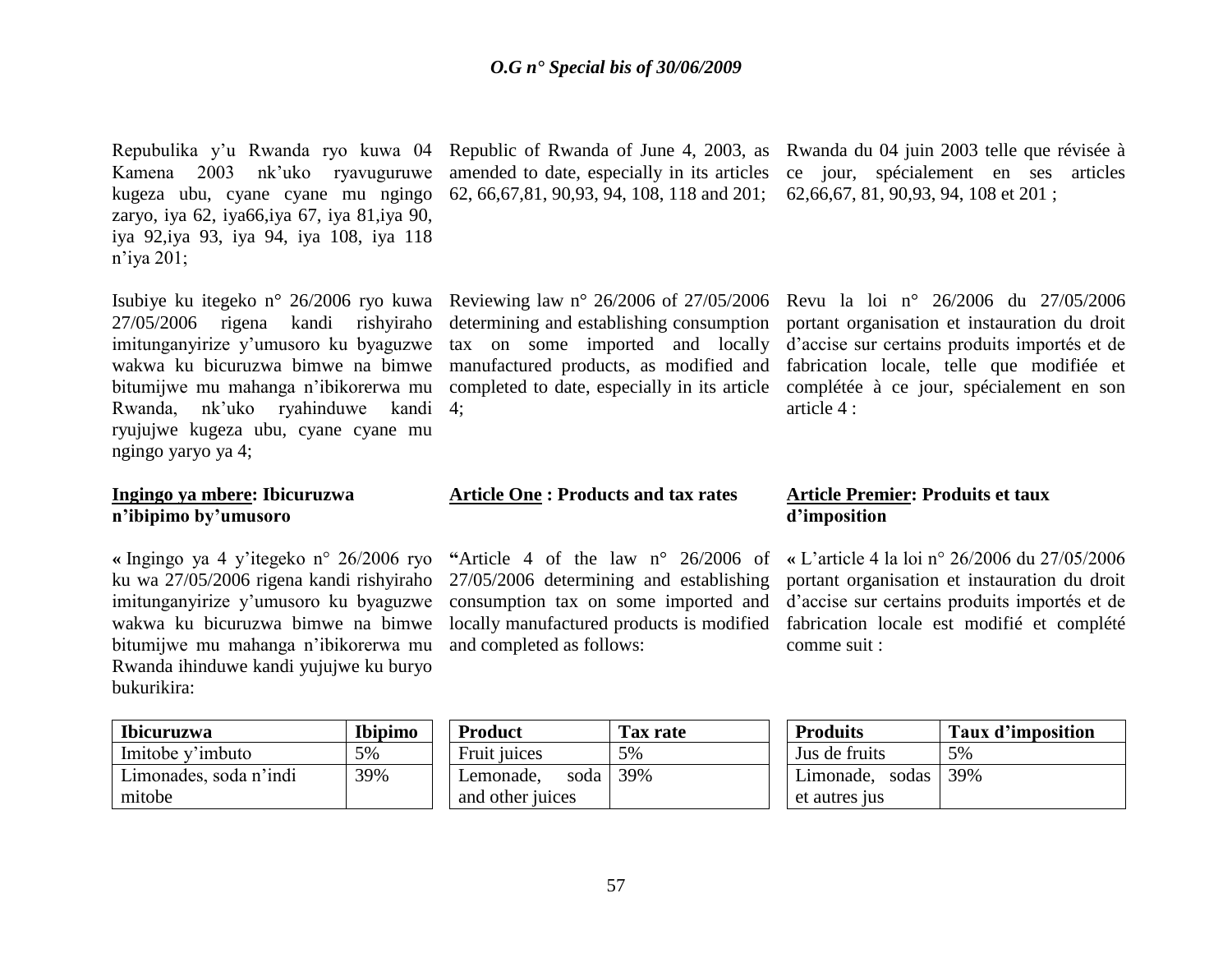Repubulika y'u Rwanda ryo kuwa 04 Kamena 2003 nk'uko ryavuguruwe kugeza ubu, cyane cyane mu ngingo zaryo, iya 62, iya66,iya 67, iya 81,iya 90, iya 92,iya 93, iya 94, iya 108, iya 118 n'iya 201;

Isubiye ku itegeko n° 26/2006 ryo kuwa 27/05/2006 rigena kandi rishyiraho imitunganyirize y'umusoro ku byaguzwe wakwa ku bicuruzwa bimwe na bimwe bitumijwe mu mahanga n'ibikorerwa mu Rwanda, nk'uko ryahinduwe kandi ryujujwe kugeza ubu, cyane cyane mu ngingo yaryo ya 4;

**Ingingo ya mbere: Ibicuruzwa n'ibipimo by'umusoro**

**«** Ingingo ya 4 y'itegeko n° 26/2006 ryo ku wa 27/05/2006 rigena kandi rishyiraho imitunganyirize y'umusoro ku byaguzwe wakwa ku bicuruzwa bimwe na bimwe bitumijwe mu mahanga n'ibikorerwa mu Rwanda ihinduwe kandi yujujwe ku buryo bukurikira:

| Ibicuruzwa | Ibipimo |
|---|---|
| Imitobe y'imbuto | 5% |
| Limonades, soda n'indi mitobe | 39% |

Republic of Rwanda of June 4, 2003, as amended to date, especially in its articles 62, 66,67,81, 90,93, 94, 108, 118 and 201;

Reviewing law n° 26/2006 of 27/05/2006 determining and establishing consumption tax on some imported and locally manufactured products, as modified and completed to date, especially in its article 4;

**Article One : Products and tax rates**

**"**Article 4 of the law n° 26/2006 of 27/05/2006 determining and establishing consumption tax on some imported and locally manufactured products is modified and completed as follows:

| Product | Tax rate |
|---|---|
| Fruit juices | 5% |
| Lemonade, soda and other juices | 39% |

Rwanda du 04 juin 2003 telle que révisée à ce jour, spécialement en ses articles 62,66,67, 81, 90,93, 94, 108 et 201 ;

Revu la loi n° 26/2006 du 27/05/2006 portant organisation et instauration du droit d'accise sur certains produits importés et de fabrication locale, telle que modifiée et complétée à ce jour, spécialement en son article 4 :

**Article Premier: Produits et taux d'imposition**

**«** L'article 4 la loi n° 26/2006 du 27/05/2006 portant organisation et instauration du droit d'accise sur certains produits importés et de fabrication locale est modifié et complété comme suit :

| Produits | Taux d'imposition |
|---|---|
| Jus de fruits | 5% |
| Limonade, sodas et autres jus | 39% |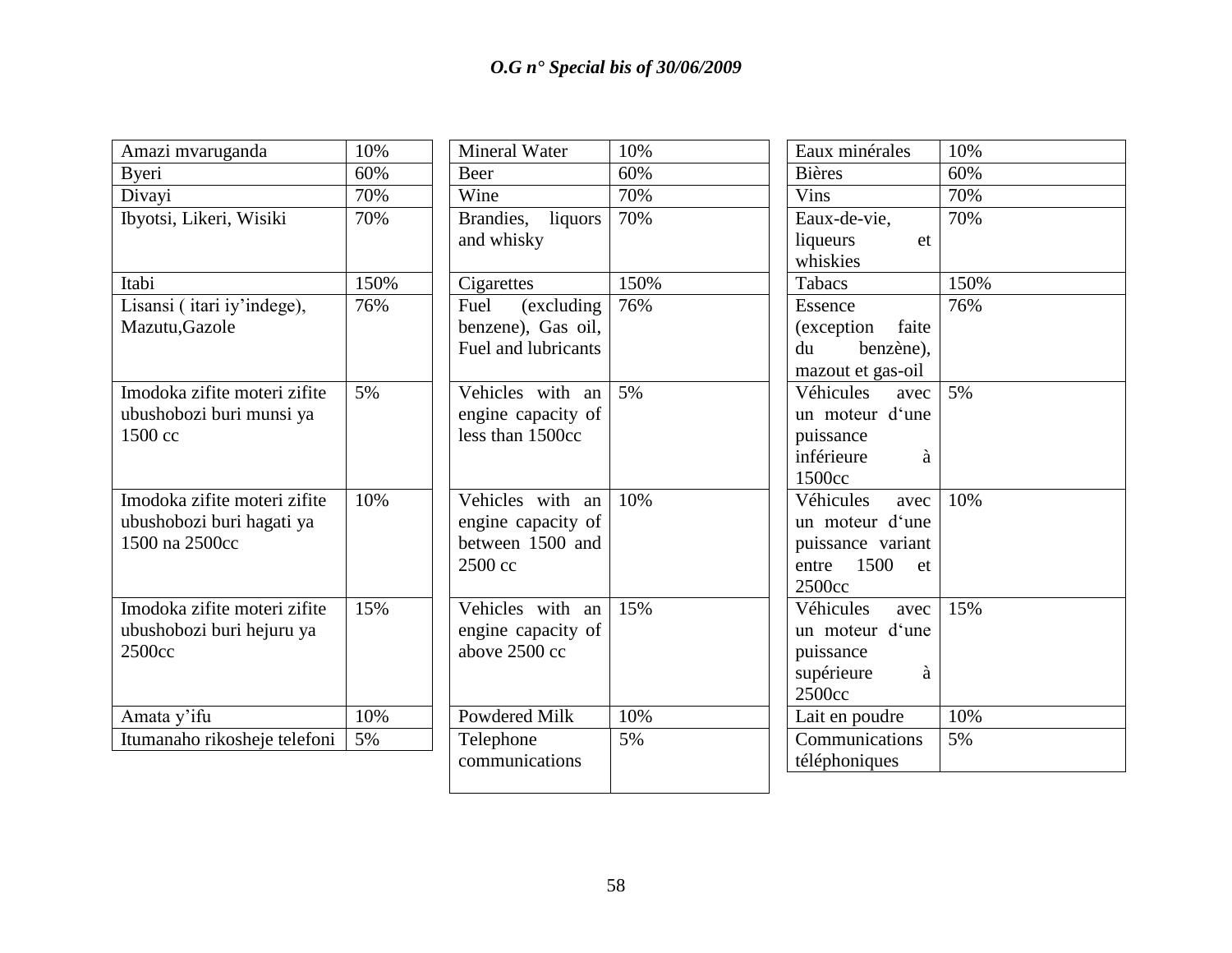| Amazi mvaruganda | 10% |
|---|---|
| Byeri | 60% |
| Divayi | 70% |
| Ibyotsi, Likeri, Wisiki | 70% |
| Itabi | 150% |
| Lisansi ( itari iy'indege), Mazutu,Gazole | 76% |
| Imodoka zifite moteri zifite ubushobozi buri munsi ya 1500 cc | 5% |
| Imodoka zifite moteri zifite ubushobozi buri hagati ya 1500 na 2500cc | 10% |
| Imodoka zifite moteri zifite ubushobozi buri hejuru ya 2500cc | 15% |
| Amata y'ifu | 10% |
| Itumanaho rikosheje telefoni | 5% |

| Mineral Water | 10% |
|---|---|
| Beer | 60% |
| Wine | 70% |
| Brandies, liquors and whisky | 70% |
| Cigarettes | 150% |
| Fuel (excluding benzene), Gas oil, Fuel and lubricants | 76% |
| Vehicles with an engine capacity of less than 1500cc | 5% |
| Vehicles with an engine capacity of between 1500 and 2500 cc | 10% |
| Vehicles with an engine capacity of above 2500 cc | 15% |
| Powdered Milk | 10% |
| Telephone communications | 5% |

| Eaux minérales | 10% |
|---|---|
| Bières | 60% |
| Vins | 70% |
| Eaux-de-vie, liqueurs et whiskies | 70% |
| Tabacs | 150% |
| Essence (exception faite du benzène), mazout et gas-oil | 76% |
| Véhicules avec un moteur d'une puissance inférieure à 1500cc | 5% |
| Véhicules avec un moteur d'une puissance variant entre 1500 et 2500cc | 10% |
| Véhicules avec un moteur d'une puissance supérieure à 2500cc | 15% |
| Lait en poudre | 10% |
| Communications téléphoniques | 5% |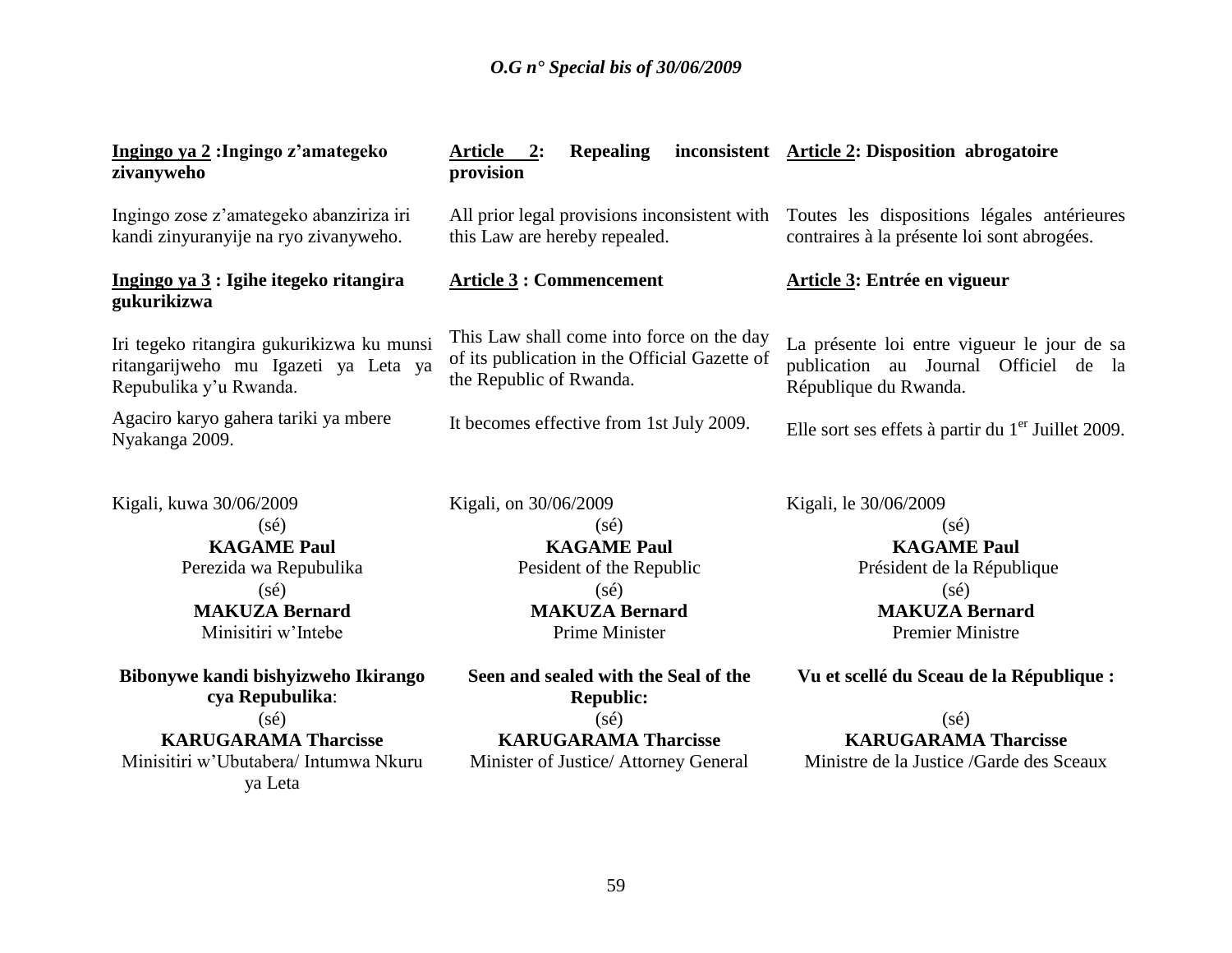**Ingingo ya 2 :Ingingo z'amategeko zivanyweho**

Ingingo zose z'amategeko abanziriza iri kandi zinyuranyije na ryo zivanyweho.

**Ingingo ya 3 : Igihe itegeko ritangira gukurikizwa**

Iri tegeko ritangira gukurikizwa ku munsi ritangarijweho mu Igazeti ya Leta ya Repubulika y'u Rwanda.

Agaciro karyo gahera tariki ya mbere Nyakanga 2009.

Kigali, kuwa 30/06/2009

(sé)

**KAGAME Paul**

Perezida wa Repubulika

(sé)

**MAKUZA Bernard**

Minisitiri w'Intebe

**Bibonywe kandi bishyizweho Ikirango cya Repubulika**:

(sé)

**KARUGARAMA Tharcisse**

Minisitiri w'Ubutabera/ Intumwa Nkuru ya Leta

**Article 2: Repealing inconsistent provision**

All prior legal provisions inconsistent with this Law are hereby repealed.

**Article 3 : Commencement**

This Law shall come into force on the day of its publication in the Official Gazette of the Republic of Rwanda.

It becomes effective from 1st July 2009.

Kigali, on 30/06/2009

(sé)

**KAGAME Paul**

Pesident of the Republic

(sé)

**MAKUZA Bernard**

Prime Minister

**Seen and sealed with the Seal of the Republic:**

(sé)

**KARUGARAMA Tharcisse**

Minister of Justice/ Attorney General

**Article 2: Disposition abrogatoire**

Toutes les dispositions légales antérieures contraires à la présente loi sont abrogées.

**Article 3: Entrée en vigueur**

La présente loi entre vigueur le jour de sa publication au Journal Officiel de la République du Rwanda.

Elle sort ses effets à partir du 1er Juillet 2009.

Kigali, le 30/06/2009

(sé)

**KAGAME Paul**

Président de la République

(sé)

**MAKUZA Bernard**

Premier Ministre

**Vu et scellé du Sceau de la République :**

(sé)

**KARUGARAMA Tharcisse**

Ministre de la Justice /Garde des Sceaux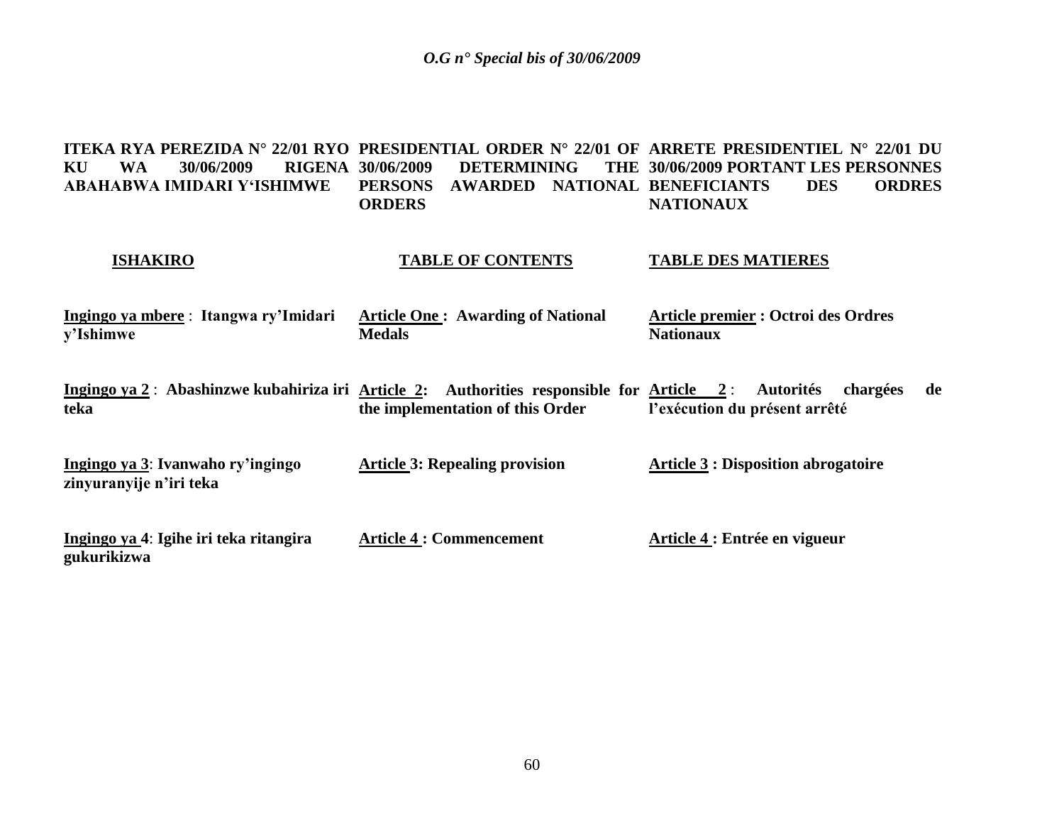**ITEKA RYA PEREZIDA N° 22/01 RYO KU WA 30/06/2009 RIGENA ABAHABWA IMIDARI Y'ISHIMWE**

**PRESIDENTIAL ORDER N° 22/01 OF 30/06/2009 DETERMINING THE PERSONS AWARDED NATIONAL ORDERS**

**ARRETE PRESIDENTIEL N° 22/01 DU 30/06/2009 PORTANT LES PERSONNES BENEFICIANTS DES ORDRES NATIONAUX**

| **ISHAKIRO** | **TABLE OF CONTENTS** | **TABLE DES MATIERES** |
|---|---|---|
| **Ingingo ya mbere** : **Itangwa ry'Imidari y'Ishimwe** | **Article One : Awarding of National Medals** | **Article premier : Octroi des Ordres Nationaux** |
| **Ingingo ya 2** : **Abashinzwe kubahiriza iri teka** | **Article 2: Authorities responsible for the implementation of this Order** | **Article 2 : Autorités chargées de l'exécution du présent arrêté** |
| **Ingingo ya 3**: **Ivanwaho ry'ingingo zinyuranyije n'iri teka** | **Article 3: Repealing provision** | **Article 3 : Disposition abrogatoire** |
| **Ingingo ya 4**: **Igihe iri teka ritangira gukurikizwa** | **Article 4 : Commencement** | **Article 4 : Entrée en vigueur** |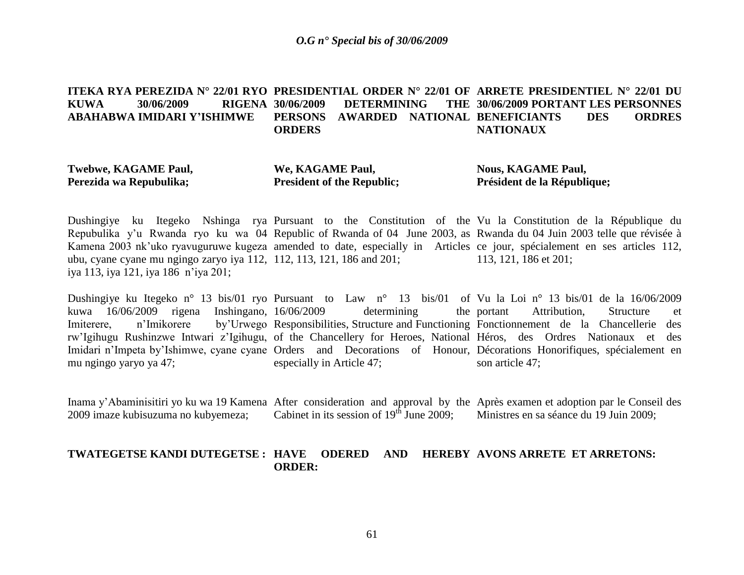**ITEKA RYA PEREZIDA N° 22/01 RYO KUWA 30/06/2009 RIGENA ABAHABWA IMIDARI Y'ISHIMWE**

**Twebwe, KAGAME Paul,**
**Perezida wa Repubulika;**

Dushingiye ku Itegeko Nshinga rya Repubulika y'u Rwanda ryo ku wa 04 Kamena 2003 nk'uko ryavuguruwe kugeza ubu, cyane cyane mu ngingo zaryo iya 112, iya 113, iya 121, iya 186 n'iya 201;

Dushingiye ku Itegeko n° 13 bis/01 ryo kuwa 16/06/2009 rigena Inshingano, Imiterere, n'Imikorere by'Urwego rw'Igihugu Rushinzwe Intwari z'Igihugu, Imidari n'Impeta by'Ishimwe, cyane cyane mu ngingo yaryo ya 47;

Inama y'Abaminisitiri yo ku wa 19 Kamena 2009 imaze kubisuzuma no kubyemeza;

**TWATEGETSE KANDI DUTEGETSE :**

**PRESIDENTIAL ORDER N° 22/01 OF 30/06/2009 DETERMINING THE PERSONS AWARDED NATIONAL ORDERS**

**We, KAGAME Paul,**
**President of the Republic;**

Pursuant to the Constitution of the Republic of Rwanda of 04 June 2003, as amended to date, especially in Articles 112, 113, 121, 186 and 201;

Pursuant to Law n° 13 bis/01 of 16/06/2009 determining the Responsibilities, Structure and Functioning of the Chancellery for Heroes, National Orders and Decorations of Honour, especially in Article 47;

After consideration and approval by the Cabinet in its session of 19th June 2009;

**HAVE ODERED AND HEREBY ORDER:**

**ARRETE PRESIDENTIEL N° 22/01 DU 30/06/2009 PORTANT LES PERSONNES BENEFICIANTS DES ORDRES NATIONAUX**

**Nous, KAGAME Paul,**
**Président de la République;**

Vu la Constitution de la République du Rwanda du 04 Juin 2003 telle que révisée à ce jour, spécialement en ses articles 112, 113, 121, 186 et 201;

Vu la Loi n° 13 bis/01 de la 16/06/2009 portant Attribution, Structure et Fonctionnement de la Chancellerie des Héros, des Ordres Nationaux et des Décorations Honorifiques, spécialement en son article 47;

Après examen et adoption par le Conseil des Ministres en sa séance du 19 Juin 2009;

**AVONS ARRETE ET ARRETONS:**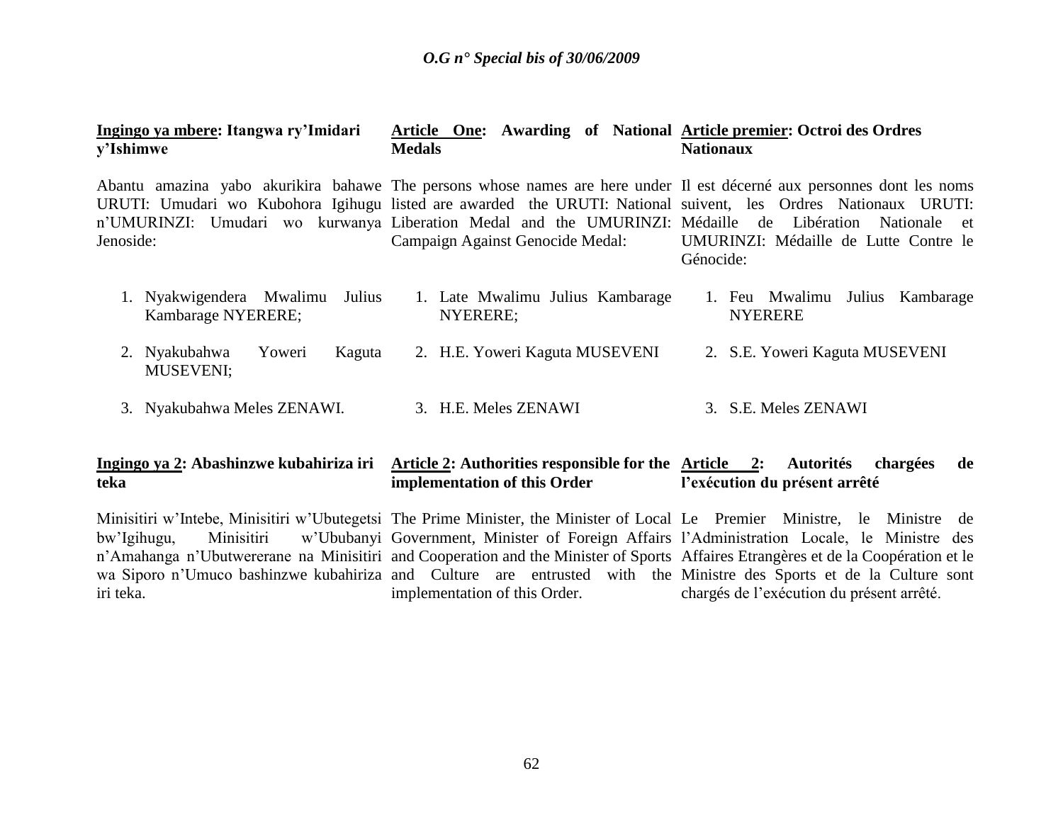**Ingingo ya mbere: Itangwa ry'Imidari y'Ishimwe**

Abantu amazina yabo akurikira bahawe URUTI: Umudari wo Kubohora Igihugu n'UMURINZI: Umudari wo kurwanya Jenoside:

1. Nyakwigendera Mwalimu Julius Kambarage NYERERE;
2. Nyakubahwa Yoweri Kaguta MUSEVENI;
3. Nyakubahwa Meles ZENAWI.

**Ingingo ya 2: Abashinzwe kubahiriza iri teka**

Minisitiri w'Intebe, Minisitiri w'Ubutegetsi bw'Igihugu, Minisitiri w'Ububanyi n'Amahanga n'Ubutwererane na Minisitiri wa Siporo n'Umuco bashinzwe kubahiriza iri teka.

**Article One: Awarding of National Medals**

The persons whose names are here under listed are awarded the URUTI: National Liberation Medal and the UMURINZI: Campaign Against Genocide Medal:

1. Late Mwalimu Julius Kambarage NYERERE;
2. H.E. Yoweri Kaguta MUSEVENI
3. H.E. Meles ZENAWI

**Article 2: Authorities responsible for the implementation of this Order**

The Prime Minister, the Minister of Local Government, Minister of Foreign Affairs and Cooperation and the Minister of Sports and Culture are entrusted with the implementation of this Order.

**Article premier: Octroi des Ordres Nationaux**

Il est décerné aux personnes dont les noms suivent, les Ordres Nationaux URUTI: Médaille de Libération Nationale et UMURINZI: Médaille de Lutte Contre le Génocide:

1. Feu Mwalimu Julius Kambarage NYERERE
2. S.E. Yoweri Kaguta MUSEVENI
3. S.E. Meles ZENAWI

**Article 2: Autorités chargées de l'exécution du présent arrêté**

Le Premier Ministre, le Ministre de l'Administration Locale, le Ministre des Affaires Etrangères et de la Coopération et le Ministre des Sports et de la Culture sont chargés de l'exécution du présent arrêté.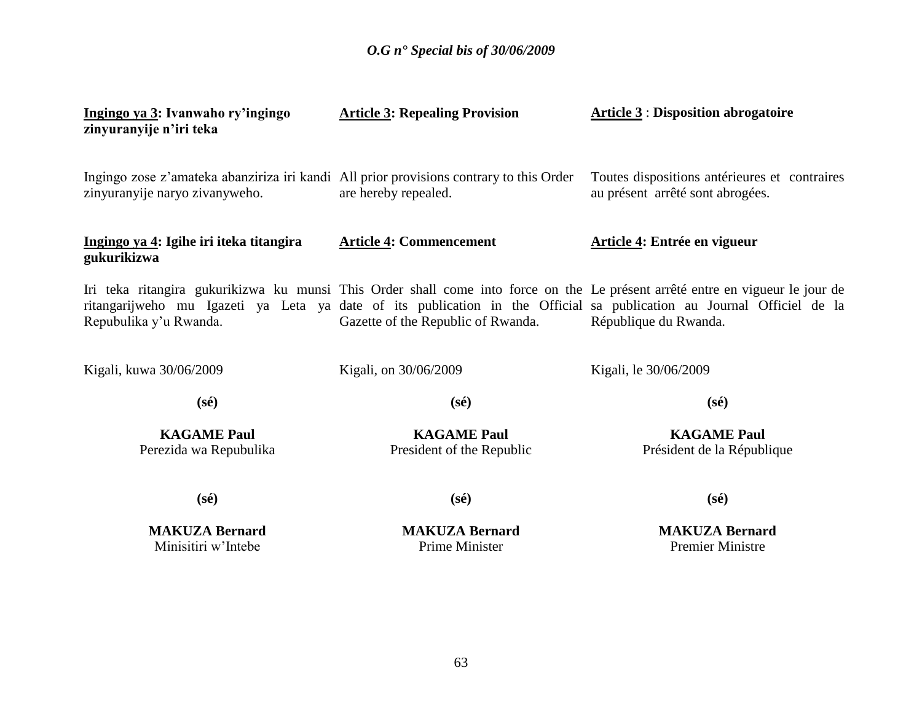**Ingingo ya 3: Ivanwaho ry'ingingo zinyuranyije n'iri teka**

Ingingo zose z'amateka abanziriza iri kandi zinyuranyije naryo zivanyweho.

**Ingingo ya 4: Igihe iri iteka ritangira gukurikizwa**

Iri teka ritangira gukurikizwa ku munsi ritangarijweho mu Igazeti ya Leta ya Repubulika y'u Rwanda.

Kigali, kuwa 30/06/2009

**(sé)**

**KAGAME Paul**
Perezida wa Repubulika

**(sé)**

**MAKUZA Bernard**
Minisitiri w'Intebe

**Article 3: Repealing Provision**

All prior provisions contrary to this Order are hereby repealed.

**Article 4: Commencement**

This Order shall come into force on the date of its publication in the Official Gazette of the Republic of Rwanda.

Kigali, on 30/06/2009

**(sé)**

**KAGAME Paul**
President of the Republic

**(sé)**

**MAKUZA Bernard**
Prime Minister

**Article 3 : Disposition abrogatoire**

Toutes dispositions antérieures et contraires au présent arrêté sont abrogées.

**Article 4: Entrée en vigueur**

Le présent arrêté entre en vigueur le jour de sa publication au Journal Officiel de la République du Rwanda.

Kigali, le 30/06/2009

**(sé)**

**KAGAME Paul**
Président de la République

**(sé)**

**MAKUZA Bernard**
Premier Ministre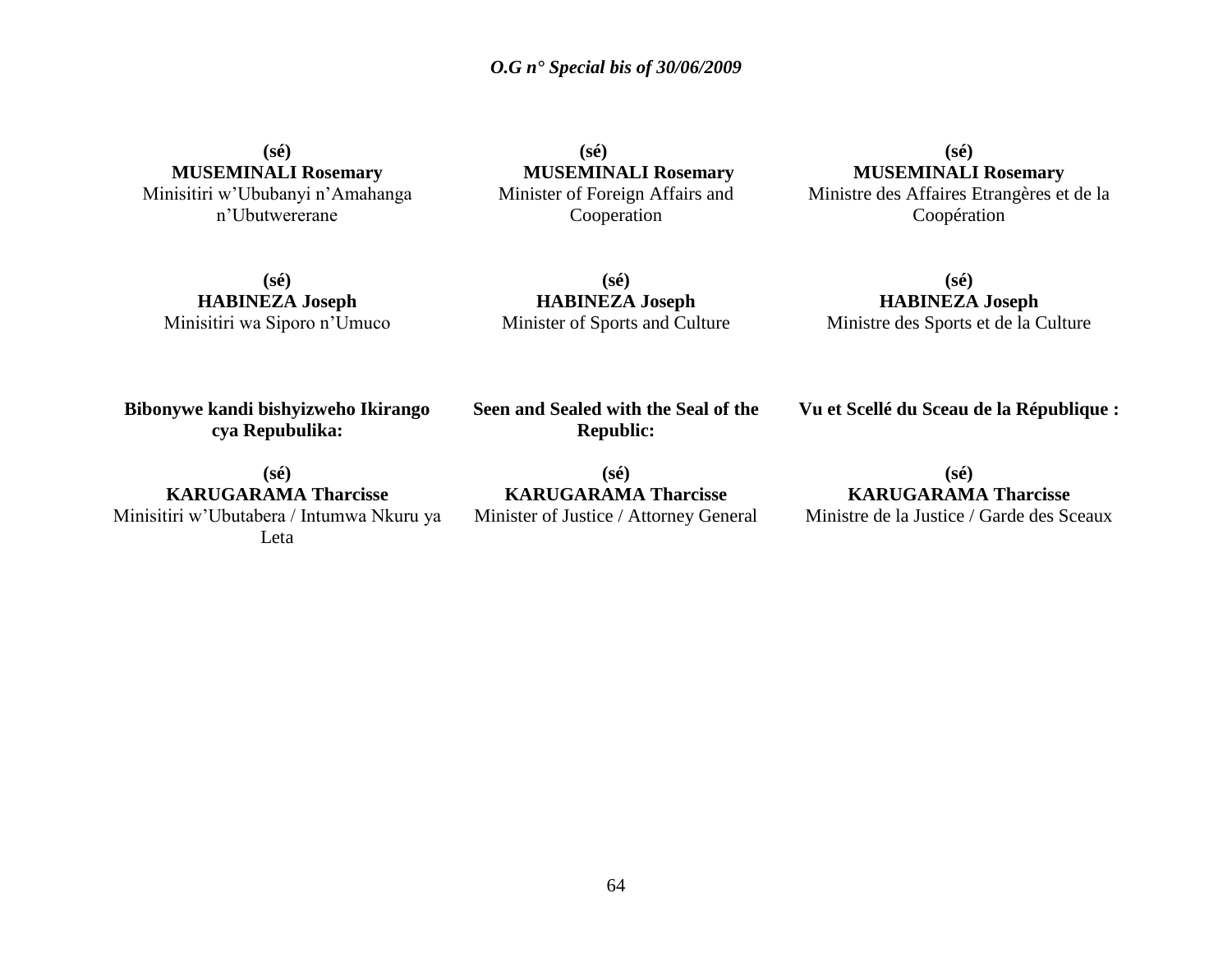**(sé)**
**MUSEMINALI Rosemary**
Minisitiri w'Ububanyi n'Amahanga n'Ubutwererane

**(sé)**
**HABINEZA Joseph**
Minisitiri wa Siporo n'Umuco

**Bibonywe kandi bishyizweho Ikirango cya Repubulika:**

**(sé)**
**KARUGARAMA Tharcisse**
Minisitiri w'Ubutabera / Intumwa Nkuru ya Leta

**(sé)**
**MUSEMINALI Rosemary**
Minister of Foreign Affairs and Cooperation

**(sé)**
**HABINEZA Joseph**
Minister of Sports and Culture

**Seen and Sealed with the Seal of the Republic:**

**(sé)**
**KARUGARAMA Tharcisse**
Minister of Justice / Attorney General

**(sé)**
**MUSEMINALI Rosemary**
Ministre des Affaires Etrangères et de la Coopération

**(sé)**
**HABINEZA Joseph**
Ministre des Sports et de la Culture

**Vu et Scellé du Sceau de la République :**

**(sé)**
**KARUGARAMA Tharcisse**
Ministre de la Justice / Garde des Sceaux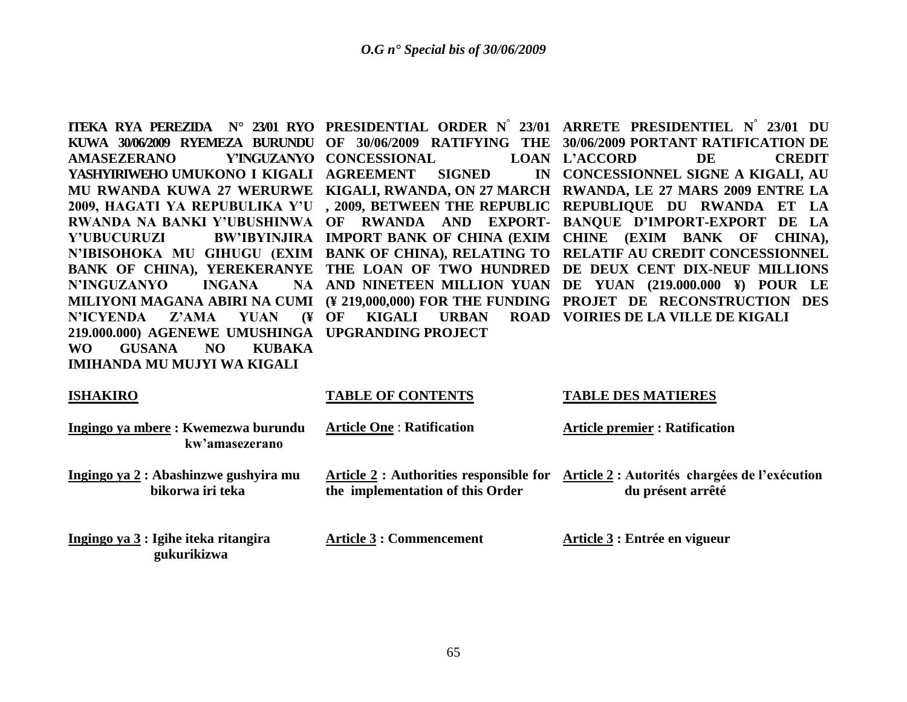**ITEKA RYA PEREZIDA N° 23/01 RYO KUWA 30/06/2009 RYEMEZA BURUNDU AMASEZERANO Y'INGUZANYO YASHYIRIWEHO UMUKONO I KIGALI MU RWANDA KUWA 27 WERURWE 2009, HAGATI YA REPUBULIKA Y'U RWANDA NA BANKI Y'UBUSHINWA Y'UBUCURUZI BW'IBYINJIRA N'IBISOHOKA MU GIHUGU (EXIM BANK OF CHINA), YEREKERANYE N'INGUZANYO INGANA NA MILIYONI MAGANA ABIRI NA CUMI N'ICYENDA Z'AMA YUAN (¥ 219.000.000) AGENEWE UMUSHINGA WO GUSANA NO KUBAKA IMIHANDA MU MUJYI WA KIGALI**

**ISHAKIRO**

**Ingingo ya mbere : Kwemezwa burundu kw'amasezerano**

**Ingingo ya 2 : Abashinzwe gushyira mu bikorwa iri teka**

**Ingingo ya 3 : Igihe iteka ritangira gukurikizwa**

**PRESIDENTIAL ORDER N° 23/01 OF 30/06/2009 RATIFYING THE CONCESSIONAL LOAN AGREEMENT SIGNED IN KIGALI, RWANDA, ON 27 MARCH , 2009, BETWEEN THE REPUBLIC OF RWANDA AND EXPORT-IMPORT BANK OF CHINA (EXIM BANK OF CHINA), RELATING TO THE LOAN OF TWO HUNDRED AND NINETEEN MILLION YUAN (¥ 219,000,000) FOR THE FUNDING OF KIGALI URBAN ROAD UPGRANDING PROJECT**

**TABLE OF CONTENTS**

**Article One : Ratification**

**Article 2 : Authorities responsible for the implementation of this Order**

**Article 3 : Commencement**

**ARRETE PRESIDENTIEL N° 23/01 DU 30/06/2009 PORTANT RATIFICATION DE L'ACCORD DE CREDIT CONCESSIONNEL SIGNE A KIGALI, AU RWANDA, LE 27 MARS 2009 ENTRE LA REPUBLIQUE DU RWANDA ET LA BANQUE D'IMPORT-EXPORT DE LA CHINE (EXIM BANK OF CHINA), RELATIF AU CREDIT CONCESSIONNEL DE DEUX CENT DIX-NEUF MILLIONS DE YUAN (219.000.000 ¥) POUR LE PROJET DE RECONSTRUCTION DES VOIRIES DE LA VILLE DE KIGALI**

**TABLE DES MATIERES**

**Article premier : Ratification**

**Article 2 : Autorités chargées de l'exécution du présent arrêté**

**Article 3 : Entrée en vigueur**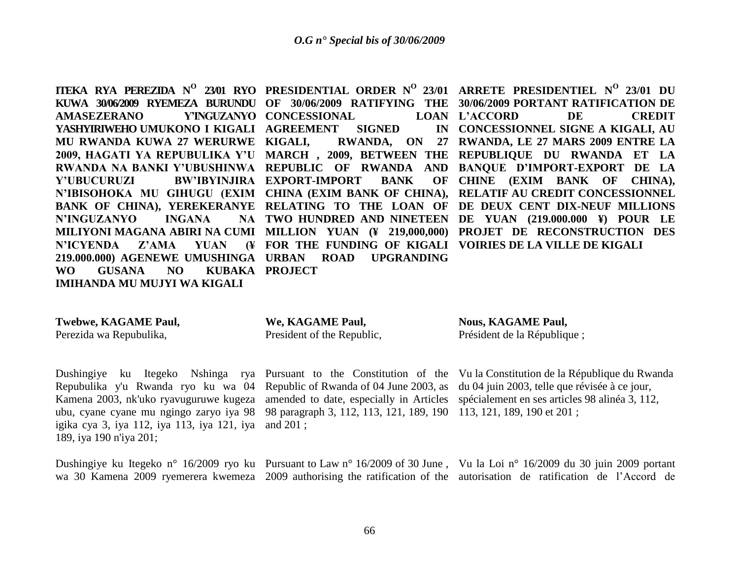**ITEKA RYA PEREZIDA N[O] 23/01 RYO KUWA 30/06/2009 RYEMEZA BURUNDU AMASEZERANO Y'INGUZANYO YASHYIRIWEHO UMUKONO I KIGALI MU RWANDA KUWA 27 WERURWE 2009, HAGATI YA REPUBULIKA Y'U RWANDA NA BANKI Y'UBUSHINWA Y'UBUCURUZI BW'IBYINJIRA N'IBISOHOKA MU GIHUGU (EXIM BANK OF CHINA), YEREKERANYE N'INGUZANYO INGANA NA MILIYONI MAGANA ABIRI NA CUMI N'ICYENDA Z'AMA YUAN (¥ 219.000.000) AGENEWE UMUSHINGA WO GUSANA NO KUBAKA IMIHANDA MU MUJYI WA KIGALI**

**Twebwe, KAGAME Paul,**
Perezida wa Repubulika,

Dushingiye ku Itegeko Nshinga rya Repubulika y'u Rwanda ryo ku wa 04 Kamena 2003, nk'uko ryavuguruwe kugeza ubu, cyane cyane mu ngingo zaryo iya 98 igika cya 3, iya 112, iya 113, iya 121, iya 189, iya 190 n'iya 201;

Dushingiye ku Itegeko n° 16/2009 ryo ku wa 30 Kamena 2009 ryemerera kwemeza

**PRESIDENTIAL ORDER N[O] 23/01 OF 30/06/2009 RATIFYING THE CONCESSIONAL LOAN AGREEMENT SIGNED IN KIGALI, RWANDA, ON 27 MARCH , 2009, BETWEEN THE REPUBLIC OF RWANDA AND EXPORT-IMPORT BANK OF CHINA (EXIM BANK OF CHINA), RELATING TO THE LOAN OF TWO HUNDRED AND NINETEEN MILLION YUAN (¥ 219,000,000) FOR THE FUNDING OF KIGALI URBAN ROAD UPGRANDING PROJECT**

**We, KAGAME Paul,**
President of the Republic,

Pursuant to the Constitution of the Republic of Rwanda of 04 June 2003, as amended to date, especially in Articles 98 paragraph 3, 112, 113, 121, 189, 190 and 201 ;

Pursuant to Law n° 16/2009 of 30 June , 2009 authorising the ratification of the

**ARRETE PRESIDENTIEL N[O] 23/01 DU 30/06/2009 PORTANT RATIFICATION DE L'ACCORD DE CREDIT CONCESSIONNEL SIGNE A KIGALI, AU RWANDA, LE 27 MARS 2009 ENTRE LA REPUBLIQUE DU RWANDA ET LA BANQUE D'IMPORT-EXPORT DE LA CHINE (EXIM BANK OF CHINA), RELATIF AU CREDIT CONCESSIONNEL DE DEUX CENT DIX-NEUF MILLIONS DE YUAN (219.000.000 ¥) POUR LE PROJET DE RECONSTRUCTION DES VOIRIES DE LA VILLE DE KIGALI**

**Nous, KAGAME Paul,**
Président de la République ;

Vu la Constitution de la République du Rwanda du 04 juin 2003, telle que révisée à ce jour, spécialement en ses articles 98 alinéa 3, 112, 113, 121, 189, 190 et 201 ;

Vu la Loi n° 16/2009 du 30 juin 2009 portant autorisation de ratification de l'Accord de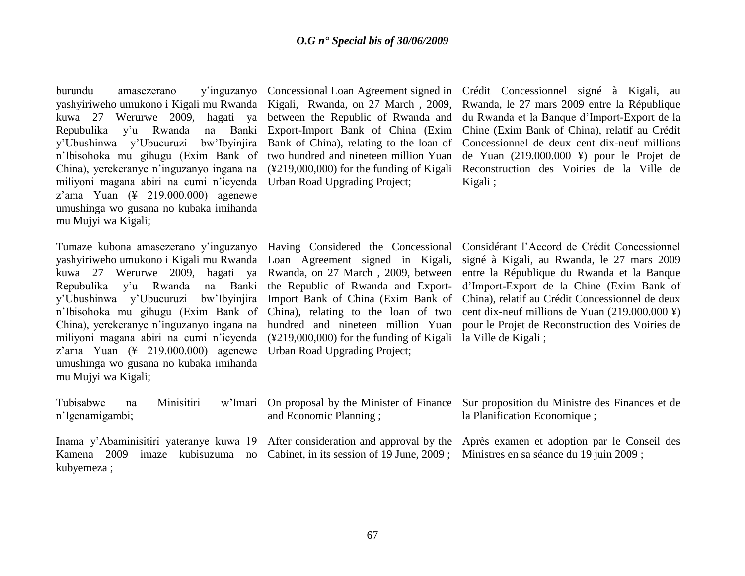burundu amasezerano y'inguzanyo yashyiriweho umukono i Kigali mu Rwanda kuwa 27 Werurwe 2009, hagati ya Repubulika y'u Rwanda na Banki y'Ubushinwa y'Ubucuruzi bw'Ibyinjira n'Ibisohoka mu gihugu (Exim Bank of China), yerekeranye n'inguzanyo ingana na miliyoni magana abiri na cumi n'icyenda z'ama Yuan (¥ 219.000.000) agenewe umushinga wo gusana no kubaka imihanda mu Mujyi wa Kigali;

Tumaze kubona amasezerano y'inguzanyo yashyiriweho umukono i Kigali mu Rwanda kuwa 27 Werurwe 2009, hagati ya Repubulika y'u Rwanda na Banki y'Ubushinwa y'Ubucuruzi bw'Ibyinjira n'Ibisohoka mu gihugu (Exim Bank of China), yerekeranye n'inguzanyo ingana na miliyoni magana abiri na cumi n'icyenda z'ama Yuan (¥ 219.000.000) agenewe umushinga wo gusana no kubaka imihanda mu Mujyi wa Kigali;

Tubisabwe na Minisitiri w'Imari n'Igenamigambi;

Inama y'Abaminisitiri yateranye kuwa 19 Kamena 2009 imaze kubisuzuma no kubyemeza ;

Concessional Loan Agreement signed in Kigali, Rwanda, on 27 March , 2009, between the Republic of Rwanda and Export-Import Bank of China (Exim Bank of China), relating to the loan of two hundred and nineteen million Yuan (¥219,000,000) for the funding of Kigali Urban Road Upgrading Project;

Having Considered the Concessional Loan Agreement signed in Kigali, Rwanda, on 27 March , 2009, between the Republic of Rwanda and Export-Import Bank of China (Exim Bank of China), relating to the loan of two hundred and nineteen million Yuan (¥219,000,000) for the funding of Kigali Urban Road Upgrading Project;

On proposal by the Minister of Finance and Economic Planning ;

After consideration and approval by the Cabinet, in its session of 19 June, 2009 ;

Crédit Concessionnel signé à Kigali, au Rwanda, le 27 mars 2009 entre la République du Rwanda et la Banque d'Import-Export de la Chine (Exim Bank of China), relatif au Crédit Concessionnel de deux cent dix-neuf millions de Yuan (219.000.000 ¥) pour le Projet de Reconstruction des Voiries de la Ville de Kigali ;

Considérant l'Accord de Crédit Concessionnel signé à Kigali, au Rwanda, le 27 mars 2009 entre la République du Rwanda et la Banque d'Import-Export de la Chine (Exim Bank of China), relatif au Crédit Concessionnel de deux cent dix-neuf millions de Yuan (219.000.000 ¥) pour le Projet de Reconstruction des Voiries de la Ville de Kigali ;

Sur proposition du Ministre des Finances et de la Planification Economique ;

Après examen et adoption par le Conseil des Ministres en sa séance du 19 juin 2009 ;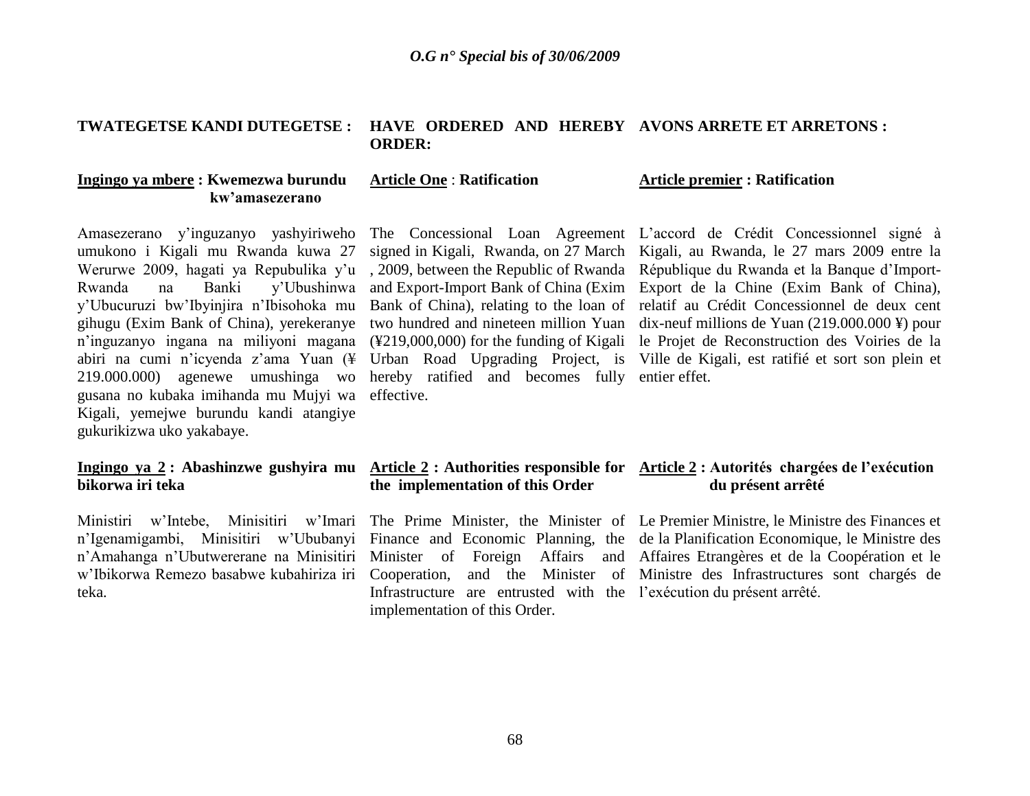**TWATEGETSE KANDI DUTEGETSE :**

**Ingingo ya mbere : Kwemezwa burundu kw'amasezerano**

Amasezerano y'inguzanyo yashyiriweho umukono i Kigali mu Rwanda kuwa 27 Werurwe 2009, hagati ya Repubulika y'u Rwanda na Banki y'Ubushinwa y'Ubucuruzi bw'Ibyinjira n'Ibisohoka mu gihugu (Exim Bank of China), yerekeranye n'inguzanyo ingana na miliyoni magana abiri na cumi n'icyenda z'ama Yuan (¥ 219.000.000) agenewe umushinga wo gusana no kubaka imihanda mu Mujyi wa Kigali, yemejwe burundu kandi atangiye gukurikizwa uko yakabaye.

**Ingingo ya 2 : Abashinzwe gushyira mu bikorwa iri teka**

Ministiri w'Intebe, Minisitiri w'Imari n'Igenamigambi, Minisitiri w'Ububanyi n'Amahanga n'Ubutwererane na Minisitiri w'Ibikorwa Remezo basabwe kubahiriza iri teka.

**HAVE ORDERED AND HEREBY ORDER:**

**Article One : Ratification**

The Concessional Loan Agreement signed in Kigali, Rwanda, on 27 March , 2009, between the Republic of Rwanda and Export-Import Bank of China (Exim Bank of China), relating to the loan of two hundred and nineteen million Yuan (¥219,000,000) for the funding of Kigali Urban Road Upgrading Project, is hereby ratified and becomes fully effective.

**Article 2 : Authorities responsible for the implementation of this Order**

The Prime Minister, the Minister of Finance and Economic Planning, the Minister of Foreign Affairs and Cooperation, and the Minister of Infrastructure are entrusted with the implementation of this Order.

**AVONS ARRETE ET ARRETONS :**

**Article premier : Ratification**

L'accord de Crédit Concessionnel signé à Kigali, au Rwanda, le 27 mars 2009 entre la République du Rwanda et la Banque d'Import-Export de la Chine (Exim Bank of China), relatif au Crédit Concessionnel de deux cent dix-neuf millions de Yuan (219.000.000 ¥) pour le Projet de Reconstruction des Voiries de la Ville de Kigali, est ratifié et sort son plein et entier effet.

**Article 2 : Autorités chargées de l'exécution du présent arrêté**

Le Premier Ministre, le Ministre des Finances et de la Planification Economique, le Ministre des Affaires Etrangères et de la Coopération et le Ministre des Infrastructures sont chargés de l'exécution du présent arrêté.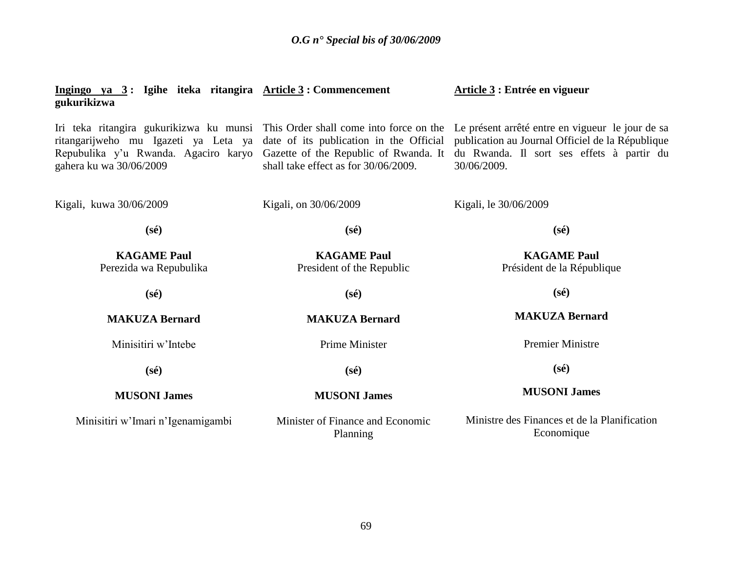**Ingingo ya 3 : Igihe iteka ritangira gukurikizwa**

Iri teka ritangira gukurikizwa ku munsi ritangarijweho mu Igazeti ya Leta ya Repubulika y'u Rwanda. Agaciro karyo gahera ku wa 30/06/2009

Kigali, kuwa 30/06/2009

**(sé)**

**KAGAME Paul**
Perezida wa Repubulika

**(sé)**

**MAKUZA Bernard**

Minisitiri w'Intebe

**(sé)**

**MUSONI James**

Minisitiri w'Imari n'Igenamigambi

**Article 3 : Commencement**

This Order shall come into force on the date of its publication in the Official Gazette of the Republic of Rwanda. It shall take effect as for 30/06/2009.

Kigali, on 30/06/2009

**(sé)**

**KAGAME Paul**
President of the Republic

**(sé)**

**MAKUZA Bernard**

Prime Minister

**(sé)**

**MUSONI James**

Minister of Finance and Economic Planning

**Article 3 : Entrée en vigueur**

Le présent arrêté entre en vigueur le jour de sa publication au Journal Officiel de la République du Rwanda. Il sort ses effets à partir du 30/06/2009.

Kigali, le 30/06/2009

**(sé)**

**KAGAME Paul**
Président de la République

**(sé)**

**MAKUZA Bernard**

Premier Ministre

**(sé)**

**MUSONI James**

Ministre des Finances et de la Planification Economique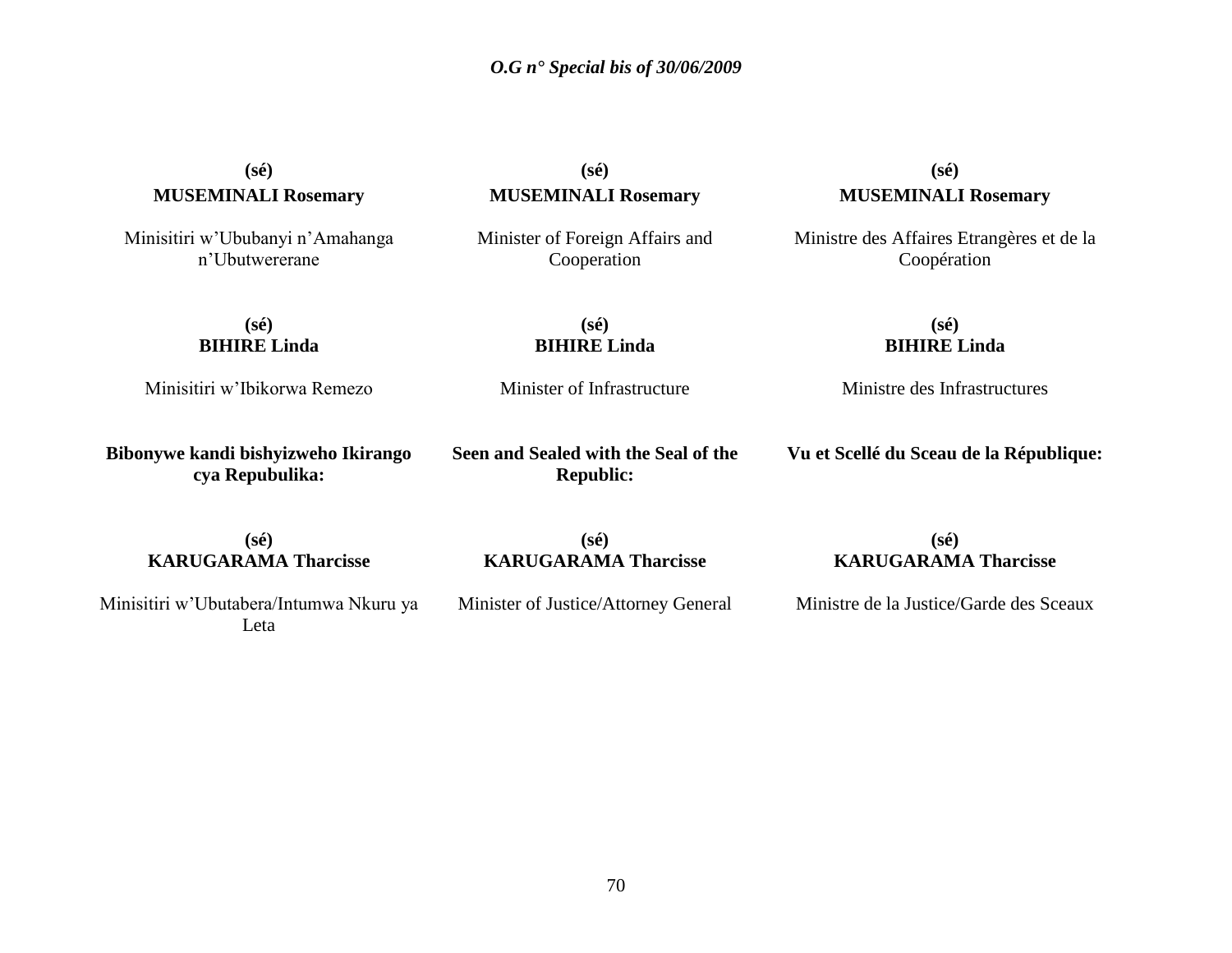**(sé)**
**MUSEMINALI Rosemary**

Minisitiri w'Ububanyi n'Amahanga n'Ubutwererane

**(sé)**
**MUSEMINALI Rosemary**

Minister of Foreign Affairs and Cooperation

**(sé)**
**MUSEMINALI Rosemary**

Ministre des Affaires Etrangères et de la Coopération

**(sé)**
**BIHIRE Linda**

Minisitiri w'Ibikorwa Remezo

**(sé)**
**BIHIRE Linda**

Minister of Infrastructure

**(sé)**
**BIHIRE Linda**

Ministre des Infrastructures

**Bibonywe kandi bishyizweho Ikirango cya Repubulika:**

**Seen and Sealed with the Seal of the Republic:**

**Vu et Scellé du Sceau de la République:**

**(sé)**
**KARUGARAMA Tharcisse**

Minisitiri w'Ubutabera/Intumwa Nkuru ya Leta

**(sé)**
**KARUGARAMA Tharcisse**

Minister of Justice/Attorney General

**(sé)**
**KARUGARAMA Tharcisse**

Ministre de la Justice/Garde des Sceaux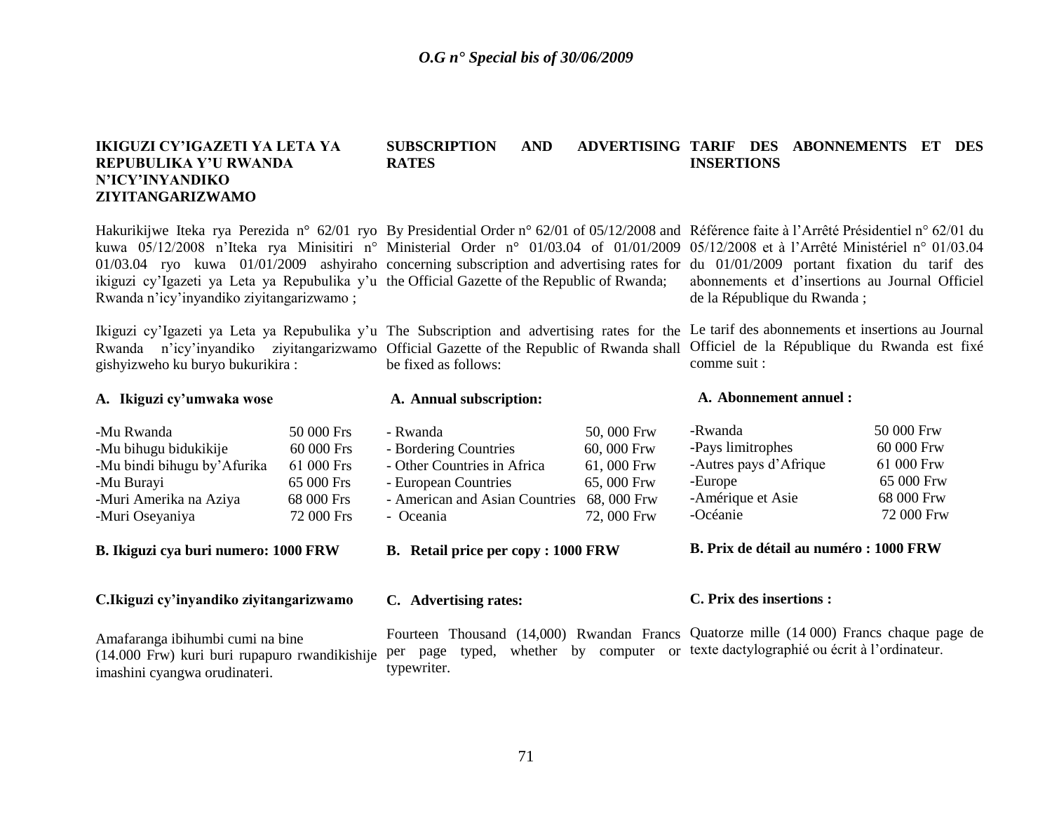## IKIGUZI CY'IGAZETI YA LETA YA REPUBULIKA Y'U RWANDA N'ICY'INYANDIKO ZIYITANGARIZWAMO

Hakurikijwe Iteka rya Perezida n° 62/01 ryo kuwa 05/12/2008 n'Iteka rya Minisitiri n° 01/03.04 ryo kuwa 01/01/2009 ashyiraho ikiguzi cy'Igazeti ya Leta ya Repubulika y'u Rwanda n'icy'inyandiko ziyitangarizwamo ;

Ikiguzi cy'Igazeti ya Leta ya Repubulika y'u Rwanda n'icy'inyandiko ziyitangarizwamo gishyizweho ku buryo bukurikira :

**A. Ikiguzi cy'umwaka wose**

| | |
|---|---|
| -Mu Rwanda | 50 000 Frs |
| -Mu bihugu bidukikije | 60 000 Frs |
| -Mu bindi bihugu by'Afurika | 61 000 Frs |
| -Mu Burayi | 65 000 Frs |
| -Muri Amerika na Aziya | 68 000 Frs |
| -Muri Oseyaniya | 72 000 Frs |

**B. Ikiguzi cya buri numero: 1000 FRW**

**C.Ikiguzi cy'inyandiko ziyitangarizwamo**

Amafaranga ibihumbi cumi na bine (14.000 Frw) kuri buri rupapuro rwandikishije imashini cyangwa orudinateri.

## SUBSCRIPTION AND ADVERTISING RATES

By Presidential Order n° 62/01 of 05/12/2008 and Ministerial Order n° 01/03.04 of 01/01/2009 concerning subscription and advertising rates for the Official Gazette of the Republic of Rwanda;

The Subscription and advertising rates for the Official Gazette of the Republic of Rwanda shall be fixed as follows:

**A. Annual subscription:**

| | |
|---|---|
| - Rwanda | 50, 000 Frw |
| - Bordering Countries | 60, 000 Frw |
| - Other Countries in Africa | 61, 000 Frw |
| - European Countries | 65, 000 Frw |
| - American and Asian Countries | 68, 000 Frw |
| - Oceania | 72, 000 Frw |

**B. Retail price per copy : 1000 FRW**

**C. Advertising rates:**

Fourteen Thousand (14,000) Rwandan Francs per page typed, whether by computer or typewriter.

## TARIF DES ABONNEMENTS ET DES INSERTIONS

Référence faite à l'Arrêté Présidentiel n° 62/01 du 05/12/2008 et à l'Arrêté Ministériel n° 01/03.04 du 01/01/2009 portant fixation du tarif des abonnements et d'insertions au Journal Officiel de la République du Rwanda ;

Le tarif des abonnements et insertions au Journal Officiel de la République du Rwanda est fixé comme suit :

**A. Abonnement annuel :**

| | |
|---|---|
| -Rwanda | 50 000 Frw |
| -Pays limitrophes | 60 000 Frw |
| -Autres pays d'Afrique | 61 000 Frw |
| -Europe | 65 000 Frw |
| -Amérique et Asie | 68 000 Frw |
| -Océanie | 72 000 Frw |

**B. Prix de détail au numéro : 1000 FRW**

**C. Prix des insertions :**

Quatorze mille (14 000) Francs chaque page de texte dactylographié ou écrit à l'ordinateur.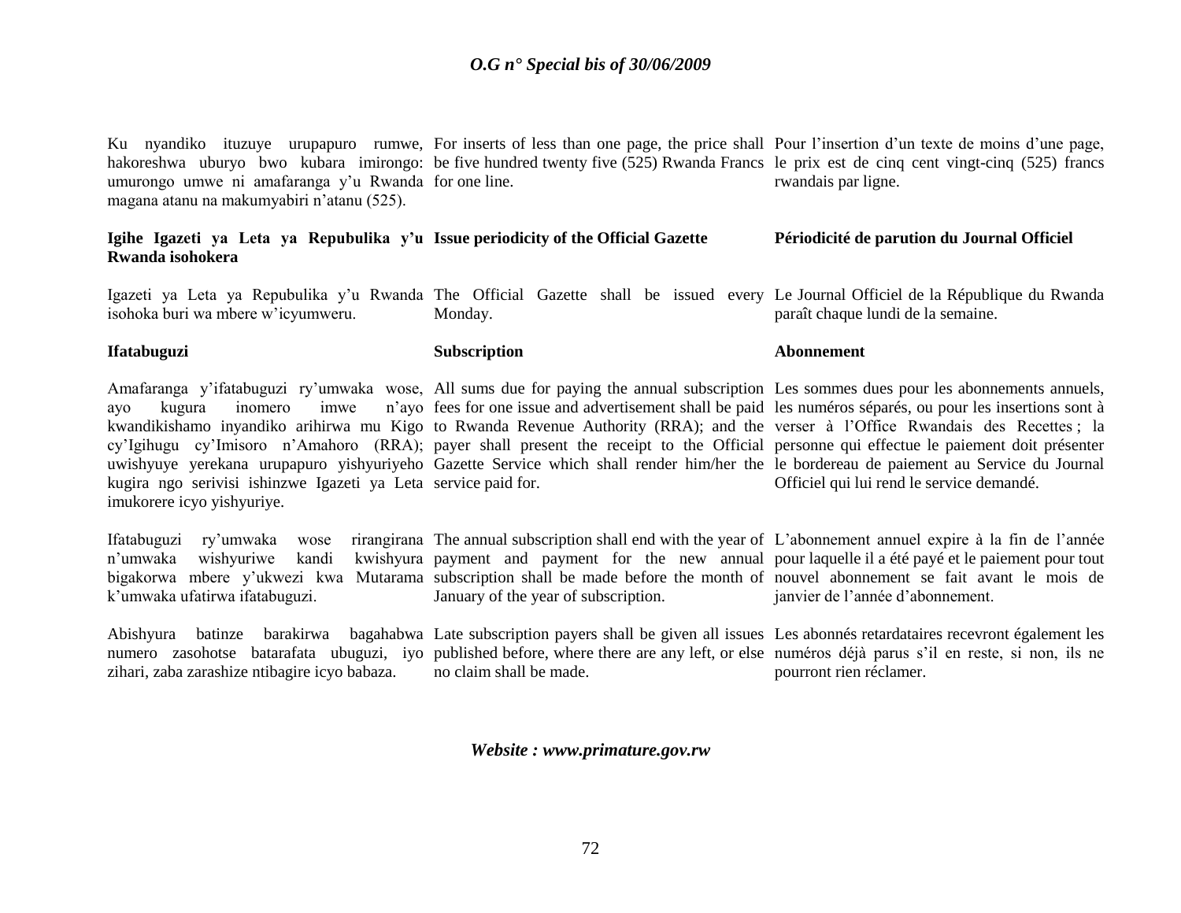Ku nyandiko ituzuye urupapuro rumwe, hakoreshwa uburyo bwo kubara imirongo: umurongo umwe ni amafaranga y'u Rwanda magana atanu na makumyabiri n'atanu (525).

For inserts of less than one page, the price shall be five hundred twenty five (525) Rwanda Francs for one line.

Pour l'insertion d'un texte de moins d'une page, le prix est de cinq cent vingt-cinq (525) francs rwandais par ligne.

**Igihe Igazeti ya Leta ya Repubulika y'u Rwanda isohokera**

**Issue periodicity of the Official Gazette**

**Périodicité de parution du Journal Officiel**

Igazeti ya Leta ya Repubulika y'u Rwanda isohoka buri wa mbere w'icyumweru.

The Official Gazette shall be issued every Monday.

Le Journal Officiel de la République du Rwanda paraît chaque lundi de la semaine.

**Ifatabuguzi**

**Subscription**

**Abonnement**

Amafaranga y'ifatabuguzi ry'umwaka wose, ayo kugura inomero imwe n'ayo kwandikishamo inyandiko arihirwa mu Kigo cy'Igihugu cy'Imisoro n'Amahoro (RRA); uwishyuye yerekana urupapuro yishyuriyeho kugira ngo serivisi ishinzwe Igazeti ya Leta imukorere icyo yishyuriye.

All sums due for paying the annual subscription fees for one issue and advertisement shall be paid to Rwanda Revenue Authority (RRA); and the payer shall present the receipt to the Official Gazette Service which shall render him/her the service paid for.

Les sommes dues pour les abonnements annuels, les numéros séparés, ou pour les insertions sont à verser à l'Office Rwandais des Recettes ; la personne qui effectue le paiement doit présenter le bordereau de paiement au Service du Journal Officiel qui lui rend le service demandé.

Ifatabuguzi ry'umwaka wose rirangirana n'umwaka wishyuriwe kandi kwishyura bigakorwa mbere y'ukwezi kwa Mutarama k'umwaka ufatirwa ifatabuguzi.

The annual subscription shall end with the year of payment and payment for the new annual subscription shall be made before the month of January of the year of subscription.

L'abonnement annuel expire à la fin de l'année pour laquelle il a été payé et le paiement pour tout nouvel abonnement se fait avant le mois de janvier de l'année d'abonnement.

Abishyura batinze barakirwa bagahabwa numero zasohotse batarafata ubuguzi, iyo zihari, zaba zarashize ntibagire icyo babaza.

Late subscription payers shall be given all issues published before, where there are any left, or else no claim shall be made.

Les abonnés retardataires recevront également les numéros déjà parus s'il en reste, si non, ils ne pourront rien réclamer.

*Website : www.primature.gov.rw*